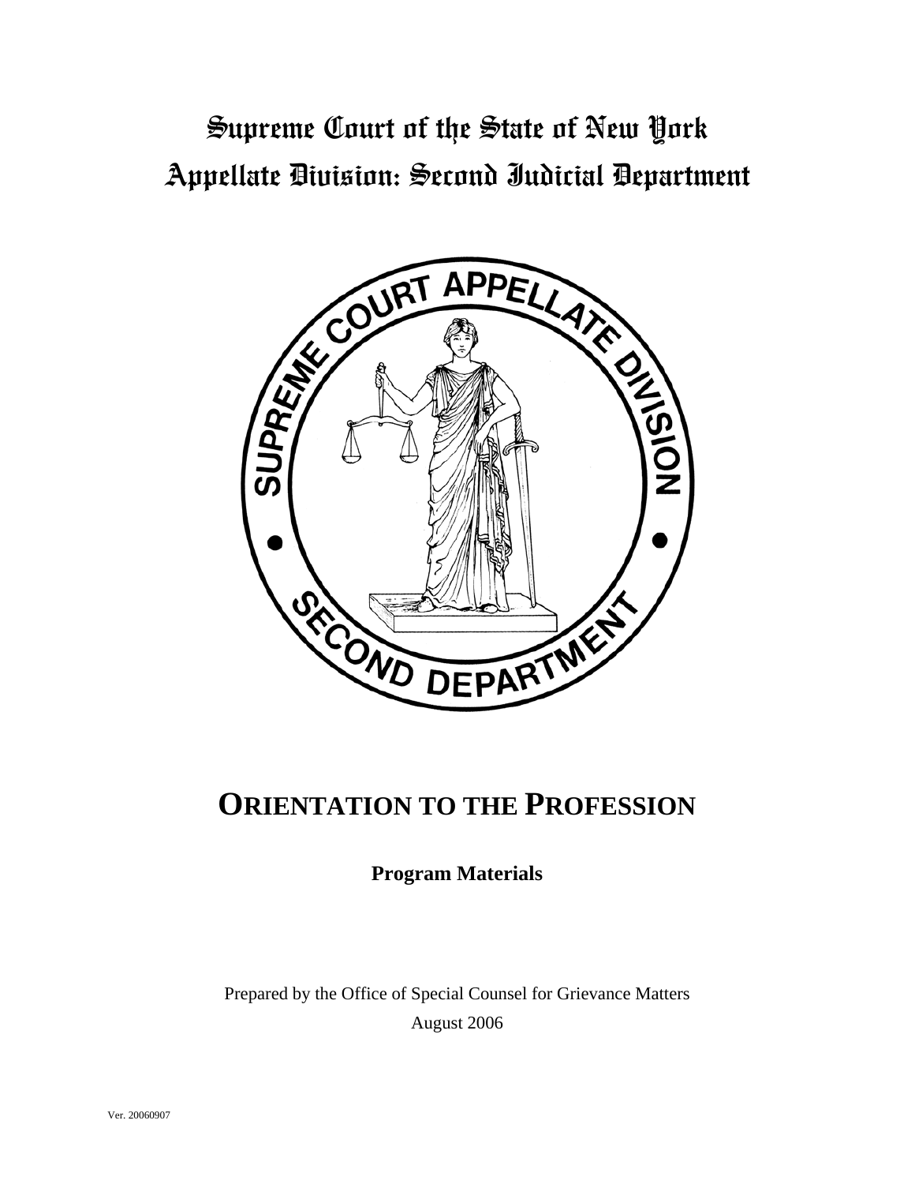# Supreme Court of the State of New York
# Appellate Division: Second Judicial Department

# ORIENTATION TO THE PROFESSION

**Program Materials**

Prepared by the Office of Special Counsel for Grievance Matters

August 2006

Ver. 20060907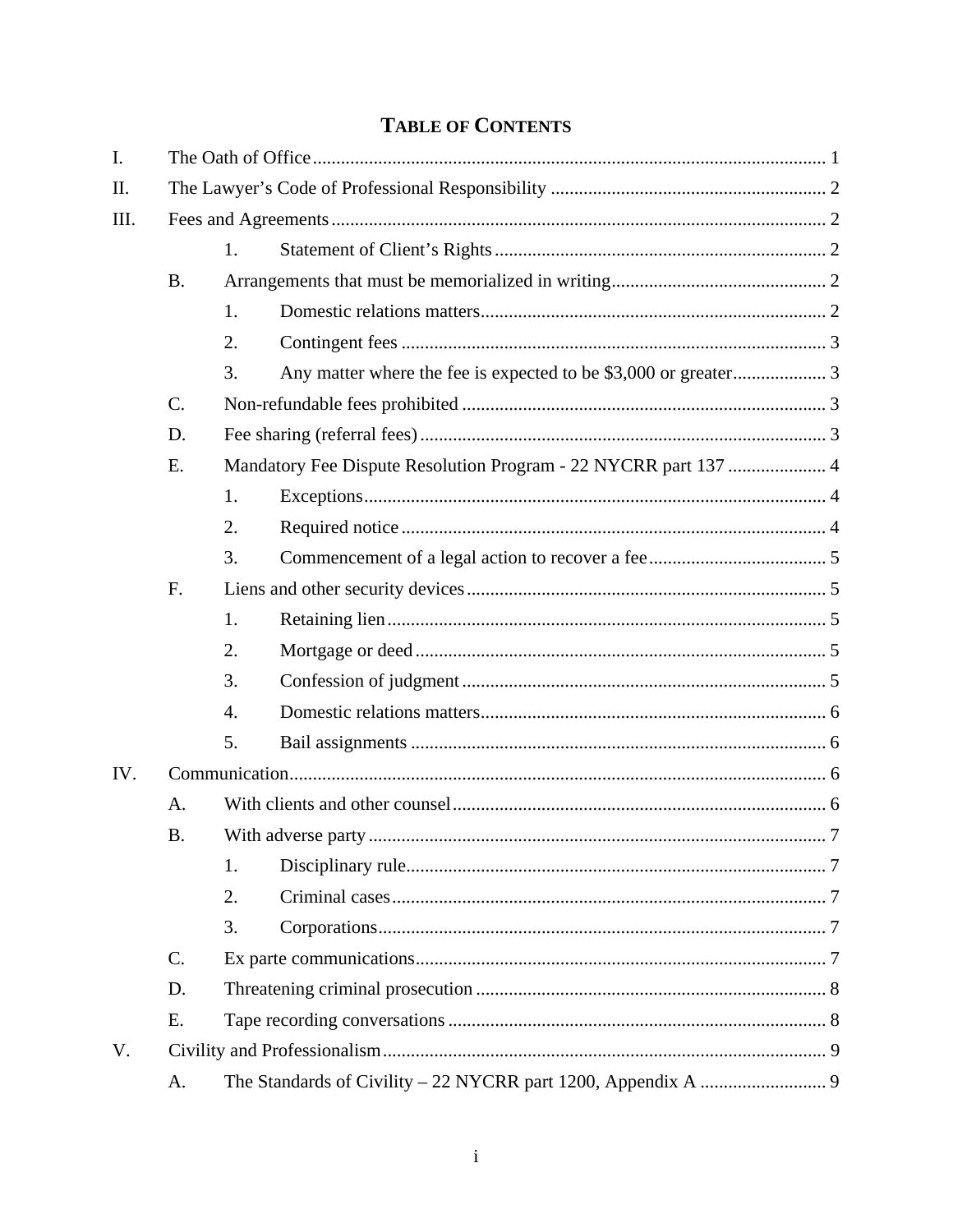# TABLE OF CONTENTS

I. The Oath of Office ..... 1

II. The Lawyer's Code of Professional Responsibility ..... 2

III. Fees and Agreements ..... 2

- 1. Statement of Client's Rights ..... 2
- B. Arrangements that must be memorialized in writing ..... 2
  - 1. Domestic relations matters ..... 2
  - 2. Contingent fees ..... 3
  - 3. Any matter where the fee is expected to be $3,000 or greater ..... 3
- C. Non-refundable fees prohibited ..... 3
- D. Fee sharing (referral fees) ..... 3
- E. Mandatory Fee Dispute Resolution Program - 22 NYCRR part 137 ..... 4
  - 1. Exceptions ..... 4
  - 2. Required notice ..... 4
  - 3. Commencement of a legal action to recover a fee ..... 5
- F. Liens and other security devices ..... 5
  - 1. Retaining lien ..... 5
  - 2. Mortgage or deed ..... 5
  - 3. Confession of judgment ..... 5
  - 4. Domestic relations matters ..... 6
  - 5. Bail assignments ..... 6

IV. Communication ..... 6

- A. With clients and other counsel ..... 6
- B. With adverse party ..... 7
  - 1. Disciplinary rule ..... 7
  - 2. Criminal cases ..... 7
  - 3. Corporations ..... 7
- C. Ex parte communications ..... 7
- D. Threatening criminal prosecution ..... 8
- E. Tape recording conversations ..... 8

V. Civility and Professionalism ..... 9

- A. The Standards of Civility – 22 NYCRR part 1200, Appendix A ..... 9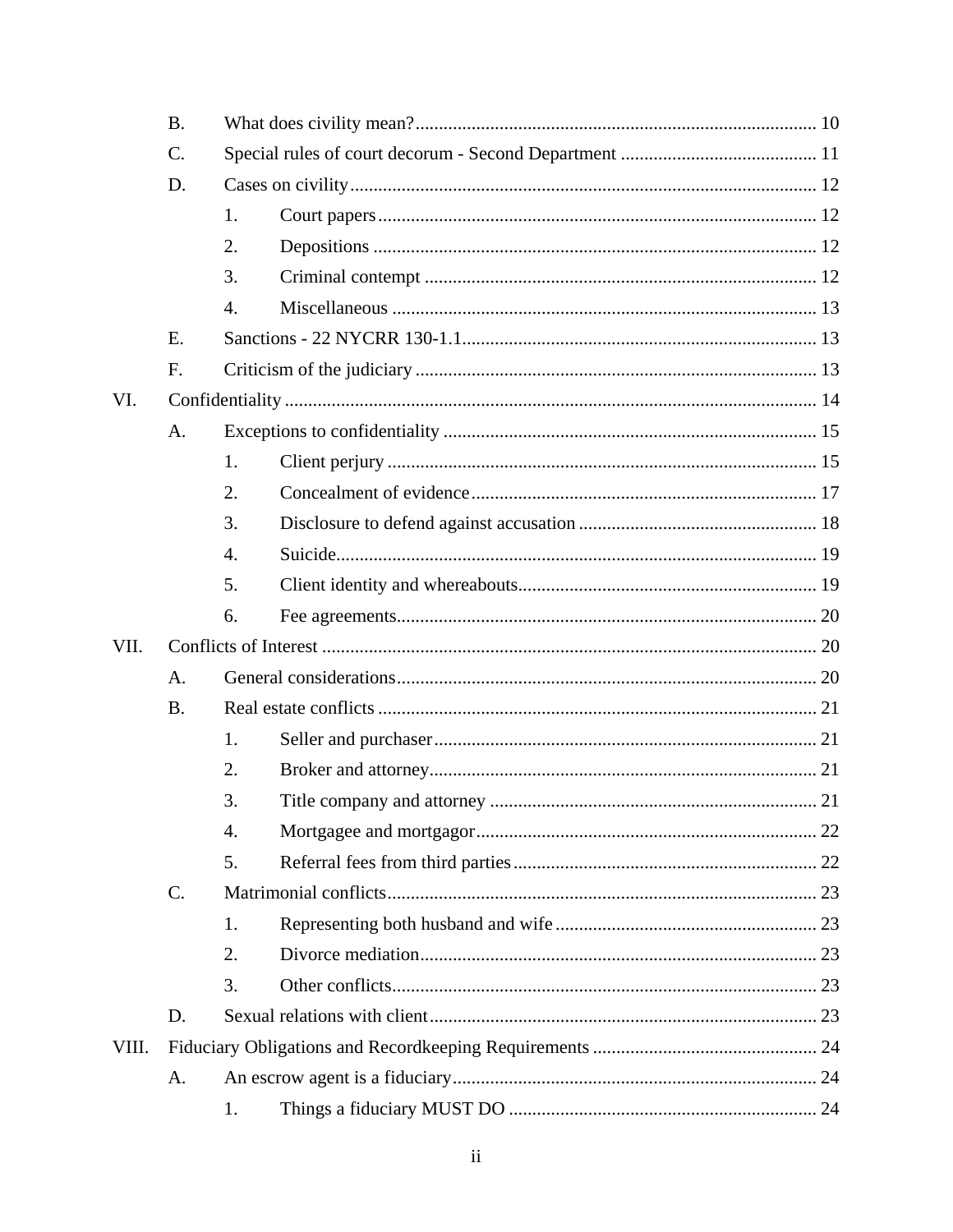- B. What does civility mean? ..... 10
- C. Special rules of court decorum - Second Department ..... 11
- D. Cases on civility ..... 12
  - 1. Court papers ..... 12
  - 2. Depositions ..... 12
  - 3. Criminal contempt ..... 12
  - 4. Miscellaneous ..... 13
- E. Sanctions - 22 NYCRR 130-1.1 ..... 13
- F. Criticism of the judiciary ..... 13

VI. Confidentiality ..... 14

- A. Exceptions to confidentiality ..... 15
  - 1. Client perjury ..... 15
  - 2. Concealment of evidence ..... 17
  - 3. Disclosure to defend against accusation ..... 18
  - 4. Suicide ..... 19
  - 5. Client identity and whereabouts ..... 19
  - 6. Fee agreements ..... 20

VII. Conflicts of Interest ..... 20

- A. General considerations ..... 20
- B. Real estate conflicts ..... 21
  - 1. Seller and purchaser ..... 21
  - 2. Broker and attorney ..... 21
  - 3. Title company and attorney ..... 21
  - 4. Mortgagee and mortgagor ..... 22
  - 5. Referral fees from third parties ..... 22
- C. Matrimonial conflicts ..... 23
  - 1. Representing both husband and wife ..... 23
  - 2. Divorce mediation ..... 23
  - 3. Other conflicts ..... 23
- D. Sexual relations with client ..... 23

VIII. Fiduciary Obligations and Recordkeeping Requirements ..... 24

- A. An escrow agent is a fiduciary ..... 24
  - 1. Things a fiduciary MUST DO ..... 24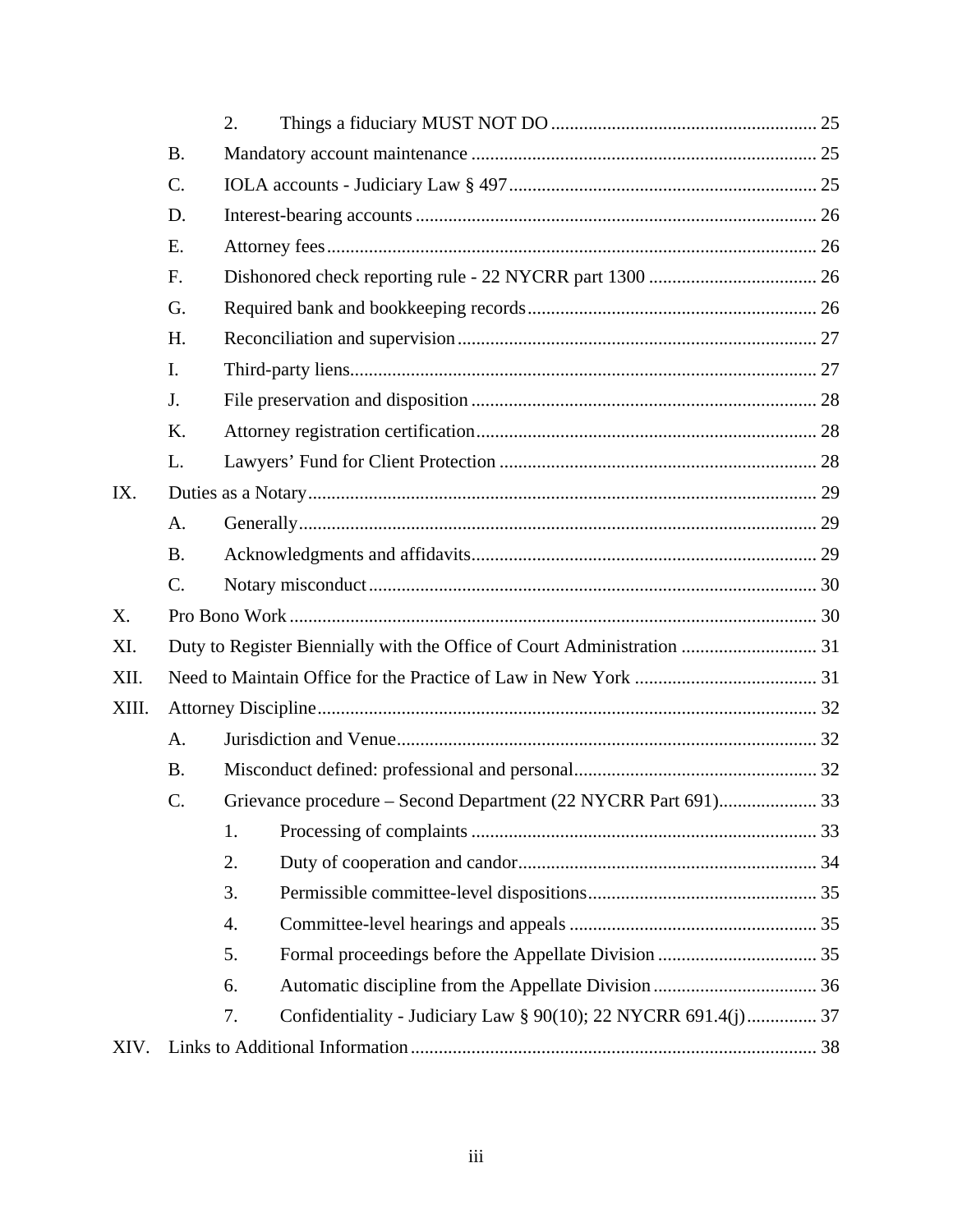2. Things a fiduciary MUST NOT DO ........................................................ 25

B. Mandatory account maintenance ........................................................................ 25

C. IOLA accounts - Judiciary Law § 497 ................................................................. 25

D. Interest-bearing accounts .................................................................................... 26

E. Attorney fees ........................................................................................................ 26

F. Dishonored check reporting rule - 22 NYCRR part 1300 .................................... 26

G. Required bank and bookkeeping records ............................................................. 26

H. Reconciliation and supervision ............................................................................ 27

I. Third-party liens.................................................................................................... 27

J. File preservation and disposition .......................................................................... 28

K. Attorney registration certification ........................................................................ 28

L. Lawyers' Fund for Client Protection .................................................................... 28

IX. Duties as a Notary ........................................................................................................ 29

A. Generally .............................................................................................................. 29

B. Acknowledgments and affidavits ......................................................................... 29

C. Notary misconduct ............................................................................................... 30

X. Pro Bono Work ............................................................................................................. 30

XI. Duty to Register Biennially with the Office of Court Administration ............................ 31

XII. Need to Maintain Office for the Practice of Law in New York ...................................... 31

XIII. Attorney Discipline ........................................................................................................ 32

A. Jurisdiction and Venue .......................................................................................... 32

B. Misconduct defined: professional and personal .................................................... 32

C. Grievance procedure – Second Department (22 NYCRR Part 691) ..................... 33

1. Processing of complaints ........................................................................ 33

2. Duty of cooperation and candor .............................................................. 34

3. Permissible committee-level dispositions ................................................ 35

4. Committee-level hearings and appeals .................................................... 35

5. Formal proceedings before the Appellate Division ................................. 35

6. Automatic discipline from the Appellate Division .................................. 36

7. Confidentiality - Judiciary Law § 90(10); 22 NYCRR 691.4(j) .............. 37

XIV. Links to Additional Information ..................................................................................... 38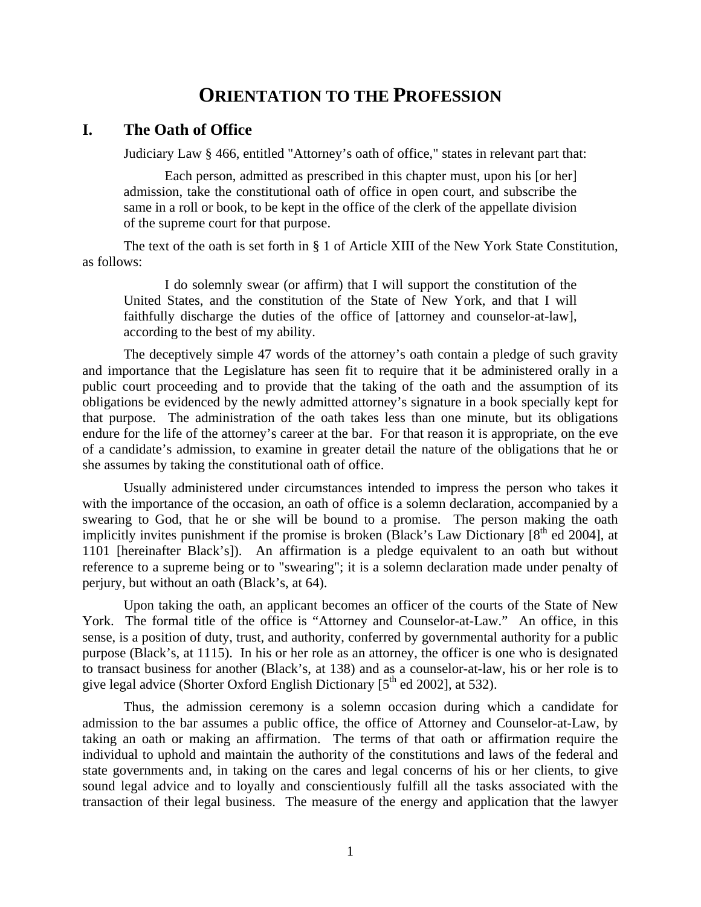# ORIENTATION TO THE PROFESSION

## I. The Oath of Office

Judiciary Law § 466, entitled "Attorney's oath of office," states in relevant part that:

> Each person, admitted as prescribed in this chapter must, upon his [or her] admission, take the constitutional oath of office in open court, and subscribe the same in a roll or book, to be kept in the office of the clerk of the appellate division of the supreme court for that purpose.

The text of the oath is set forth in § 1 of Article XIII of the New York State Constitution, as follows:

> I do solemnly swear (or affirm) that I will support the constitution of the United States, and the constitution of the State of New York, and that I will faithfully discharge the duties of the office of [attorney and counselor-at-law], according to the best of my ability.

The deceptively simple 47 words of the attorney's oath contain a pledge of such gravity and importance that the Legislature has seen fit to require that it be administered orally in a public court proceeding and to provide that the taking of the oath and the assumption of its obligations be evidenced by the newly admitted attorney's signature in a book specially kept for that purpose. The administration of the oath takes less than one minute, but its obligations endure for the life of the attorney's career at the bar. For that reason it is appropriate, on the eve of a candidate's admission, to examine in greater detail the nature of the obligations that he or she assumes by taking the constitutional oath of office.

Usually administered under circumstances intended to impress the person who takes it with the importance of the occasion, an oath of office is a solemn declaration, accompanied by a swearing to God, that he or she will be bound to a promise. The person making the oath implicitly invites punishment if the promise is broken (Black's Law Dictionary [8th ed 2004], at 1101 [hereinafter Black's]). An affirmation is a pledge equivalent to an oath but without reference to a supreme being or to "swearing"; it is a solemn declaration made under penalty of perjury, but without an oath (Black's, at 64).

Upon taking the oath, an applicant becomes an officer of the courts of the State of New York. The formal title of the office is "Attorney and Counselor-at-Law." An office, in this sense, is a position of duty, trust, and authority, conferred by governmental authority for a public purpose (Black's, at 1115). In his or her role as an attorney, the officer is one who is designated to transact business for another (Black's, at 138) and as a counselor-at-law, his or her role is to give legal advice (Shorter Oxford English Dictionary [5th ed 2002], at 532).

Thus, the admission ceremony is a solemn occasion during which a candidate for admission to the bar assumes a public office, the office of Attorney and Counselor-at-Law, by taking an oath or making an affirmation. The terms of that oath or affirmation require the individual to uphold and maintain the authority of the constitutions and laws of the federal and state governments and, in taking on the cares and legal concerns of his or her clients, to give sound legal advice and to loyally and conscientiously fulfill all the tasks associated with the transaction of their legal business. The measure of the energy and application that the lawyer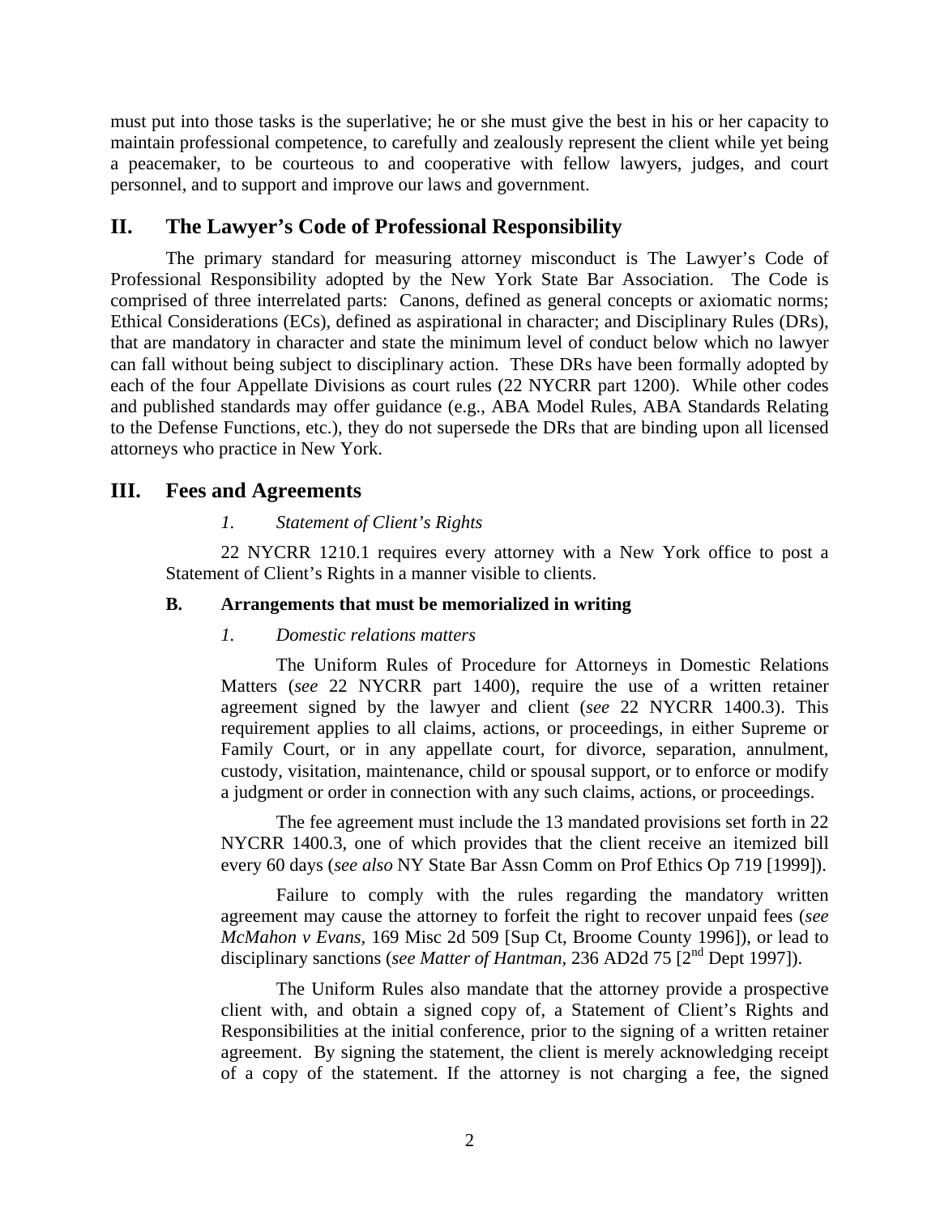must put into those tasks is the superlative; he or she must give the best in his or her capacity to maintain professional competence, to carefully and zealously represent the client while yet being a peacemaker, to be courteous to and cooperative with fellow lawyers, judges, and court personnel, and to support and improve our laws and government.

## II. The Lawyer's Code of Professional Responsibility

The primary standard for measuring attorney misconduct is The Lawyer's Code of Professional Responsibility adopted by the New York State Bar Association. The Code is comprised of three interrelated parts: Canons, defined as general concepts or axiomatic norms; Ethical Considerations (ECs), defined as aspirational in character; and Disciplinary Rules (DRs), that are mandatory in character and state the minimum level of conduct below which no lawyer can fall without being subject to disciplinary action. These DRs have been formally adopted by each of the four Appellate Divisions as court rules (22 NYCRR part 1200). While other codes and published standards may offer guidance (e.g., ABA Model Rules, ABA Standards Relating to the Defense Functions, etc.), they do not supersede the DRs that are binding upon all licensed attorneys who practice in New York.

## III. Fees and Agreements

*1. Statement of Client's Rights*

22 NYCRR 1210.1 requires every attorney with a New York office to post a Statement of Client's Rights in a manner visible to clients.

### B. Arrangements that must be memorialized in writing

*1. Domestic relations matters*

The Uniform Rules of Procedure for Attorneys in Domestic Relations Matters (*see* 22 NYCRR part 1400), require the use of a written retainer agreement signed by the lawyer and client (*see* 22 NYCRR 1400.3). This requirement applies to all claims, actions, or proceedings, in either Supreme or Family Court, or in any appellate court, for divorce, separation, annulment, custody, visitation, maintenance, child or spousal support, or to enforce or modify a judgment or order in connection with any such claims, actions, or proceedings.

The fee agreement must include the 13 mandated provisions set forth in 22 NYCRR 1400.3, one of which provides that the client receive an itemized bill every 60 days (*see also* NY State Bar Assn Comm on Prof Ethics Op 719 [1999]).

Failure to comply with the rules regarding the mandatory written agreement may cause the attorney to forfeit the right to recover unpaid fees (*see McMahon v Evans*, 169 Misc 2d 509 [Sup Ct, Broome County 1996]), or lead to disciplinary sanctions (*see Matter of Hantman*, 236 AD2d 75 [2nd Dept 1997]).

The Uniform Rules also mandate that the attorney provide a prospective client with, and obtain a signed copy of, a Statement of Client's Rights and Responsibilities at the initial conference, prior to the signing of a written retainer agreement. By signing the statement, the client is merely acknowledging receipt of a copy of the statement. If the attorney is not charging a fee, the signed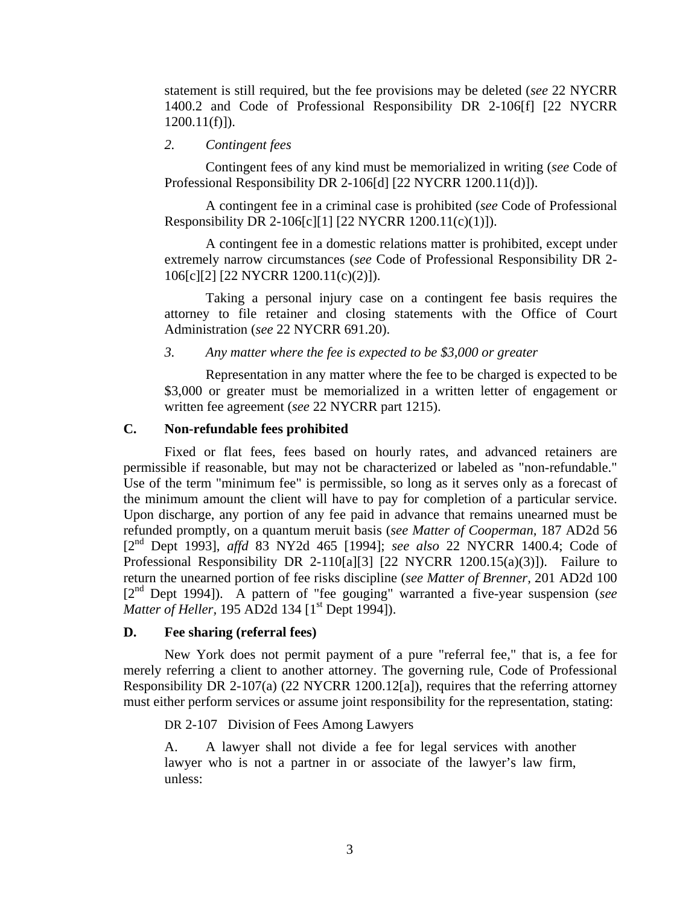statement is still required, but the fee provisions may be deleted (*see* 22 NYCRR 1400.2 and Code of Professional Responsibility DR 2-106[f] [22 NYCRR 1200.11(f)]).

*2. Contingent fees*

Contingent fees of any kind must be memorialized in writing (*see* Code of Professional Responsibility DR 2-106[d] [22 NYCRR 1200.11(d)]).

A contingent fee in a criminal case is prohibited (*see* Code of Professional Responsibility DR 2-106[c][1] [22 NYCRR 1200.11(c)(1)]).

A contingent fee in a domestic relations matter is prohibited, except under extremely narrow circumstances (*see* Code of Professional Responsibility DR 2-106[c][2] [22 NYCRR 1200.11(c)(2)]).

Taking a personal injury case on a contingent fee basis requires the attorney to file retainer and closing statements with the Office of Court Administration (*see* 22 NYCRR 691.20).

*3. Any matter where the fee is expected to be $3,000 or greater*

Representation in any matter where the fee to be charged is expected to be $3,000 or greater must be memorialized in a written letter of engagement or written fee agreement (*see* 22 NYCRR part 1215).

### C. Non-refundable fees prohibited

Fixed or flat fees, fees based on hourly rates, and advanced retainers are permissible if reasonable, but may not be characterized or labeled as "non-refundable." Use of the term "minimum fee" is permissible, so long as it serves only as a forecast of the minimum amount the client will have to pay for completion of a particular service. Upon discharge, any portion of any fee paid in advance that remains unearned must be refunded promptly, on a quantum meruit basis (*see Matter of Cooperman,* 187 AD2d 56 [2nd Dept 1993], *affd* 83 NY2d 465 [1994]; *see also* 22 NYCRR 1400.4; Code of Professional Responsibility DR 2-110[a][3] [22 NYCRR 1200.15(a)(3)]). Failure to return the unearned portion of fee risks discipline (*see Matter of Brenner,* 201 AD2d 100 [2nd Dept 1994]). A pattern of "fee gouging" warranted a five-year suspension (*see Matter of Heller,* 195 AD2d 134 [1st Dept 1994]).

### D. Fee sharing (referral fees)

New York does not permit payment of a pure "referral fee," that is, a fee for merely referring a client to another attorney. The governing rule, Code of Professional Responsibility DR 2-107(a) (22 NYCRR 1200.12[a]), requires that the referring attorney must either perform services or assume joint responsibility for the representation, stating:

> DR 2-107 Division of Fees Among Lawyers
>
> A. A lawyer shall not divide a fee for legal services with another lawyer who is not a partner in or associate of the lawyer's law firm, unless: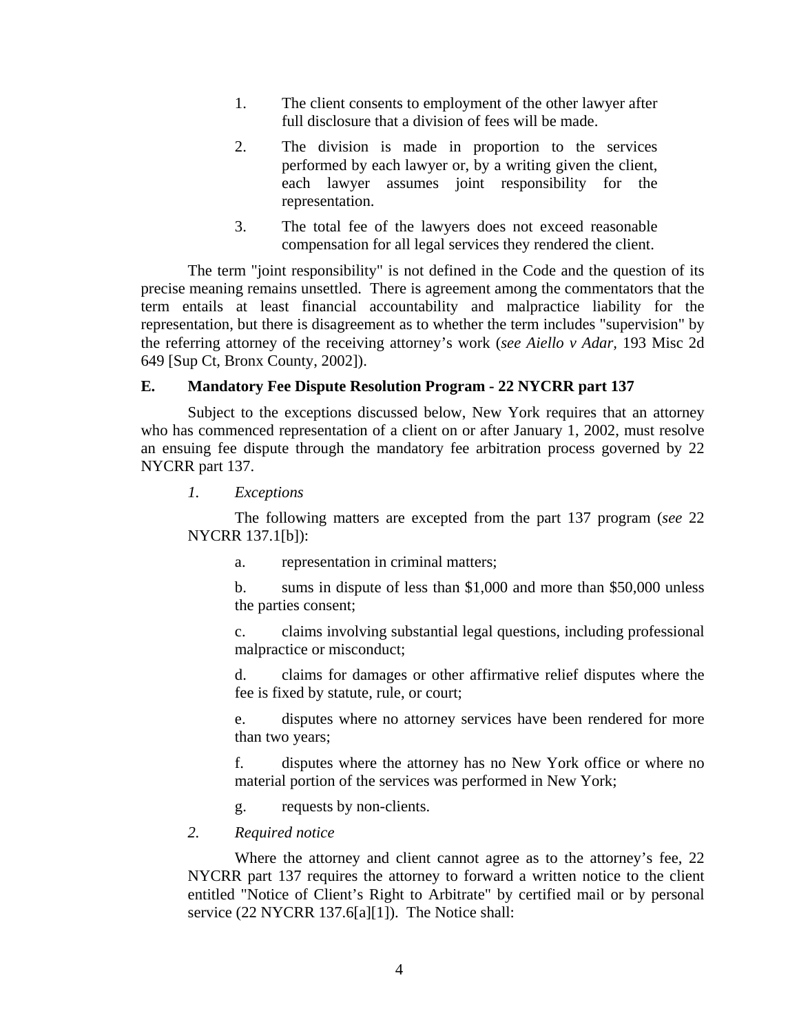1. The client consents to employment of the other lawyer after full disclosure that a division of fees will be made.

2. The division is made in proportion to the services performed by each lawyer or, by a writing given the client, each lawyer assumes joint responsibility for the representation.

3. The total fee of the lawyers does not exceed reasonable compensation for all legal services they rendered the client.

The term "joint responsibility" is not defined in the Code and the question of its precise meaning remains unsettled. There is agreement among the commentators that the term entails at least financial accountability and malpractice liability for the representation, but there is disagreement as to whether the term includes "supervision" by the referring attorney of the receiving attorney's work (*see Aiello v Adar,* 193 Misc 2d 649 [Sup Ct, Bronx County, 2002]).

### E. Mandatory Fee Dispute Resolution Program - 22 NYCRR part 137

Subject to the exceptions discussed below, New York requires that an attorney who has commenced representation of a client on or after January 1, 2002, must resolve an ensuing fee dispute through the mandatory fee arbitration process governed by 22 NYCRR part 137.

*1. Exceptions*

The following matters are excepted from the part 137 program (*see* 22 NYCRR 137.1[b]):

a. representation in criminal matters;

b. sums in dispute of less than $1,000 and more than $50,000 unless the parties consent;

c. claims involving substantial legal questions, including professional malpractice or misconduct;

d. claims for damages or other affirmative relief disputes where the fee is fixed by statute, rule, or court;

e. disputes where no attorney services have been rendered for more than two years;

f. disputes where the attorney has no New York office or where no material portion of the services was performed in New York;

g. requests by non-clients.

*2. Required notice*

Where the attorney and client cannot agree as to the attorney's fee, 22 NYCRR part 137 requires the attorney to forward a written notice to the client entitled "Notice of Client's Right to Arbitrate" by certified mail or by personal service (22 NYCRR 137.6[a][1]). The Notice shall: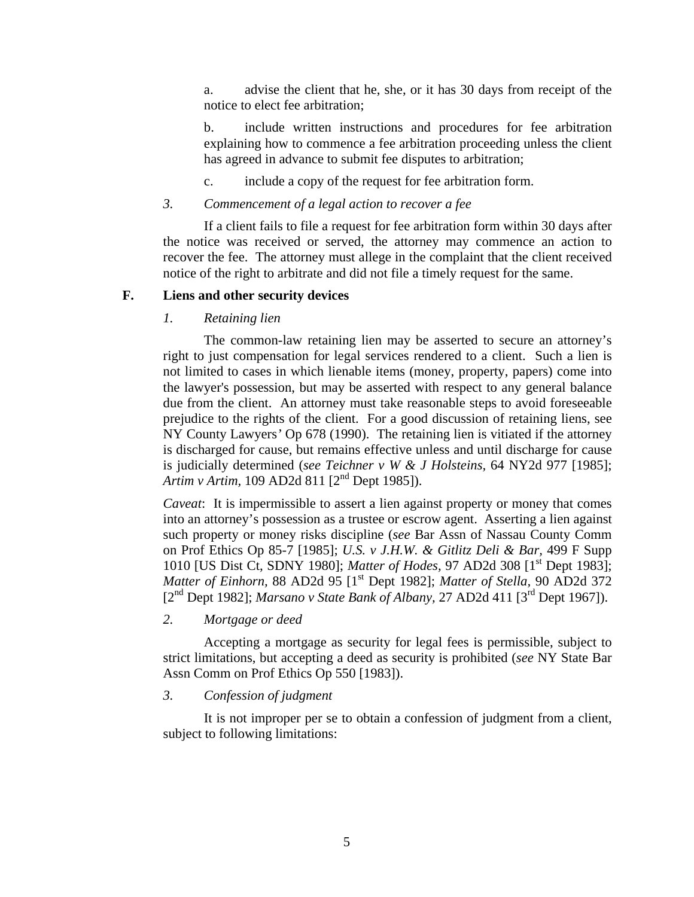a. advise the client that he, she, or it has 30 days from receipt of the notice to elect fee arbitration;

b. include written instructions and procedures for fee arbitration explaining how to commence a fee arbitration proceeding unless the client has agreed in advance to submit fee disputes to arbitration;

c. include a copy of the request for fee arbitration form.

*3. Commencement of a legal action to recover a fee*

If a client fails to file a request for fee arbitration form within 30 days after the notice was received or served, the attorney may commence an action to recover the fee. The attorney must allege in the complaint that the client received notice of the right to arbitrate and did not file a timely request for the same.

## F. Liens and other security devices

*1. Retaining lien*

The common-law retaining lien may be asserted to secure an attorney's right to just compensation for legal services rendered to a client. Such a lien is not limited to cases in which lienable items (money, property, papers) come into the lawyer's possession, but may be asserted with respect to any general balance due from the client. An attorney must take reasonable steps to avoid foreseeable prejudice to the rights of the client. For a good discussion of retaining liens, see NY County Lawyers' Op 678 (1990). The retaining lien is vitiated if the attorney is discharged for cause, but remains effective unless and until discharge for cause is judicially determined (*see Teichner v W & J Holsteins*, 64 NY2d 977 [1985]; *Artim v Artim*, 109 AD2d 811 [2nd Dept 1985]).

*Caveat*: It is impermissible to assert a lien against property or money that comes into an attorney's possession as a trustee or escrow agent. Asserting a lien against such property or money risks discipline (*see* Bar Assn of Nassau County Comm on Prof Ethics Op 85-7 [1985]; *U.S. v J.H.W. & Gitlitz Deli & Bar*, 499 F Supp 1010 [US Dist Ct, SDNY 1980]; *Matter of Hodes*, 97 AD2d 308 [1st Dept 1983]; *Matter of Einhorn*, 88 AD2d 95 [1st Dept 1982]; *Matter of Stella*, 90 AD2d 372 [2nd Dept 1982]; *Marsano v State Bank of Albany*, 27 AD2d 411 [3rd Dept 1967]).

*2. Mortgage or deed*

Accepting a mortgage as security for legal fees is permissible, subject to strict limitations, but accepting a deed as security is prohibited (*see* NY State Bar Assn Comm on Prof Ethics Op 550 [1983]).

*3. Confession of judgment*

It is not improper per se to obtain a confession of judgment from a client, subject to following limitations: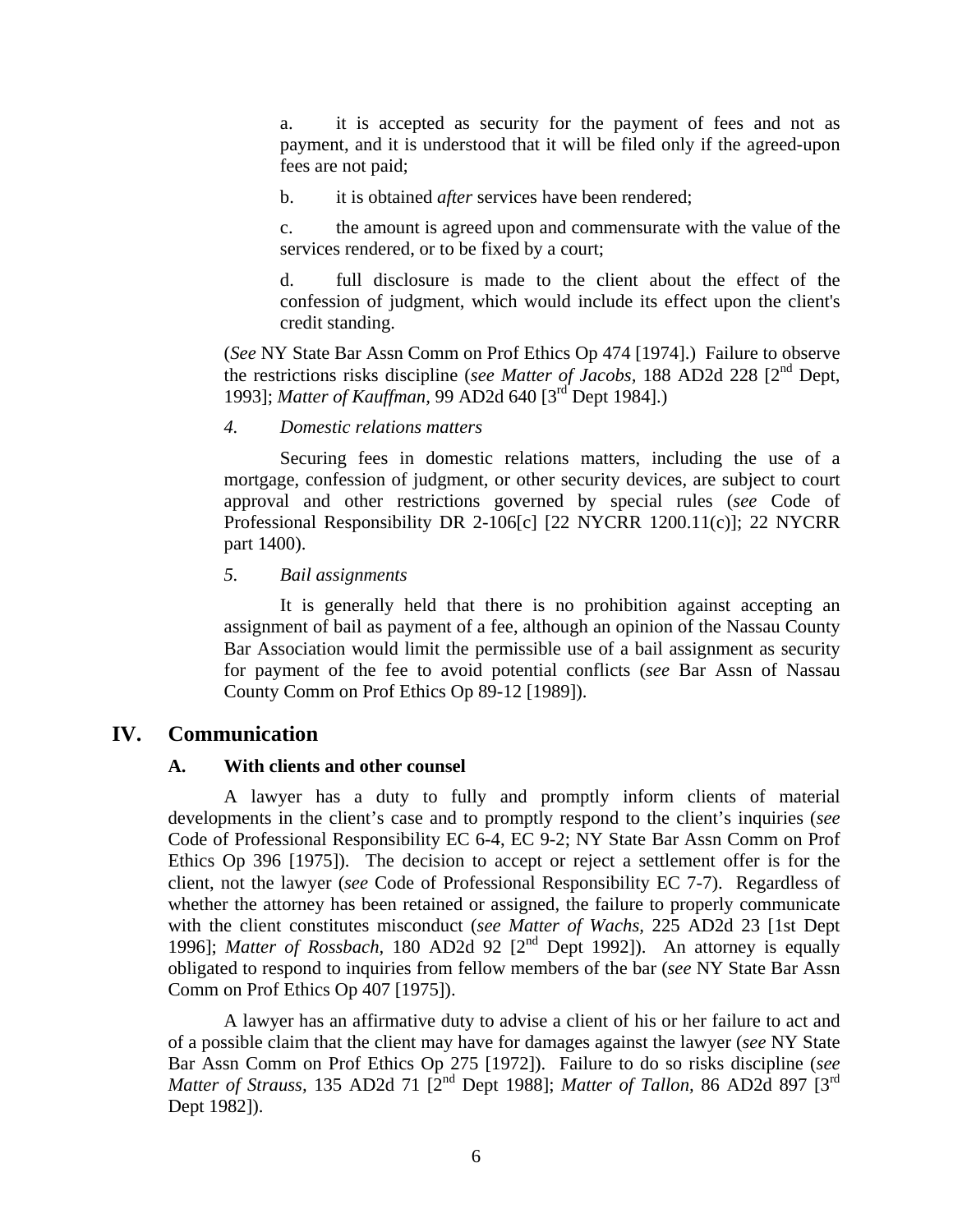a. it is accepted as security for the payment of fees and not as payment, and it is understood that it will be filed only if the agreed-upon fees are not paid;

b. it is obtained *after* services have been rendered;

c. the amount is agreed upon and commensurate with the value of the services rendered, or to be fixed by a court;

d. full disclosure is made to the client about the effect of the confession of judgment, which would include its effect upon the client's credit standing.

(*See* NY State Bar Assn Comm on Prof Ethics Op 474 [1974].) Failure to observe the restrictions risks discipline (*see Matter of Jacobs,* 188 AD2d 228 [2nd Dept, 1993]; *Matter of Kauffman,* 99 AD2d 640 [3rd Dept 1984].)

*4. Domestic relations matters*

Securing fees in domestic relations matters, including the use of a mortgage, confession of judgment, or other security devices, are subject to court approval and other restrictions governed by special rules (*see* Code of Professional Responsibility DR 2-106[c] [22 NYCRR 1200.11(c)]; 22 NYCRR part 1400).

*5. Bail assignments*

It is generally held that there is no prohibition against accepting an assignment of bail as payment of a fee, although an opinion of the Nassau County Bar Association would limit the permissible use of a bail assignment as security for payment of the fee to avoid potential conflicts (*see* Bar Assn of Nassau County Comm on Prof Ethics Op 89-12 [1989]).

## IV. Communication

### A. With clients and other counsel

A lawyer has a duty to fully and promptly inform clients of material developments in the client's case and to promptly respond to the client's inquiries (*see* Code of Professional Responsibility EC 6-4, EC 9-2; NY State Bar Assn Comm on Prof Ethics Op 396 [1975]). The decision to accept or reject a settlement offer is for the client, not the lawyer (*see* Code of Professional Responsibility EC 7-7). Regardless of whether the attorney has been retained or assigned, the failure to properly communicate with the client constitutes misconduct (*see Matter of Wachs,* 225 AD2d 23 [1st Dept 1996]; *Matter of Rossbach*, 180 AD2d 92 [2nd Dept 1992]). An attorney is equally obligated to respond to inquiries from fellow members of the bar (*see* NY State Bar Assn Comm on Prof Ethics Op 407 [1975]).

A lawyer has an affirmative duty to advise a client of his or her failure to act and of a possible claim that the client may have for damages against the lawyer (*see* NY State Bar Assn Comm on Prof Ethics Op 275 [1972]). Failure to do so risks discipline (*see Matter of Strauss,* 135 AD2d 71 [2nd Dept 1988]; *Matter of Tallon,* 86 AD2d 897 [3rd Dept 1982]).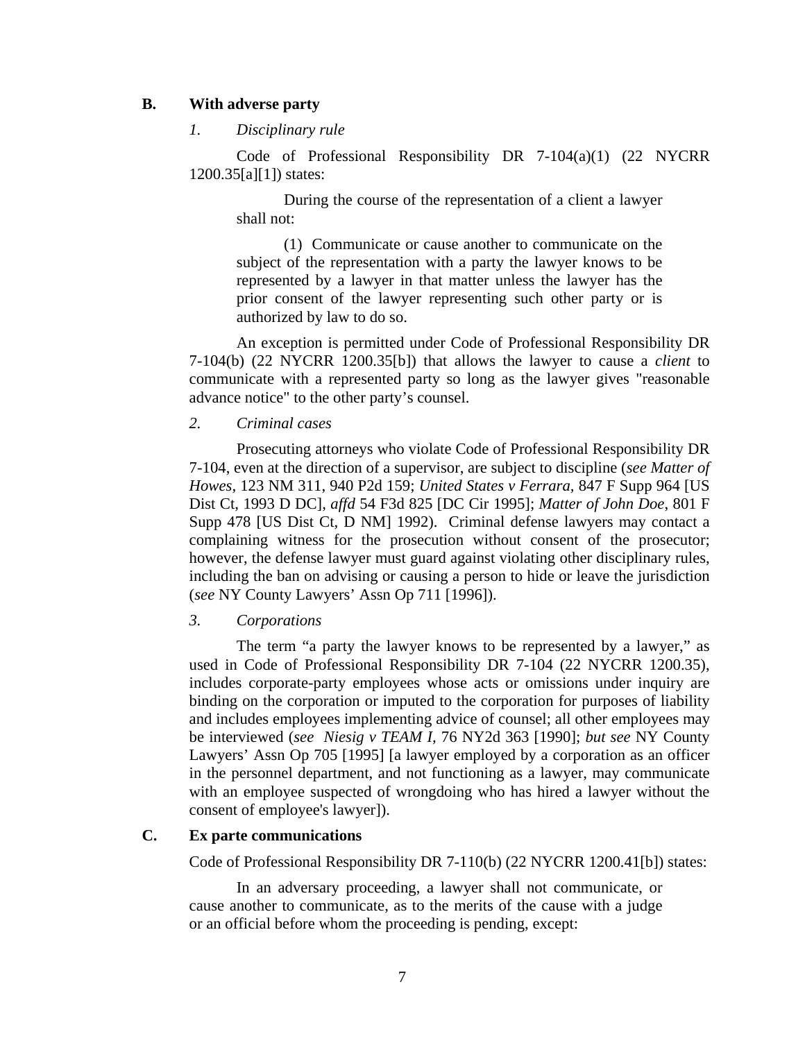## B. With adverse party

### *1. Disciplinary rule*

Code of Professional Responsibility DR 7-104(a)(1) (22 NYCRR 1200.35[a][1]) states:

> During the course of the representation of a client a lawyer shall not:
>
> (1) Communicate or cause another to communicate on the subject of the representation with a party the lawyer knows to be represented by a lawyer in that matter unless the lawyer has the prior consent of the lawyer representing such other party or is authorized by law to do so.

An exception is permitted under Code of Professional Responsibility DR 7-104(b) (22 NYCRR 1200.35[b]) that allows the lawyer to cause a *client* to communicate with a represented party so long as the lawyer gives "reasonable advance notice" to the other party's counsel.

### *2. Criminal cases*

Prosecuting attorneys who violate Code of Professional Responsibility DR 7-104, even at the direction of a supervisor, are subject to discipline (*see Matter of Howes,* 123 NM 311, 940 P2d 159; *United States v Ferrara,* 847 F Supp 964 [US Dist Ct, 1993 D DC], *affd* 54 F3d 825 [DC Cir 1995]; *Matter of John Doe*, 801 F Supp 478 [US Dist Ct, D NM] 1992). Criminal defense lawyers may contact a complaining witness for the prosecution without consent of the prosecutor; however, the defense lawyer must guard against violating other disciplinary rules, including the ban on advising or causing a person to hide or leave the jurisdiction (*see* NY County Lawyers' Assn Op 711 [1996]).

### *3. Corporations*

The term "a party the lawyer knows to be represented by a lawyer," as used in Code of Professional Responsibility DR 7-104 (22 NYCRR 1200.35), includes corporate-party employees whose acts or omissions under inquiry are binding on the corporation or imputed to the corporation for purposes of liability and includes employees implementing advice of counsel; all other employees may be interviewed (*see Niesig v TEAM I,* 76 NY2d 363 [1990]; *but see* NY County Lawyers' Assn Op 705 [1995] [a lawyer employed by a corporation as an officer in the personnel department, and not functioning as a lawyer, may communicate with an employee suspected of wrongdoing who has hired a lawyer without the consent of employee's lawyer]).

## C. Ex parte communications

Code of Professional Responsibility DR 7-110(b) (22 NYCRR 1200.41[b]) states:

> In an adversary proceeding, a lawyer shall not communicate, or cause another to communicate, as to the merits of the cause with a judge or an official before whom the proceeding is pending, except: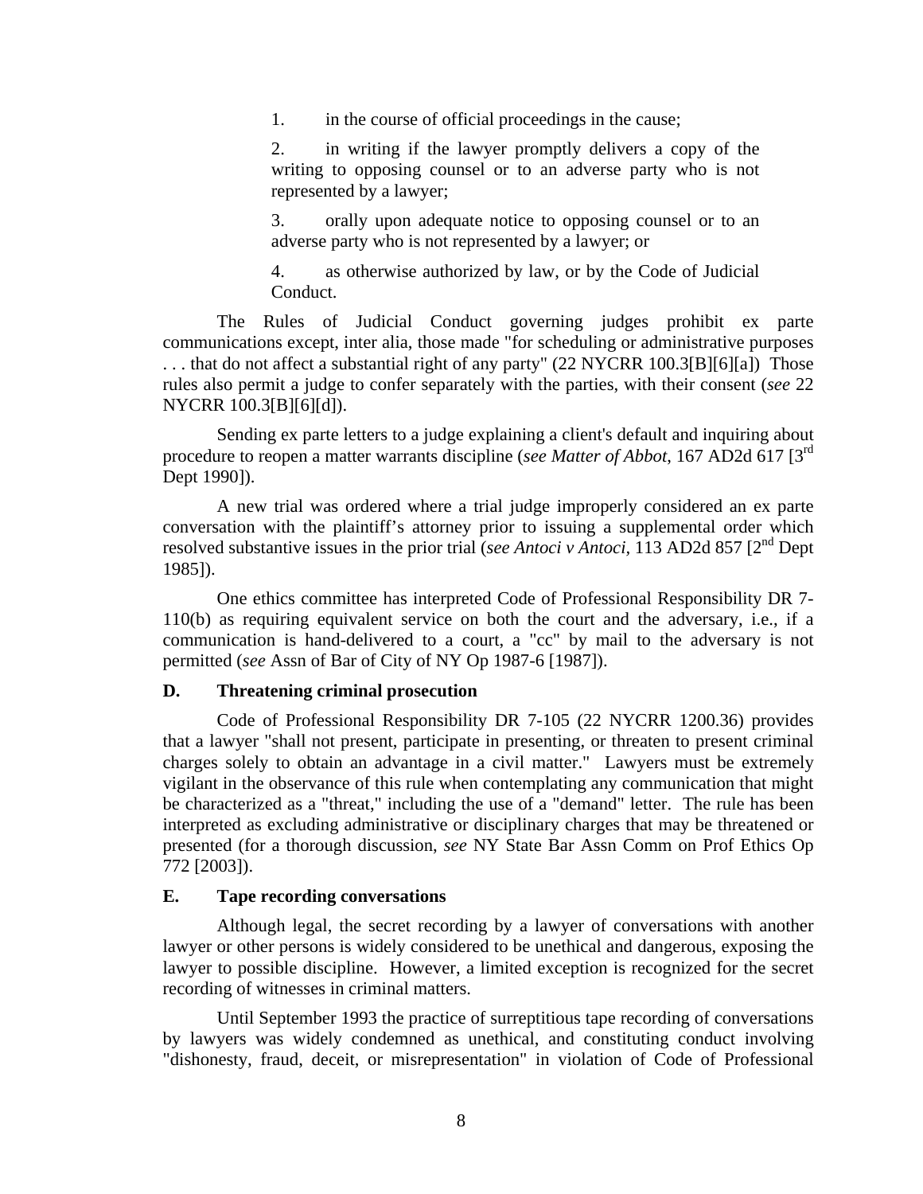1. in the course of official proceedings in the cause;

2. in writing if the lawyer promptly delivers a copy of the writing to opposing counsel or to an adverse party who is not represented by a lawyer;

3. orally upon adequate notice to opposing counsel or to an adverse party who is not represented by a lawyer; or

4. as otherwise authorized by law, or by the Code of Judicial Conduct.

The Rules of Judicial Conduct governing judges prohibit ex parte communications except, inter alia, those made "for scheduling or administrative purposes . . . that do not affect a substantial right of any party" (22 NYCRR 100.3[B][6][a]) Those rules also permit a judge to confer separately with the parties, with their consent (*see* 22 NYCRR 100.3[B][6][d]).

Sending ex parte letters to a judge explaining a client's default and inquiring about procedure to reopen a matter warrants discipline (*see Matter of Abbot*, 167 AD2d 617 [3rd Dept 1990]).

A new trial was ordered where a trial judge improperly considered an ex parte conversation with the plaintiff's attorney prior to issuing a supplemental order which resolved substantive issues in the prior trial (*see Antoci v Antoci*, 113 AD2d 857 [2nd Dept 1985]).

One ethics committee has interpreted Code of Professional Responsibility DR 7-110(b) as requiring equivalent service on both the court and the adversary, i.e., if a communication is hand-delivered to a court, a "cc" by mail to the adversary is not permitted (*see* Assn of Bar of City of NY Op 1987-6 [1987]).

### D. Threatening criminal prosecution

Code of Professional Responsibility DR 7-105 (22 NYCRR 1200.36) provides that a lawyer "shall not present, participate in presenting, or threaten to present criminal charges solely to obtain an advantage in a civil matter." Lawyers must be extremely vigilant in the observance of this rule when contemplating any communication that might be characterized as a "threat," including the use of a "demand" letter. The rule has been interpreted as excluding administrative or disciplinary charges that may be threatened or presented (for a thorough discussion, *see* NY State Bar Assn Comm on Prof Ethics Op 772 [2003]).

### E. Tape recording conversations

Although legal, the secret recording by a lawyer of conversations with another lawyer or other persons is widely considered to be unethical and dangerous, exposing the lawyer to possible discipline. However, a limited exception is recognized for the secret recording of witnesses in criminal matters.

Until September 1993 the practice of surreptitious tape recording of conversations by lawyers was widely condemned as unethical, and constituting conduct involving "dishonesty, fraud, deceit, or misrepresentation" in violation of Code of Professional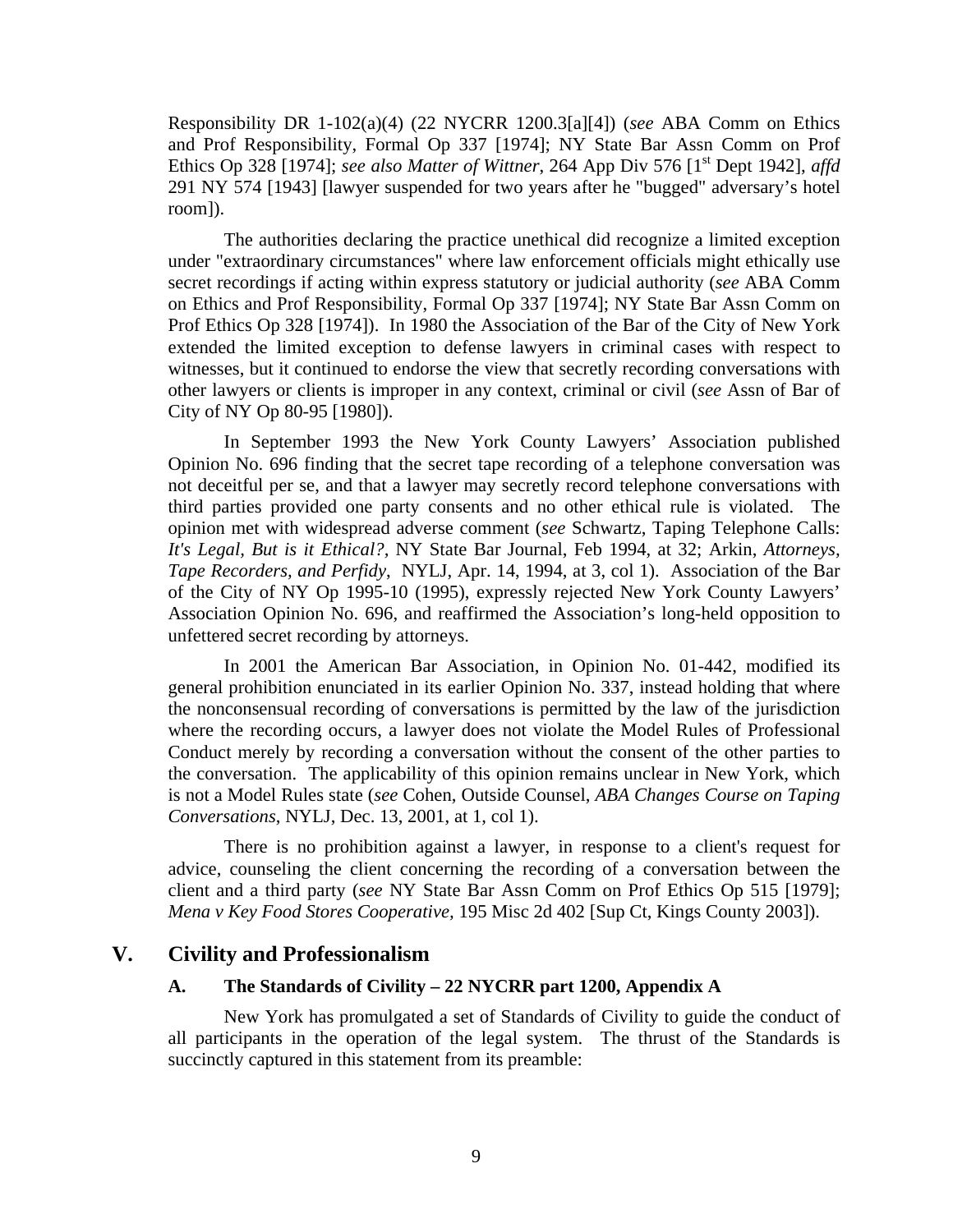Responsibility DR 1-102(a)(4) (22 NYCRR 1200.3[a][4]) (*see* ABA Comm on Ethics and Prof Responsibility, Formal Op 337 [1974]; NY State Bar Assn Comm on Prof Ethics Op 328 [1974]; *see also Matter of Wittner*, 264 App Div 576 [1st Dept 1942], *affd* 291 NY 574 [1943] [lawyer suspended for two years after he "bugged" adversary's hotel room]).

The authorities declaring the practice unethical did recognize a limited exception under "extraordinary circumstances" where law enforcement officials might ethically use secret recordings if acting within express statutory or judicial authority (*see* ABA Comm on Ethics and Prof Responsibility, Formal Op 337 [1974]; NY State Bar Assn Comm on Prof Ethics Op 328 [1974]). In 1980 the Association of the Bar of the City of New York extended the limited exception to defense lawyers in criminal cases with respect to witnesses, but it continued to endorse the view that secretly recording conversations with other lawyers or clients is improper in any context, criminal or civil (*see* Assn of Bar of City of NY Op 80-95 [1980]).

In September 1993 the New York County Lawyers' Association published Opinion No. 696 finding that the secret tape recording of a telephone conversation was not deceitful per se, and that a lawyer may secretly record telephone conversations with third parties provided one party consents and no other ethical rule is violated. The opinion met with widespread adverse comment (*see* Schwartz, Taping Telephone Calls: *It's Legal, But is it Ethical?,* NY State Bar Journal, Feb 1994, at 32; Arkin, *Attorneys, Tape Recorders, and Perfidy*, NYLJ, Apr. 14, 1994, at 3, col 1). Association of the Bar of the City of NY Op 1995-10 (1995), expressly rejected New York County Lawyers' Association Opinion No. 696, and reaffirmed the Association's long-held opposition to unfettered secret recording by attorneys.

In 2001 the American Bar Association, in Opinion No. 01-442, modified its general prohibition enunciated in its earlier Opinion No. 337, instead holding that where the nonconsensual recording of conversations is permitted by the law of the jurisdiction where the recording occurs, a lawyer does not violate the Model Rules of Professional Conduct merely by recording a conversation without the consent of the other parties to the conversation. The applicability of this opinion remains unclear in New York, which is not a Model Rules state (*see* Cohen, Outside Counsel, *ABA Changes Course on Taping Conversations*, NYLJ, Dec. 13, 2001, at 1, col 1).

There is no prohibition against a lawyer, in response to a client's request for advice, counseling the client concerning the recording of a conversation between the client and a third party (*see* NY State Bar Assn Comm on Prof Ethics Op 515 [1979]; *Mena v Key Food Stores Cooperative*, 195 Misc 2d 402 [Sup Ct, Kings County 2003]).

## V. Civility and Professionalism

### A. The Standards of Civility – 22 NYCRR part 1200, Appendix A

New York has promulgated a set of Standards of Civility to guide the conduct of all participants in the operation of the legal system. The thrust of the Standards is succinctly captured in this statement from its preamble: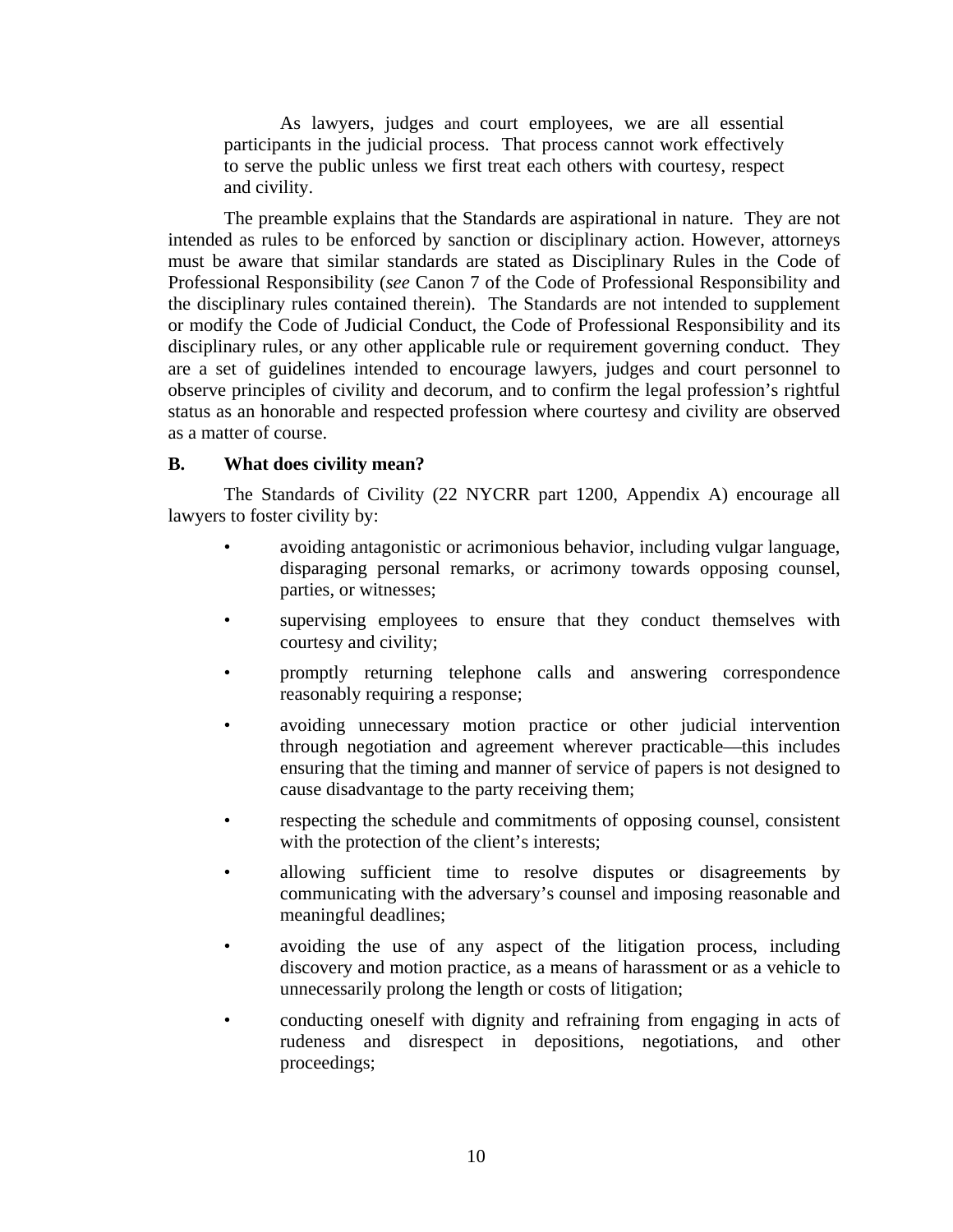> As lawyers, judges and court employees, we are all essential participants in the judicial process. That process cannot work effectively to serve the public unless we first treat each others with courtesy, respect and civility.

The preamble explains that the Standards are aspirational in nature. They are not intended as rules to be enforced by sanction or disciplinary action. However, attorneys must be aware that similar standards are stated as Disciplinary Rules in the Code of Professional Responsibility (*see* Canon 7 of the Code of Professional Responsibility and the disciplinary rules contained therein). The Standards are not intended to supplement or modify the Code of Judicial Conduct, the Code of Professional Responsibility and its disciplinary rules, or any other applicable rule or requirement governing conduct. They are a set of guidelines intended to encourage lawyers, judges and court personnel to observe principles of civility and decorum, and to confirm the legal profession's rightful status as an honorable and respected profession where courtesy and civility are observed as a matter of course.

### B. What does civility mean?

The Standards of Civility (22 NYCRR part 1200, Appendix A) encourage all lawyers to foster civility by:

- avoiding antagonistic or acrimonious behavior, including vulgar language, disparaging personal remarks, or acrimony towards opposing counsel, parties, or witnesses;
- supervising employees to ensure that they conduct themselves with courtesy and civility;
- promptly returning telephone calls and answering correspondence reasonably requiring a response;
- avoiding unnecessary motion practice or other judicial intervention through negotiation and agreement wherever practicable—this includes ensuring that the timing and manner of service of papers is not designed to cause disadvantage to the party receiving them;
- respecting the schedule and commitments of opposing counsel, consistent with the protection of the client's interests;
- allowing sufficient time to resolve disputes or disagreements by communicating with the adversary's counsel and imposing reasonable and meaningful deadlines;
- avoiding the use of any aspect of the litigation process, including discovery and motion practice, as a means of harassment or as a vehicle to unnecessarily prolong the length or costs of litigation;
- conducting oneself with dignity and refraining from engaging in acts of rudeness and disrespect in depositions, negotiations, and other proceedings;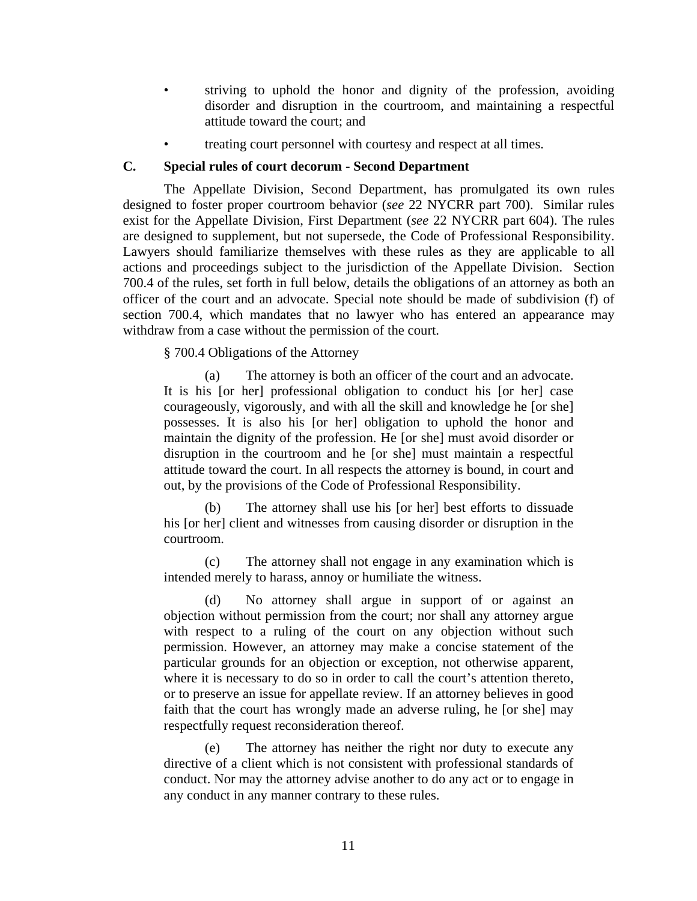- striving to uphold the honor and dignity of the profession, avoiding disorder and disruption in the courtroom, and maintaining a respectful attitude toward the court; and
- treating court personnel with courtesy and respect at all times.

### C. Special rules of court decorum - Second Department

The Appellate Division, Second Department, has promulgated its own rules designed to foster proper courtroom behavior (*see* 22 NYCRR part 700). Similar rules exist for the Appellate Division, First Department (*see* 22 NYCRR part 604). The rules are designed to supplement, but not supersede, the Code of Professional Responsibility. Lawyers should familiarize themselves with these rules as they are applicable to all actions and proceedings subject to the jurisdiction of the Appellate Division. Section 700.4 of the rules, set forth in full below, details the obligations of an attorney as both an officer of the court and an advocate. Special note should be made of subdivision (f) of section 700.4, which mandates that no lawyer who has entered an appearance may withdraw from a case without the permission of the court.

§ 700.4 Obligations of the Attorney

> (a) The attorney is both an officer of the court and an advocate. It is his [or her] professional obligation to conduct his [or her] case courageously, vigorously, and with all the skill and knowledge he [or she] possesses. It is also his [or her] obligation to uphold the honor and maintain the dignity of the profession. He [or she] must avoid disorder or disruption in the courtroom and he [or she] must maintain a respectful attitude toward the court. In all respects the attorney is bound, in court and out, by the provisions of the Code of Professional Responsibility.
>
> (b) The attorney shall use his [or her] best efforts to dissuade his [or her] client and witnesses from causing disorder or disruption in the courtroom.
>
> (c) The attorney shall not engage in any examination which is intended merely to harass, annoy or humiliate the witness.
>
> (d) No attorney shall argue in support of or against an objection without permission from the court; nor shall any attorney argue with respect to a ruling of the court on any objection without such permission. However, an attorney may make a concise statement of the particular grounds for an objection or exception, not otherwise apparent, where it is necessary to do so in order to call the court's attention thereto, or to preserve an issue for appellate review. If an attorney believes in good faith that the court has wrongly made an adverse ruling, he [or she] may respectfully request reconsideration thereof.
>
> (e) The attorney has neither the right nor duty to execute any directive of a client which is not consistent with professional standards of conduct. Nor may the attorney advise another to do any act or to engage in any conduct in any manner contrary to these rules.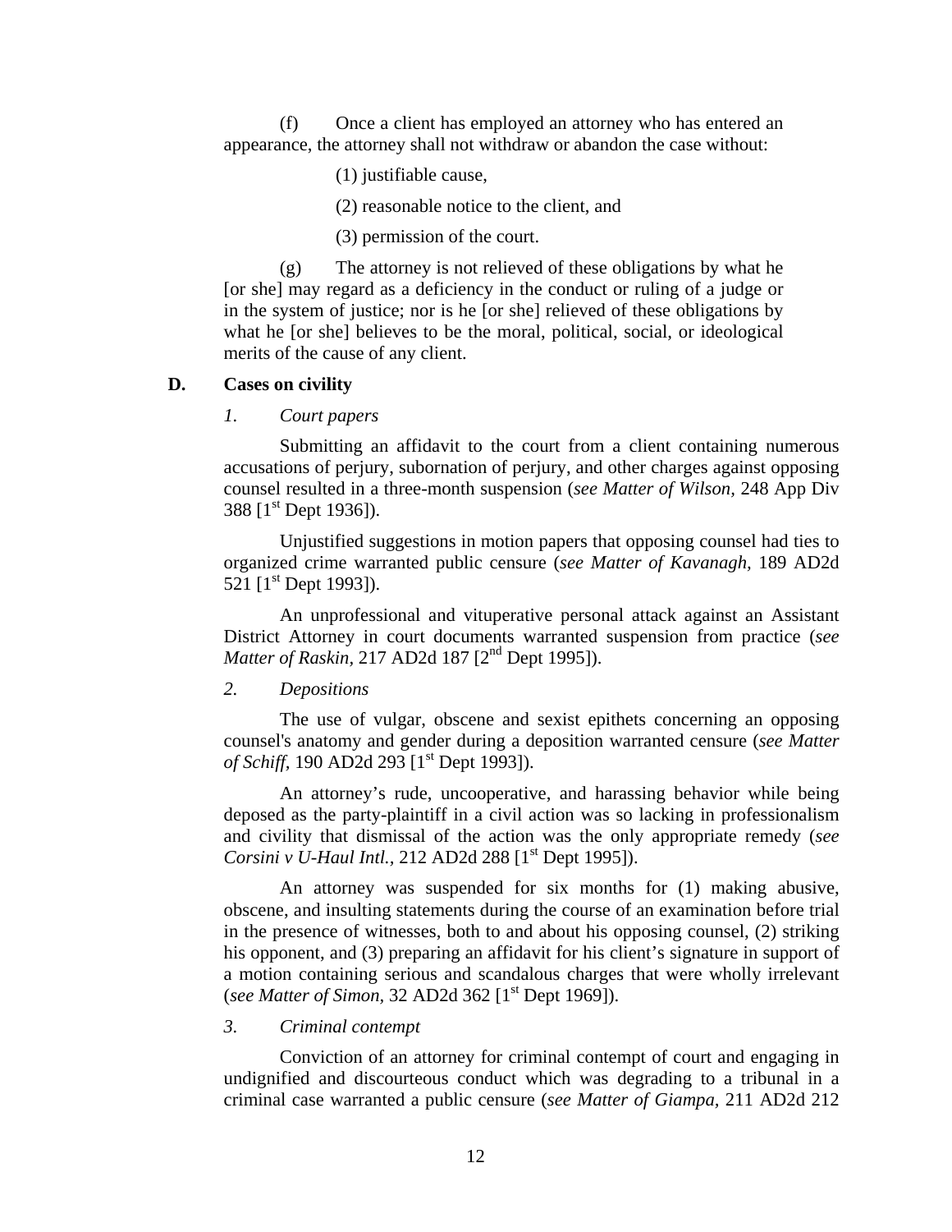(f) Once a client has employed an attorney who has entered an appearance, the attorney shall not withdraw or abandon the case without:

(1) justifiable cause,

(2) reasonable notice to the client, and

(3) permission of the court.

(g) The attorney is not relieved of these obligations by what he [or she] may regard as a deficiency in the conduct or ruling of a judge or in the system of justice; nor is he [or she] relieved of these obligations by what he [or she] believes to be the moral, political, social, or ideological merits of the cause of any client.

## D. Cases on civility

### *1. Court papers*

Submitting an affidavit to the court from a client containing numerous accusations of perjury, subornation of perjury, and other charges against opposing counsel resulted in a three-month suspension (*see Matter of Wilson,* 248 App Div 388 [1st Dept 1936]).

Unjustified suggestions in motion papers that opposing counsel had ties to organized crime warranted public censure (*see Matter of Kavanagh,* 189 AD2d 521 [1st Dept 1993]).

An unprofessional and vituperative personal attack against an Assistant District Attorney in court documents warranted suspension from practice (*see Matter of Raskin,* 217 AD2d 187 [2nd Dept 1995]).

### *2. Depositions*

The use of vulgar, obscene and sexist epithets concerning an opposing counsel's anatomy and gender during a deposition warranted censure (*see Matter of Schiff,* 190 AD2d 293 [1st Dept 1993]).

An attorney's rude, uncooperative, and harassing behavior while being deposed as the party-plaintiff in a civil action was so lacking in professionalism and civility that dismissal of the action was the only appropriate remedy (*see Corsini v U-Haul Intl.,* 212 AD2d 288 [1st Dept 1995]).

An attorney was suspended for six months for (1) making abusive, obscene, and insulting statements during the course of an examination before trial in the presence of witnesses, both to and about his opposing counsel, (2) striking his opponent, and (3) preparing an affidavit for his client's signature in support of a motion containing serious and scandalous charges that were wholly irrelevant (*see Matter of Simon,* 32 AD2d 362 [1st Dept 1969]).

### *3. Criminal contempt*

Conviction of an attorney for criminal contempt of court and engaging in undignified and discourteous conduct which was degrading to a tribunal in a criminal case warranted a public censure (*see Matter of Giampa,* 211 AD2d 212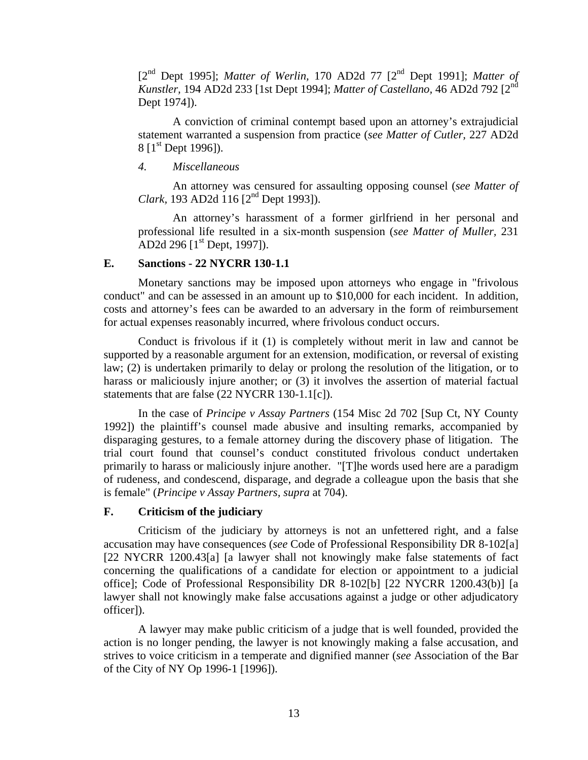[2nd Dept 1995]; *Matter of Werlin*, 170 AD2d 77 [2nd Dept 1991]; *Matter of Kunstler*, 194 AD2d 233 [1st Dept 1994]; *Matter of Castellano*, 46 AD2d 792 [2nd Dept 1974]).

A conviction of criminal contempt based upon an attorney's extrajudicial statement warranted a suspension from practice (*see Matter of Cutler*, 227 AD2d 8 [1st Dept 1996]).

*4. Miscellaneous*

An attorney was censured for assaulting opposing counsel (*see Matter of Clark*, 193 AD2d 116 [2nd Dept 1993]).

An attorney's harassment of a former girlfriend in her personal and professional life resulted in a six-month suspension (*see Matter of Muller*, 231 AD2d 296 [1st Dept, 1997]).

### E. Sanctions - 22 NYCRR 130-1.1

Monetary sanctions may be imposed upon attorneys who engage in "frivolous conduct" and can be assessed in an amount up to $10,000 for each incident. In addition, costs and attorney's fees can be awarded to an adversary in the form of reimbursement for actual expenses reasonably incurred, where frivolous conduct occurs.

Conduct is frivolous if it (1) is completely without merit in law and cannot be supported by a reasonable argument for an extension, modification, or reversal of existing law; (2) is undertaken primarily to delay or prolong the resolution of the litigation, or to harass or maliciously injure another; or (3) it involves the assertion of material factual statements that are false (22 NYCRR 130-1.1[c]).

In the case of *Principe v Assay Partners* (154 Misc 2d 702 [Sup Ct, NY County 1992]) the plaintiff's counsel made abusive and insulting remarks, accompanied by disparaging gestures, to a female attorney during the discovery phase of litigation. The trial court found that counsel's conduct constituted frivolous conduct undertaken primarily to harass or maliciously injure another. "[T]he words used here are a paradigm of rudeness, and condescend, disparage, and degrade a colleague upon the basis that she is female" (*Principe v Assay Partners*, *supra* at 704).

### F. Criticism of the judiciary

Criticism of the judiciary by attorneys is not an unfettered right, and a false accusation may have consequences (*see* Code of Professional Responsibility DR 8-102[a] [22 NYCRR 1200.43[a] [a lawyer shall not knowingly make false statements of fact concerning the qualifications of a candidate for election or appointment to a judicial office]; Code of Professional Responsibility DR 8-102[b] [22 NYCRR 1200.43(b)] [a lawyer shall not knowingly make false accusations against a judge or other adjudicatory officer]).

A lawyer may make public criticism of a judge that is well founded, provided the action is no longer pending, the lawyer is not knowingly making a false accusation, and strives to voice criticism in a temperate and dignified manner (*see* Association of the Bar of the City of NY Op 1996-1 [1996]).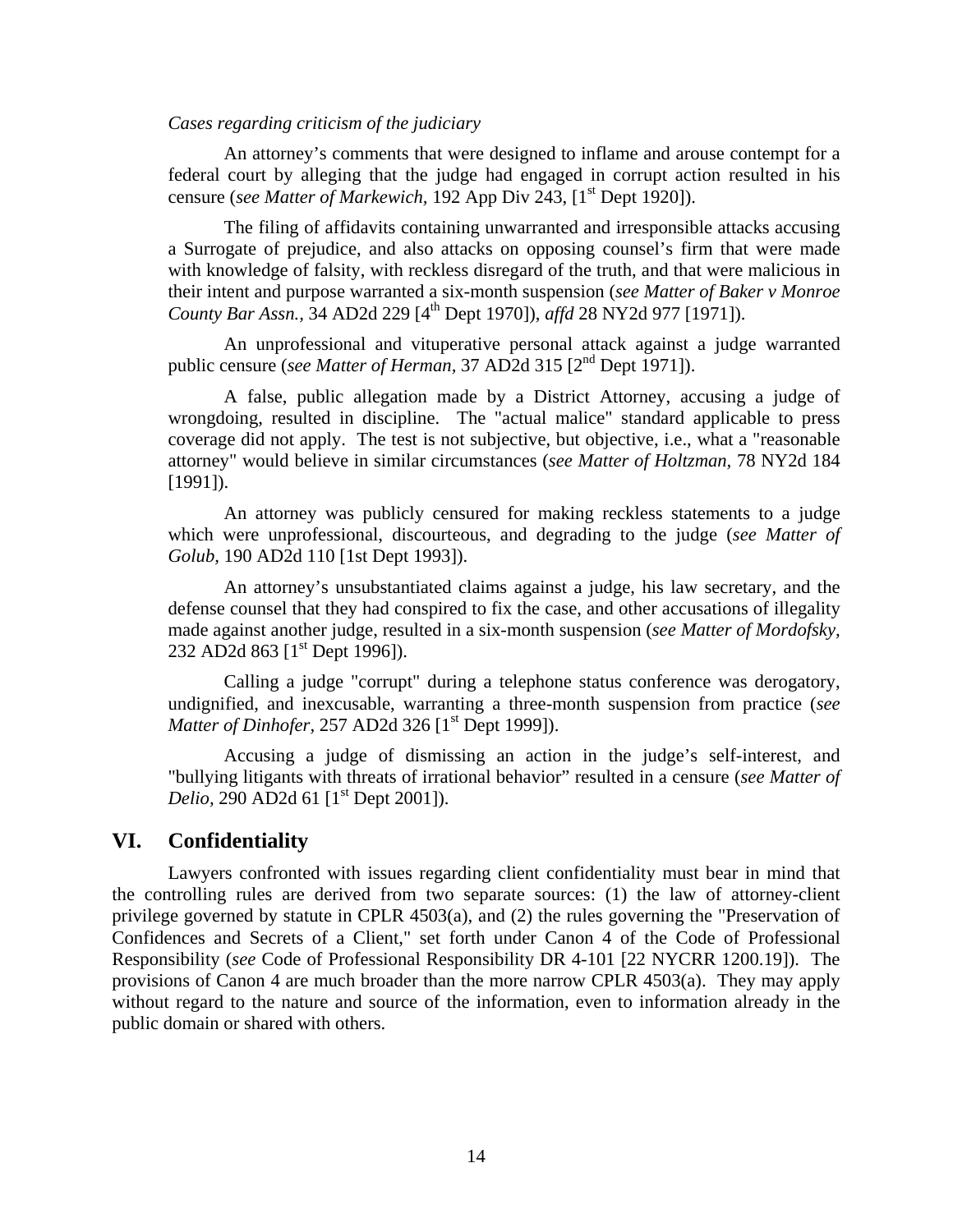*Cases regarding criticism of the judiciary*

An attorney's comments that were designed to inflame and arouse contempt for a federal court by alleging that the judge had engaged in corrupt action resulted in his censure (*see Matter of Markewich*, 192 App Div 243, [1st Dept 1920]).

The filing of affidavits containing unwarranted and irresponsible attacks accusing a Surrogate of prejudice, and also attacks on opposing counsel's firm that were made with knowledge of falsity, with reckless disregard of the truth, and that were malicious in their intent and purpose warranted a six-month suspension (*see Matter of Baker v Monroe County Bar Assn.*, 34 AD2d 229 [4th Dept 1970]), *affd* 28 NY2d 977 [1971]).

An unprofessional and vituperative personal attack against a judge warranted public censure (*see Matter of Herman*, 37 AD2d 315 [2nd Dept 1971]).

A false, public allegation made by a District Attorney, accusing a judge of wrongdoing, resulted in discipline. The "actual malice" standard applicable to press coverage did not apply. The test is not subjective, but objective, i.e., what a "reasonable attorney" would believe in similar circumstances (*see Matter of Holtzman*, 78 NY2d 184 [1991]).

An attorney was publicly censured for making reckless statements to a judge which were unprofessional, discourteous, and degrading to the judge (*see Matter of Golub*, 190 AD2d 110 [1st Dept 1993]).

An attorney's unsubstantiated claims against a judge, his law secretary, and the defense counsel that they had conspired to fix the case, and other accusations of illegality made against another judge, resulted in a six-month suspension (*see Matter of Mordofsky*, 232 AD2d 863 [1st Dept 1996]).

Calling a judge "corrupt" during a telephone status conference was derogatory, undignified, and inexcusable, warranting a three-month suspension from practice (*see Matter of Dinhofer*, 257 AD2d 326 [1st Dept 1999]).

Accusing a judge of dismissing an action in the judge's self-interest, and "bullying litigants with threats of irrational behavior" resulted in a censure (*see Matter of Delio*, 290 AD2d 61 [1st Dept 2001]).

## VI. Confidentiality

Lawyers confronted with issues regarding client confidentiality must bear in mind that the controlling rules are derived from two separate sources: (1) the law of attorney-client privilege governed by statute in CPLR 4503(a), and (2) the rules governing the "Preservation of Confidences and Secrets of a Client," set forth under Canon 4 of the Code of Professional Responsibility (*see* Code of Professional Responsibility DR 4-101 [22 NYCRR 1200.19]). The provisions of Canon 4 are much broader than the more narrow CPLR 4503(a). They may apply without regard to the nature and source of the information, even to information already in the public domain or shared with others.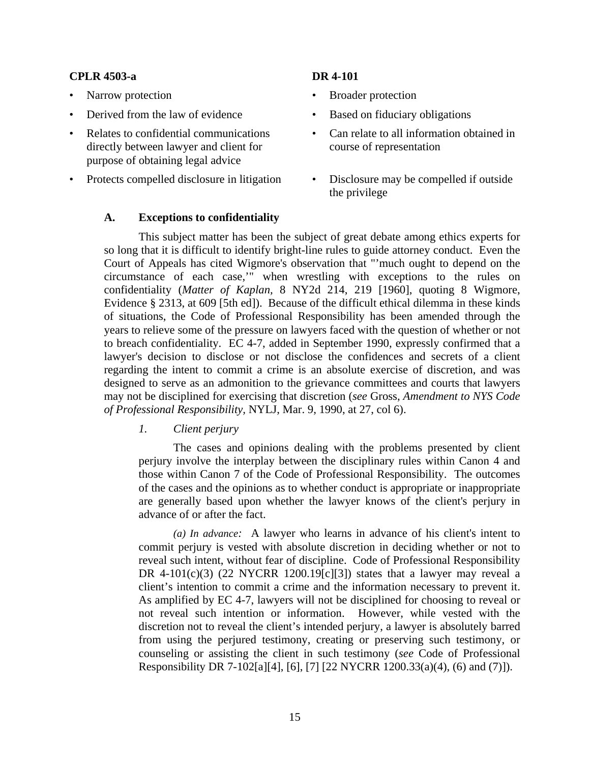| CPLR 4503-a | DR 4-101 |
| --- | --- |
| • Narrow protection | • Broader protection |
| • Derived from the law of evidence | • Based on fiduciary obligations |
| • Relates to confidential communications directly between lawyer and client for purpose of obtaining legal advice | • Can relate to all information obtained in course of representation |
| • Protects compelled disclosure in litigation | • Disclosure may be compelled if outside the privilege |

### A. Exceptions to confidentiality

This subject matter has been the subject of great debate among ethics experts for so long that it is difficult to identify bright-line rules to guide attorney conduct. Even the Court of Appeals has cited Wigmore's observation that "'much ought to depend on the circumstance of each case,'" when wrestling with exceptions to the rules on confidentiality (*Matter of Kaplan*, 8 NY2d 214, 219 [1960], quoting 8 Wigmore, Evidence § 2313, at 609 [5th ed]). Because of the difficult ethical dilemma in these kinds of situations, the Code of Professional Responsibility has been amended through the years to relieve some of the pressure on lawyers faced with the question of whether or not to breach confidentiality. EC 4-7, added in September 1990, expressly confirmed that a lawyer's decision to disclose or not disclose the confidences and secrets of a client regarding the intent to commit a crime is an absolute exercise of discretion, and was designed to serve as an admonition to the grievance committees and courts that lawyers may not be disciplined for exercising that discretion (*see* Gross, *Amendment to NYS Code of Professional Responsibility*, NYLJ, Mar. 9, 1990, at 27, col 6).

#### *1. Client perjury*

The cases and opinions dealing with the problems presented by client perjury involve the interplay between the disciplinary rules within Canon 4 and those within Canon 7 of the Code of Professional Responsibility. The outcomes of the cases and the opinions as to whether conduct is appropriate or inappropriate are generally based upon whether the lawyer knows of the client's perjury in advance of or after the fact.

*(a) In advance:* A lawyer who learns in advance of his client's intent to commit perjury is vested with absolute discretion in deciding whether or not to reveal such intent, without fear of discipline. Code of Professional Responsibility DR 4-101(c)(3) (22 NYCRR 1200.19[c][3]) states that a lawyer may reveal a client's intention to commit a crime and the information necessary to prevent it. As amplified by EC 4-7, lawyers will not be disciplined for choosing to reveal or not reveal such intention or information. However, while vested with the discretion not to reveal the client's intended perjury, a lawyer is absolutely barred from using the perjured testimony, creating or preserving such testimony, or counseling or assisting the client in such testimony (*see* Code of Professional Responsibility DR 7-102[a][4], [6], [7] [22 NYCRR 1200.33(a)(4), (6) and (7)]).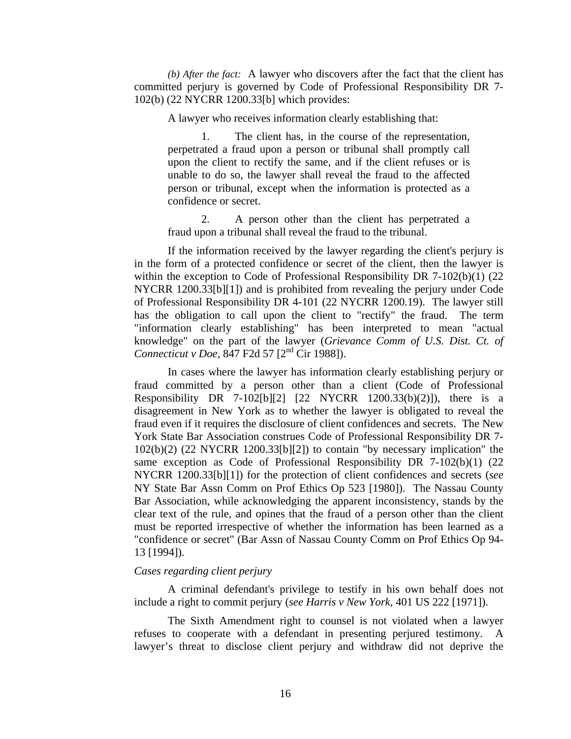*(b) After the fact:* A lawyer who discovers after the fact that the client has committed perjury is governed by Code of Professional Responsibility DR 7-102(b) (22 NYCRR 1200.33[b] which provides:

> A lawyer who receives information clearly establishing that:
>
> 1. The client has, in the course of the representation, perpetrated a fraud upon a person or tribunal shall promptly call upon the client to rectify the same, and if the client refuses or is unable to do so, the lawyer shall reveal the fraud to the affected person or tribunal, except when the information is protected as a confidence or secret.
>
> 2. A person other than the client has perpetrated a fraud upon a tribunal shall reveal the fraud to the tribunal.

If the information received by the lawyer regarding the client's perjury is in the form of a protected confidence or secret of the client, then the lawyer is within the exception to Code of Professional Responsibility DR 7-102(b)(1) (22 NYCRR 1200.33[b][1]) and is prohibited from revealing the perjury under Code of Professional Responsibility DR 4-101 (22 NYCRR 1200.19). The lawyer still has the obligation to call upon the client to "rectify" the fraud. The term "information clearly establishing" has been interpreted to mean "actual knowledge" on the part of the lawyer (*Grievance Comm of U.S. Dist. Ct. of Connecticut v Doe,* 847 F2d 57 [2nd Cir 1988]).

In cases where the lawyer has information clearly establishing perjury or fraud committed by a person other than a client (Code of Professional Responsibility DR 7-102[b][2] [22 NYCRR 1200.33(b)(2)]), there is a disagreement in New York as to whether the lawyer is obligated to reveal the fraud even if it requires the disclosure of client confidences and secrets. The New York State Bar Association construes Code of Professional Responsibility DR 7-102(b)(2) (22 NYCRR 1200.33[b][2]) to contain "by necessary implication" the same exception as Code of Professional Responsibility DR 7-102(b)(1) (22 NYCRR 1200.33[b][1]) for the protection of client confidences and secrets (*see* NY State Bar Assn Comm on Prof Ethics Op 523 [1980]). The Nassau County Bar Association, while acknowledging the apparent inconsistency, stands by the clear text of the rule, and opines that the fraud of a person other than the client must be reported irrespective of whether the information has been learned as a "confidence or secret" (Bar Assn of Nassau County Comm on Prof Ethics Op 94-13 [1994]).

*Cases regarding client perjury*

A criminal defendant's privilege to testify in his own behalf does not include a right to commit perjury (*see Harris v New York*, 401 US 222 [1971]).

The Sixth Amendment right to counsel is not violated when a lawyer refuses to cooperate with a defendant in presenting perjured testimony. A lawyer's threat to disclose client perjury and withdraw did not deprive the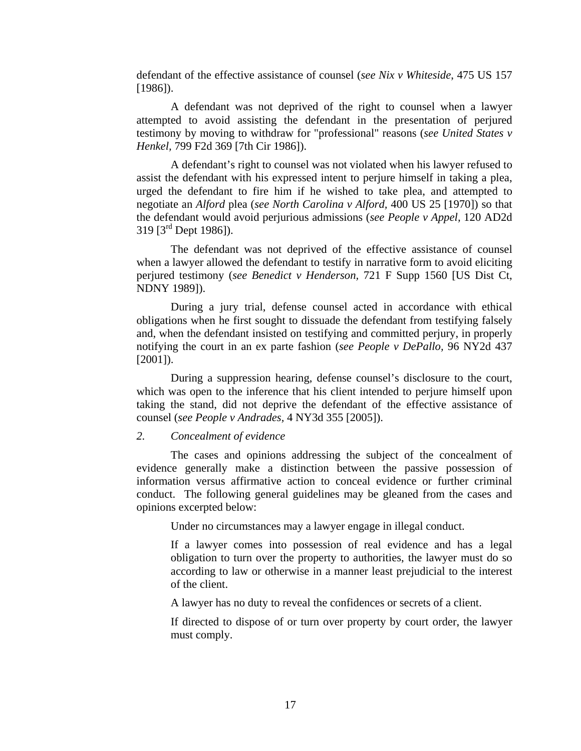defendant of the effective assistance of counsel (*see Nix v Whiteside*, 475 US 157 [1986]).

A defendant was not deprived of the right to counsel when a lawyer attempted to avoid assisting the defendant in the presentation of perjured testimony by moving to withdraw for "professional" reasons (*see United States v Henkel,* 799 F2d 369 [7th Cir 1986]).

A defendant's right to counsel was not violated when his lawyer refused to assist the defendant with his expressed intent to perjure himself in taking a plea, urged the defendant to fire him if he wished to take plea, and attempted to negotiate an *Alford* plea (*see North Carolina v Alford,* 400 US 25 [1970]) so that the defendant would avoid perjurious admissions (*see People v Appel,* 120 AD2d 319 [3rd Dept 1986]).

The defendant was not deprived of the effective assistance of counsel when a lawyer allowed the defendant to testify in narrative form to avoid eliciting perjured testimony (*see Benedict v Henderson,* 721 F Supp 1560 [US Dist Ct, NDNY 1989]).

During a jury trial, defense counsel acted in accordance with ethical obligations when he first sought to dissuade the defendant from testifying falsely and, when the defendant insisted on testifying and committed perjury, in properly notifying the court in an ex parte fashion (*see People v DePallo,* 96 NY2d 437 [2001]).

During a suppression hearing, defense counsel's disclosure to the court, which was open to the inference that his client intended to perjure himself upon taking the stand, did not deprive the defendant of the effective assistance of counsel (*see People v Andrades,* 4 NY3d 355 [2005]).

*2. Concealment of evidence*

The cases and opinions addressing the subject of the concealment of evidence generally make a distinction between the passive possession of information versus affirmative action to conceal evidence or further criminal conduct. The following general guidelines may be gleaned from the cases and opinions excerpted below:

> Under no circumstances may a lawyer engage in illegal conduct.
>
> If a lawyer comes into possession of real evidence and has a legal obligation to turn over the property to authorities, the lawyer must do so according to law or otherwise in a manner least prejudicial to the interest of the client.
>
> A lawyer has no duty to reveal the confidences or secrets of a client.
>
> If directed to dispose of or turn over property by court order, the lawyer must comply.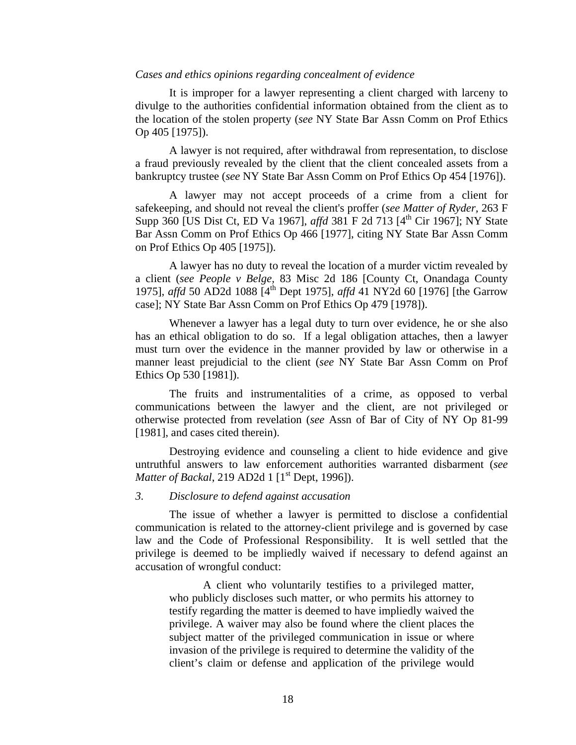*Cases and ethics opinions regarding concealment of evidence*

It is improper for a lawyer representing a client charged with larceny to divulge to the authorities confidential information obtained from the client as to the location of the stolen property (*see* NY State Bar Assn Comm on Prof Ethics Op 405 [1975]).

A lawyer is not required, after withdrawal from representation, to disclose a fraud previously revealed by the client that the client concealed assets from a bankruptcy trustee (*see* NY State Bar Assn Comm on Prof Ethics Op 454 [1976]).

A lawyer may not accept proceeds of a crime from a client for safekeeping, and should not reveal the client's proffer (*see Matter of Ryder*, 263 F Supp 360 [US Dist Ct, ED Va 1967], *affd* 381 F 2d 713 [4th Cir 1967]; NY State Bar Assn Comm on Prof Ethics Op 466 [1977], citing NY State Bar Assn Comm on Prof Ethics Op 405 [1975]).

A lawyer has no duty to reveal the location of a murder victim revealed by a client (*see People v Belge*, 83 Misc 2d 186 [County Ct, Onandaga County 1975], *affd* 50 AD2d 1088 [4th Dept 1975], *affd* 41 NY2d 60 [1976] [the Garrow case]; NY State Bar Assn Comm on Prof Ethics Op 479 [1978]).

Whenever a lawyer has a legal duty to turn over evidence, he or she also has an ethical obligation to do so. If a legal obligation attaches, then a lawyer must turn over the evidence in the manner provided by law or otherwise in a manner least prejudicial to the client (*see* NY State Bar Assn Comm on Prof Ethics Op 530 [1981]).

The fruits and instrumentalities of a crime, as opposed to verbal communications between the lawyer and the client, are not privileged or otherwise protected from revelation (*see* Assn of Bar of City of NY Op 81-99 [1981], and cases cited therein).

Destroying evidence and counseling a client to hide evidence and give untruthful answers to law enforcement authorities warranted disbarment (*see Matter of Backal*, 219 AD2d 1 [1st Dept, 1996]).

*3. Disclosure to defend against accusation*

The issue of whether a lawyer is permitted to disclose a confidential communication is related to the attorney-client privilege and is governed by case law and the Code of Professional Responsibility. It is well settled that the privilege is deemed to be impliedly waived if necessary to defend against an accusation of wrongful conduct:

> A client who voluntarily testifies to a privileged matter, who publicly discloses such matter, or who permits his attorney to testify regarding the matter is deemed to have impliedly waived the privilege. A waiver may also be found where the client places the subject matter of the privileged communication in issue or where invasion of the privilege is required to determine the validity of the client's claim or defense and application of the privilege would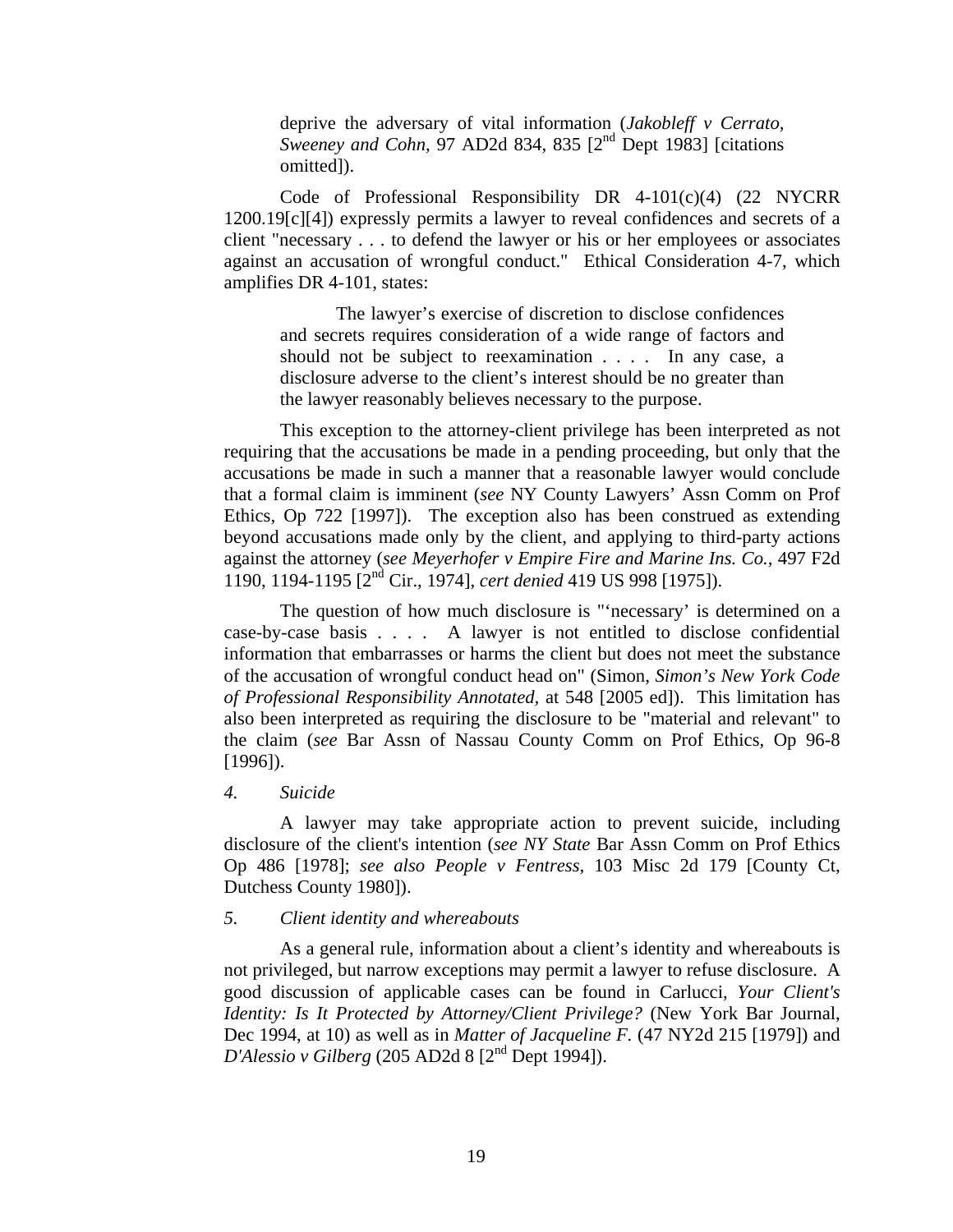deprive the adversary of vital information (*Jakobleff v Cerrato, Sweeney and Cohn*, 97 AD2d 834, 835 [2nd Dept 1983] [citations omitted]).

Code of Professional Responsibility DR 4-101(c)(4) (22 NYCRR 1200.19[c][4]) expressly permits a lawyer to reveal confidences and secrets of a client "necessary . . . to defend the lawyer or his or her employees or associates against an accusation of wrongful conduct." Ethical Consideration 4-7, which amplifies DR 4-101, states:

> The lawyer's exercise of discretion to disclose confidences and secrets requires consideration of a wide range of factors and should not be subject to reexamination . . . . In any case, a disclosure adverse to the client's interest should be no greater than the lawyer reasonably believes necessary to the purpose.

This exception to the attorney-client privilege has been interpreted as not requiring that the accusations be made in a pending proceeding, but only that the accusations be made in such a manner that a reasonable lawyer would conclude that a formal claim is imminent (*see* NY County Lawyers' Assn Comm on Prof Ethics, Op 722 [1997]). The exception also has been construed as extending beyond accusations made only by the client, and applying to third-party actions against the attorney (*see Meyerhofer v Empire Fire and Marine Ins. Co.*, 497 F2d 1190, 1194-1195 [2nd Cir., 1974], *cert denied* 419 US 998 [1975]).

The question of how much disclosure is "'necessary' is determined on a case-by-case basis . . . . A lawyer is not entitled to disclose confidential information that embarrasses or harms the client but does not meet the substance of the accusation of wrongful conduct head on" (Simon, *Simon's New York Code of Professional Responsibility Annotated*, at 548 [2005 ed]). This limitation has also been interpreted as requiring the disclosure to be "material and relevant" to the claim (*see* Bar Assn of Nassau County Comm on Prof Ethics, Op 96-8 [1996]).

*4. Suicide*

A lawyer may take appropriate action to prevent suicide, including disclosure of the client's intention (*see NY State* Bar Assn Comm on Prof Ethics Op 486 [1978]; *see also People v Fentress*, 103 Misc 2d 179 [County Ct, Dutchess County 1980]).

*5. Client identity and whereabouts*

As a general rule, information about a client's identity and whereabouts is not privileged, but narrow exceptions may permit a lawyer to refuse disclosure. A good discussion of applicable cases can be found in Carlucci, *Your Client's Identity: Is It Protected by Attorney/Client Privilege?* (New York Bar Journal, Dec 1994, at 10) as well as in *Matter of Jacqueline F.* (47 NY2d 215 [1979]) and *D'Alessio v Gilberg* (205 AD2d 8 [2nd Dept 1994]).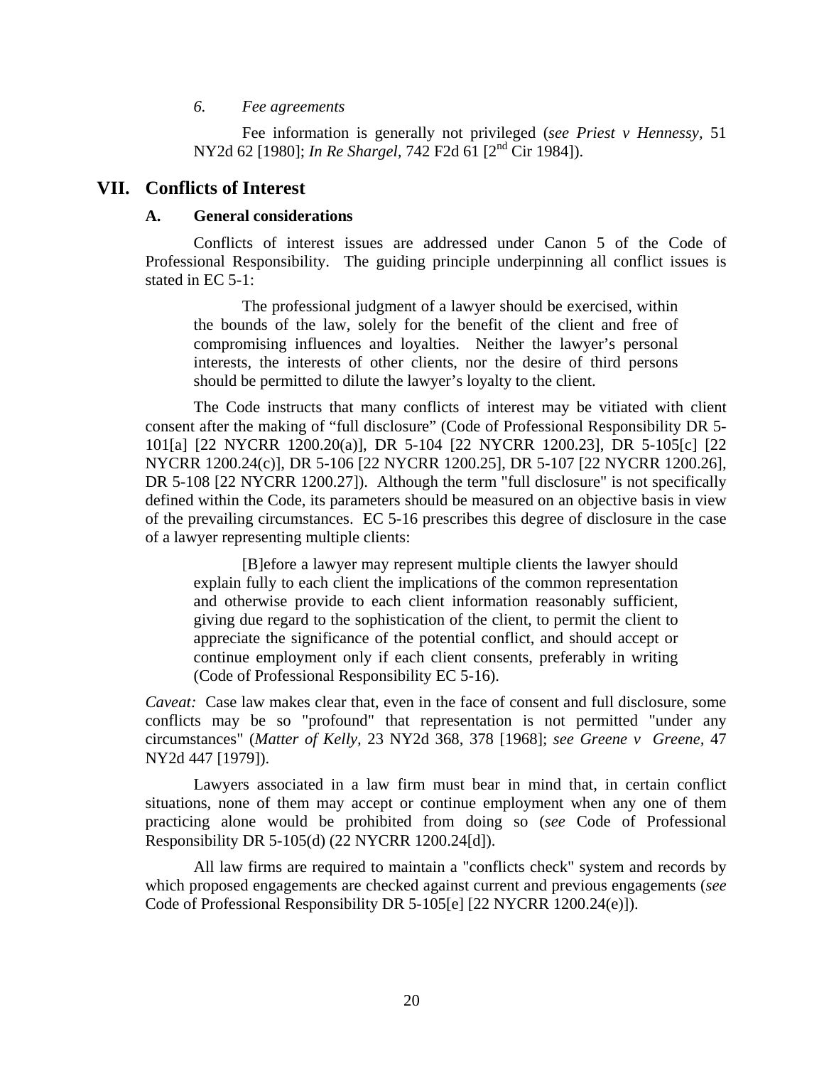*6. Fee agreements*

Fee information is generally not privileged (*see Priest v Hennessy*, 51 NY2d 62 [1980]; *In Re Shargel*, 742 F2d 61 [2nd Cir 1984]).

## VII. Conflicts of Interest

### A. General considerations

Conflicts of interest issues are addressed under Canon 5 of the Code of Professional Responsibility. The guiding principle underpinning all conflict issues is stated in EC 5-1:

> The professional judgment of a lawyer should be exercised, within the bounds of the law, solely for the benefit of the client and free of compromising influences and loyalties. Neither the lawyer's personal interests, the interests of other clients, nor the desire of third persons should be permitted to dilute the lawyer's loyalty to the client.

The Code instructs that many conflicts of interest may be vitiated with client consent after the making of "full disclosure" (Code of Professional Responsibility DR 5-101[a] [22 NYCRR 1200.20(a)], DR 5-104 [22 NYCRR 1200.23], DR 5-105[c] [22 NYCRR 1200.24(c)], DR 5-106 [22 NYCRR 1200.25], DR 5-107 [22 NYCRR 1200.26], DR 5-108 [22 NYCRR 1200.27]). Although the term "full disclosure" is not specifically defined within the Code, its parameters should be measured on an objective basis in view of the prevailing circumstances. EC 5-16 prescribes this degree of disclosure in the case of a lawyer representing multiple clients:

> [B]efore a lawyer may represent multiple clients the lawyer should explain fully to each client the implications of the common representation and otherwise provide to each client information reasonably sufficient, giving due regard to the sophistication of the client, to permit the client to appreciate the significance of the potential conflict, and should accept or continue employment only if each client consents, preferably in writing (Code of Professional Responsibility EC 5-16).

*Caveat:* Case law makes clear that, even in the face of consent and full disclosure, some conflicts may be so "profound" that representation is not permitted "under any circumstances" (*Matter of Kelly*, 23 NY2d 368, 378 [1968]; *see Greene v Greene*, 47 NY2d 447 [1979]).

Lawyers associated in a law firm must bear in mind that, in certain conflict situations, none of them may accept or continue employment when any one of them practicing alone would be prohibited from doing so (*see* Code of Professional Responsibility DR 5-105(d) (22 NYCRR 1200.24[d]).

All law firms are required to maintain a "conflicts check" system and records by which proposed engagements are checked against current and previous engagements (*see* Code of Professional Responsibility DR 5-105[e] [22 NYCRR 1200.24(e)]).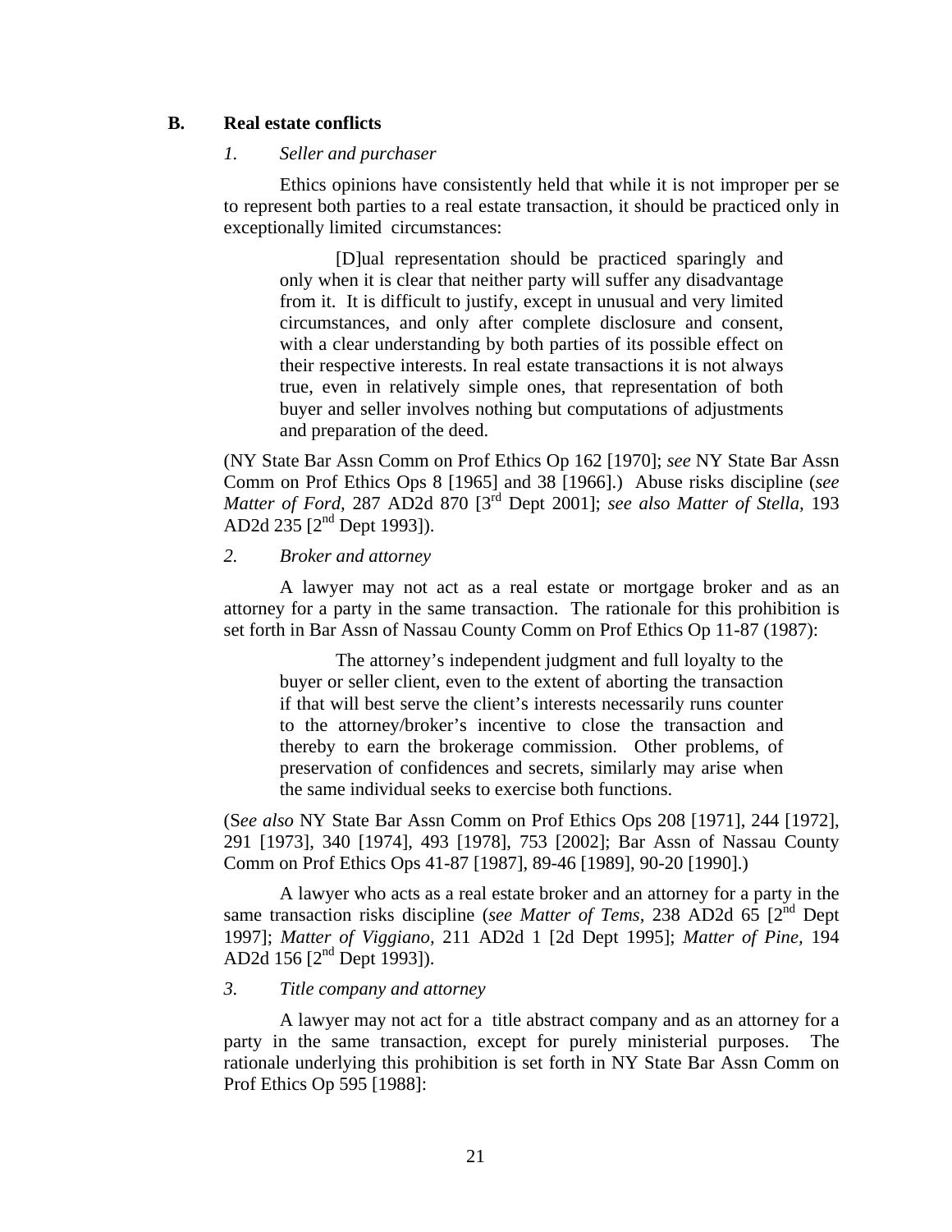## B. Real estate conflicts

### *1. Seller and purchaser*

Ethics opinions have consistently held that while it is not improper per se to represent both parties to a real estate transaction, it should be practiced only in exceptionally limited circumstances:

> [D]ual representation should be practiced sparingly and only when it is clear that neither party will suffer any disadvantage from it. It is difficult to justify, except in unusual and very limited circumstances, and only after complete disclosure and consent, with a clear understanding by both parties of its possible effect on their respective interests. In real estate transactions it is not always true, even in relatively simple ones, that representation of both buyer and seller involves nothing but computations of adjustments and preparation of the deed.

(NY State Bar Assn Comm on Prof Ethics Op 162 [1970]; *see* NY State Bar Assn Comm on Prof Ethics Ops 8 [1965] and 38 [1966].) Abuse risks discipline (*see Matter of Ford*, 287 AD2d 870 [3rd Dept 2001]; *see also Matter of Stella,* 193 AD2d 235 [2nd Dept 1993]).

### *2. Broker and attorney*

A lawyer may not act as a real estate or mortgage broker and as an attorney for a party in the same transaction. The rationale for this prohibition is set forth in Bar Assn of Nassau County Comm on Prof Ethics Op 11-87 (1987):

> The attorney's independent judgment and full loyalty to the buyer or seller client, even to the extent of aborting the transaction if that will best serve the client's interests necessarily runs counter to the attorney/broker's incentive to close the transaction and thereby to earn the brokerage commission. Other problems, of preservation of confidences and secrets, similarly may arise when the same individual seeks to exercise both functions.

(S*ee also* NY State Bar Assn Comm on Prof Ethics Ops 208 [1971], 244 [1972], 291 [1973], 340 [1974], 493 [1978], 753 [2002]; Bar Assn of Nassau County Comm on Prof Ethics Ops 41-87 [1987], 89-46 [1989], 90-20 [1990].)

A lawyer who acts as a real estate broker and an attorney for a party in the same transaction risks discipline (*see Matter of Tems*, 238 AD2d 65 [2nd Dept 1997]; *Matter of Viggiano,* 211 AD2d 1 [2d Dept 1995]; *Matter of Pine,* 194 AD2d 156 [2nd Dept 1993]).

### *3. Title company and attorney*

A lawyer may not act for a title abstract company and as an attorney for a party in the same transaction, except for purely ministerial purposes. The rationale underlying this prohibition is set forth in NY State Bar Assn Comm on Prof Ethics Op 595 [1988]: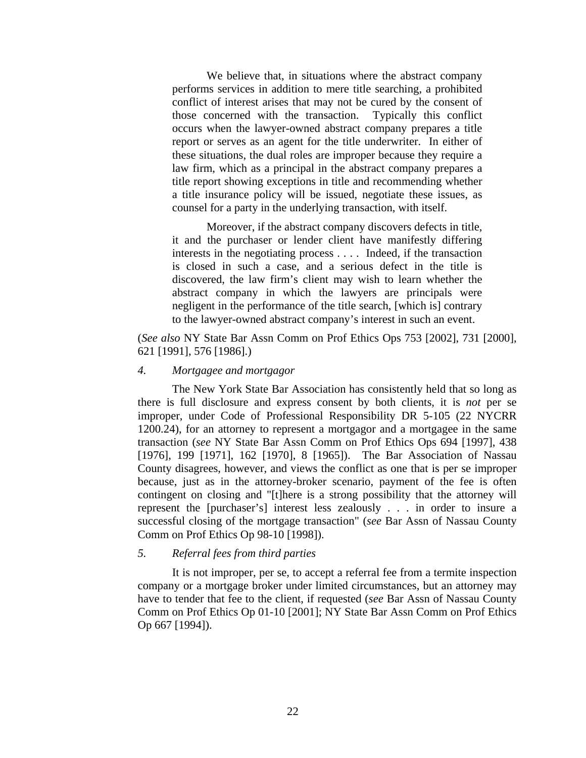> We believe that, in situations where the abstract company performs services in addition to mere title searching, a prohibited conflict of interest arises that may not be cured by the consent of those concerned with the transaction. Typically this conflict occurs when the lawyer-owned abstract company prepares a title report or serves as an agent for the title underwriter. In either of these situations, the dual roles are improper because they require a law firm, which as a principal in the abstract company prepares a title report showing exceptions in title and recommending whether a title insurance policy will be issued, negotiate these issues, as counsel for a party in the underlying transaction, with itself.
>
> Moreover, if the abstract company discovers defects in title, it and the purchaser or lender client have manifestly differing interests in the negotiating process . . . . Indeed, if the transaction is closed in such a case, and a serious defect in the title is discovered, the law firm's client may wish to learn whether the abstract company in which the lawyers are principals were negligent in the performance of the title search, [which is] contrary to the lawyer-owned abstract company's interest in such an event.

(*See also* NY State Bar Assn Comm on Prof Ethics Ops 753 [2002], 731 [2000], 621 [1991], 576 [1986].)

*4. Mortgagee and mortgagor*

The New York State Bar Association has consistently held that so long as there is full disclosure and express consent by both clients, it is *not* per se improper, under Code of Professional Responsibility DR 5-105 (22 NYCRR 1200.24), for an attorney to represent a mortgagor and a mortgagee in the same transaction (*see* NY State Bar Assn Comm on Prof Ethics Ops 694 [1997], 438 [1976], 199 [1971], 162 [1970], 8 [1965]). The Bar Association of Nassau County disagrees, however, and views the conflict as one that is per se improper because, just as in the attorney-broker scenario, payment of the fee is often contingent on closing and "[t]here is a strong possibility that the attorney will represent the [purchaser's] interest less zealously . . . in order to insure a successful closing of the mortgage transaction" (*see* Bar Assn of Nassau County Comm on Prof Ethics Op 98-10 [1998]).

*5. Referral fees from third parties*

It is not improper, per se, to accept a referral fee from a termite inspection company or a mortgage broker under limited circumstances, but an attorney may have to tender that fee to the client, if requested (*see* Bar Assn of Nassau County Comm on Prof Ethics Op 01-10 [2001]; NY State Bar Assn Comm on Prof Ethics Op 667 [1994]).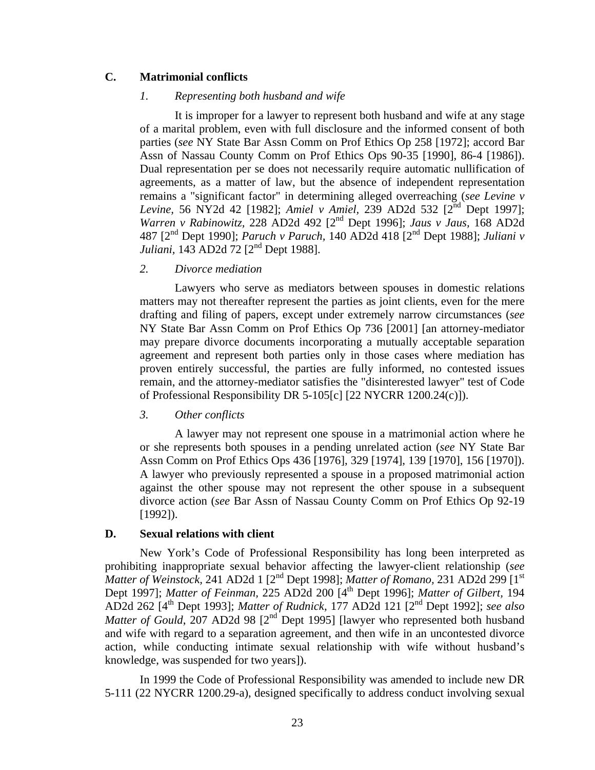## C. Matrimonial conflicts

### *1. Representing both husband and wife*

It is improper for a lawyer to represent both husband and wife at any stage of a marital problem, even with full disclosure and the informed consent of both parties (*see* NY State Bar Assn Comm on Prof Ethics Op 258 [1972]; accord Bar Assn of Nassau County Comm on Prof Ethics Ops 90-35 [1990], 86-4 [1986]). Dual representation per se does not necessarily require automatic nullification of agreements, as a matter of law, but the absence of independent representation remains a "significant factor" in determining alleged overreaching (*see Levine v Levine,* 56 NY2d 42 [1982]; *Amiel v Amiel,* 239 AD2d 532 [2nd Dept 1997]; *Warren v Rabinowitz,* 228 AD2d 492 [2nd Dept 1996]; *Jaus v Jaus,* 168 AD2d 487 [2nd Dept 1990]; *Paruch v Paruch,* 140 AD2d 418 [2nd Dept 1988]; *Juliani v Juliani,* 143 AD2d 72 [2nd Dept 1988].

### *2. Divorce mediation*

Lawyers who serve as mediators between spouses in domestic relations matters may not thereafter represent the parties as joint clients, even for the mere drafting and filing of papers, except under extremely narrow circumstances (*see* NY State Bar Assn Comm on Prof Ethics Op 736 [2001] [an attorney-mediator may prepare divorce documents incorporating a mutually acceptable separation agreement and represent both parties only in those cases where mediation has proven entirely successful, the parties are fully informed, no contested issues remain, and the attorney-mediator satisfies the "disinterested lawyer" test of Code of Professional Responsibility DR 5-105[c] [22 NYCRR 1200.24(c)]).

### *3. Other conflicts*

A lawyer may not represent one spouse in a matrimonial action where he or she represents both spouses in a pending unrelated action (*see* NY State Bar Assn Comm on Prof Ethics Ops 436 [1976], 329 [1974], 139 [1970], 156 [1970]). A lawyer who previously represented a spouse in a proposed matrimonial action against the other spouse may not represent the other spouse in a subsequent divorce action (*see* Bar Assn of Nassau County Comm on Prof Ethics Op 92-19 [1992]).

## D. Sexual relations with client

New York's Code of Professional Responsibility has long been interpreted as prohibiting inappropriate sexual behavior affecting the lawyer-client relationship (*see Matter of Weinstock,* 241 AD2d 1 [2nd Dept 1998]; *Matter of Romano,* 231 AD2d 299 [1st Dept 1997]; *Matter of Feinman,* 225 AD2d 200 [4th Dept 1996]; *Matter of Gilbert,* 194 AD2d 262 [4th Dept 1993]; *Matter of Rudnick,* 177 AD2d 121 [2nd Dept 1992]; *see also Matter of Gould,* 207 AD2d 98 [2nd Dept 1995] [lawyer who represented both husband and wife with regard to a separation agreement, and then wife in an uncontested divorce action, while conducting intimate sexual relationship with wife without husband's knowledge, was suspended for two years]).

In 1999 the Code of Professional Responsibility was amended to include new DR 5-111 (22 NYCRR 1200.29-a), designed specifically to address conduct involving sexual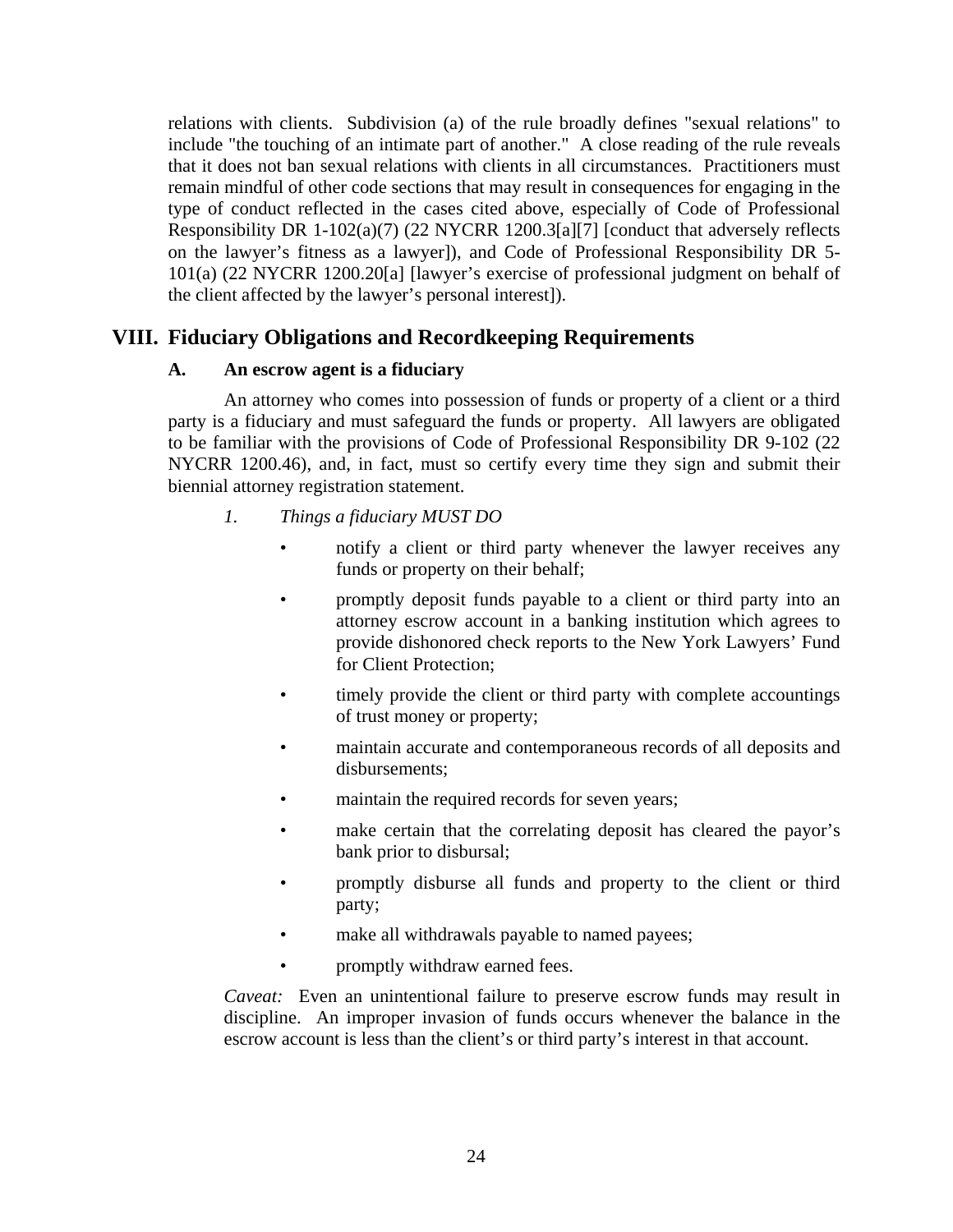relations with clients. Subdivision (a) of the rule broadly defines "sexual relations" to include "the touching of an intimate part of another." A close reading of the rule reveals that it does not ban sexual relations with clients in all circumstances. Practitioners must remain mindful of other code sections that may result in consequences for engaging in the type of conduct reflected in the cases cited above, especially of Code of Professional Responsibility DR 1-102(a)(7) (22 NYCRR 1200.3[a][7] [conduct that adversely reflects on the lawyer's fitness as a lawyer]), and Code of Professional Responsibility DR 5-101(a) (22 NYCRR 1200.20[a] [lawyer's exercise of professional judgment on behalf of the client affected by the lawyer's personal interest]).

## VIII. Fiduciary Obligations and Recordkeeping Requirements

### A. An escrow agent is a fiduciary

An attorney who comes into possession of funds or property of a client or a third party is a fiduciary and must safeguard the funds or property. All lawyers are obligated to be familiar with the provisions of Code of Professional Responsibility DR 9-102 (22 NYCRR 1200.46), and, in fact, must so certify every time they sign and submit their biennial attorney registration statement.

*1. Things a fiduciary MUST DO*

- notify a client or third party whenever the lawyer receives any funds or property on their behalf;
- promptly deposit funds payable to a client or third party into an attorney escrow account in a banking institution which agrees to provide dishonored check reports to the New York Lawyers' Fund for Client Protection;
- timely provide the client or third party with complete accountings of trust money or property;
- maintain accurate and contemporaneous records of all deposits and disbursements;
- maintain the required records for seven years;
- make certain that the correlating deposit has cleared the payor's bank prior to disbursal;
- promptly disburse all funds and property to the client or third party;
- make all withdrawals payable to named payees;
- promptly withdraw earned fees.

*Caveat:* Even an unintentional failure to preserve escrow funds may result in discipline. An improper invasion of funds occurs whenever the balance in the escrow account is less than the client's or third party's interest in that account.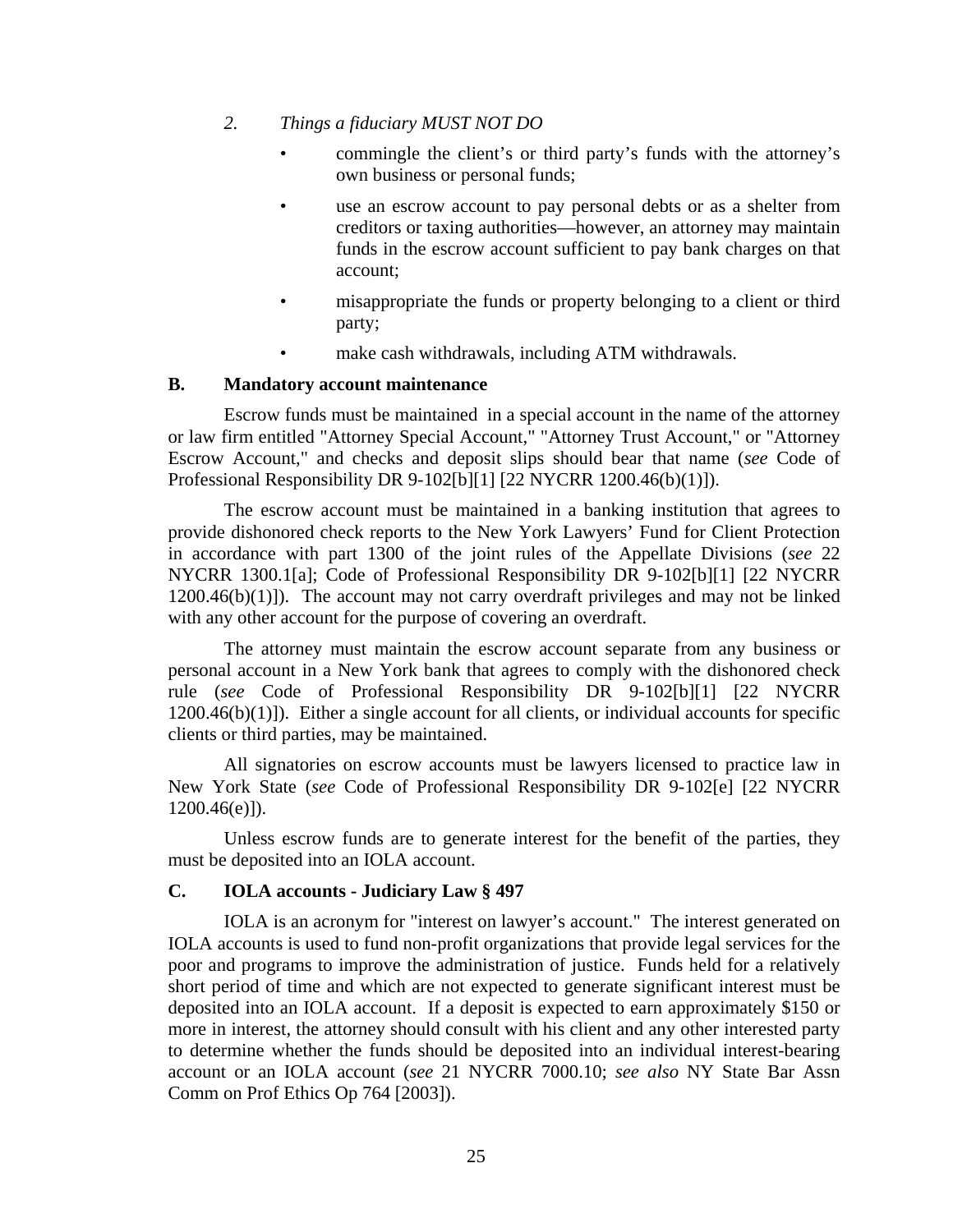*2. Things a fiduciary MUST NOT DO*

- commingle the client's or third party's funds with the attorney's own business or personal funds;
- use an escrow account to pay personal debts or as a shelter from creditors or taxing authorities—however, an attorney may maintain funds in the escrow account sufficient to pay bank charges on that account;
- misappropriate the funds or property belonging to a client or third party;
- make cash withdrawals, including ATM withdrawals.

### B. Mandatory account maintenance

Escrow funds must be maintained in a special account in the name of the attorney or law firm entitled "Attorney Special Account," "Attorney Trust Account," or "Attorney Escrow Account," and checks and deposit slips should bear that name (*see* Code of Professional Responsibility DR 9-102[b][1] [22 NYCRR 1200.46(b)(1)]).

The escrow account must be maintained in a banking institution that agrees to provide dishonored check reports to the New York Lawyers' Fund for Client Protection in accordance with part 1300 of the joint rules of the Appellate Divisions (*see* 22 NYCRR 1300.1[a]; Code of Professional Responsibility DR 9-102[b][1] [22 NYCRR 1200.46(b)(1)]). The account may not carry overdraft privileges and may not be linked with any other account for the purpose of covering an overdraft.

The attorney must maintain the escrow account separate from any business or personal account in a New York bank that agrees to comply with the dishonored check rule (*see* Code of Professional Responsibility DR 9-102[b][1] [22 NYCRR 1200.46(b)(1)]). Either a single account for all clients, or individual accounts for specific clients or third parties, may be maintained.

All signatories on escrow accounts must be lawyers licensed to practice law in New York State (*see* Code of Professional Responsibility DR 9-102[e] [22 NYCRR 1200.46(e)]).

Unless escrow funds are to generate interest for the benefit of the parties, they must be deposited into an IOLA account.

### C. IOLA accounts - Judiciary Law § 497

IOLA is an acronym for "interest on lawyer's account." The interest generated on IOLA accounts is used to fund non-profit organizations that provide legal services for the poor and programs to improve the administration of justice. Funds held for a relatively short period of time and which are not expected to generate significant interest must be deposited into an IOLA account. If a deposit is expected to earn approximately $150 or more in interest, the attorney should consult with his client and any other interested party to determine whether the funds should be deposited into an individual interest-bearing account or an IOLA account (*see* 21 NYCRR 7000.10; *see also* NY State Bar Assn Comm on Prof Ethics Op 764 [2003]).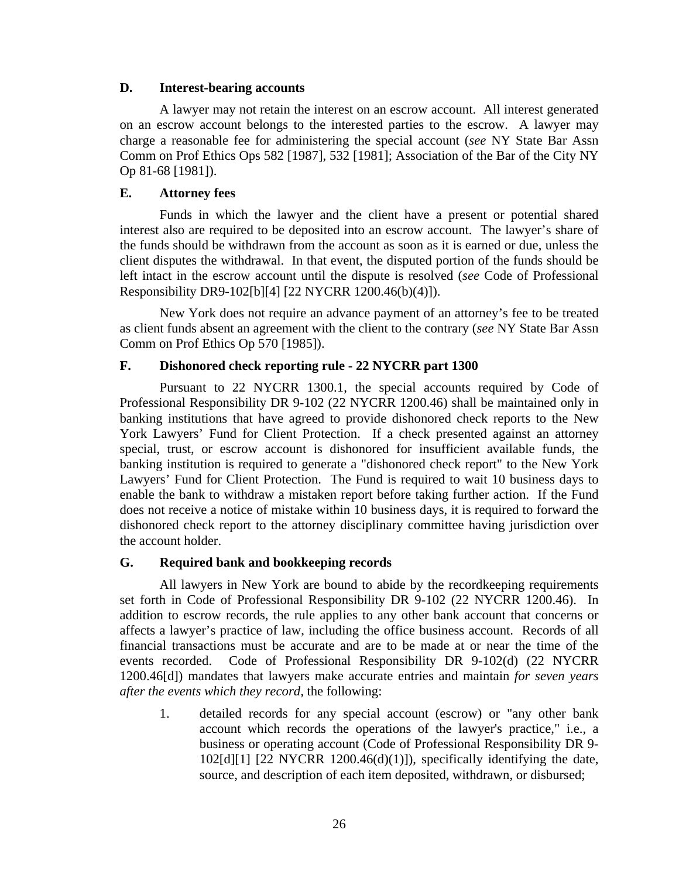### D. Interest-bearing accounts

A lawyer may not retain the interest on an escrow account. All interest generated on an escrow account belongs to the interested parties to the escrow. A lawyer may charge a reasonable fee for administering the special account (*see* NY State Bar Assn Comm on Prof Ethics Ops 582 [1987], 532 [1981]; Association of the Bar of the City NY Op 81-68 [1981]).

### E. Attorney fees

Funds in which the lawyer and the client have a present or potential shared interest also are required to be deposited into an escrow account. The lawyer's share of the funds should be withdrawn from the account as soon as it is earned or due, unless the client disputes the withdrawal. In that event, the disputed portion of the funds should be left intact in the escrow account until the dispute is resolved (*see* Code of Professional Responsibility DR9-102[b][4] [22 NYCRR 1200.46(b)(4)]).

New York does not require an advance payment of an attorney's fee to be treated as client funds absent an agreement with the client to the contrary (*see* NY State Bar Assn Comm on Prof Ethics Op 570 [1985]).

### F. Dishonored check reporting rule - 22 NYCRR part 1300

Pursuant to 22 NYCRR 1300.1, the special accounts required by Code of Professional Responsibility DR 9-102 (22 NYCRR 1200.46) shall be maintained only in banking institutions that have agreed to provide dishonored check reports to the New York Lawyers' Fund for Client Protection. If a check presented against an attorney special, trust, or escrow account is dishonored for insufficient available funds, the banking institution is required to generate a "dishonored check report" to the New York Lawyers' Fund for Client Protection. The Fund is required to wait 10 business days to enable the bank to withdraw a mistaken report before taking further action. If the Fund does not receive a notice of mistake within 10 business days, it is required to forward the dishonored check report to the attorney disciplinary committee having jurisdiction over the account holder.

### G. Required bank and bookkeeping records

All lawyers in New York are bound to abide by the recordkeeping requirements set forth in Code of Professional Responsibility DR 9-102 (22 NYCRR 1200.46). In addition to escrow records, the rule applies to any other bank account that concerns or affects a lawyer's practice of law, including the office business account. Records of all financial transactions must be accurate and are to be made at or near the time of the events recorded. Code of Professional Responsibility DR 9-102(d) (22 NYCRR 1200.46[d]) mandates that lawyers make accurate entries and maintain *for seven years after the events which they record*, the following:

1. detailed records for any special account (escrow) or "any other bank account which records the operations of the lawyer's practice," i.e., a business or operating account (Code of Professional Responsibility DR 9-102[d][1] [22 NYCRR 1200.46(d)(1)]), specifically identifying the date, source, and description of each item deposited, withdrawn, or disbursed;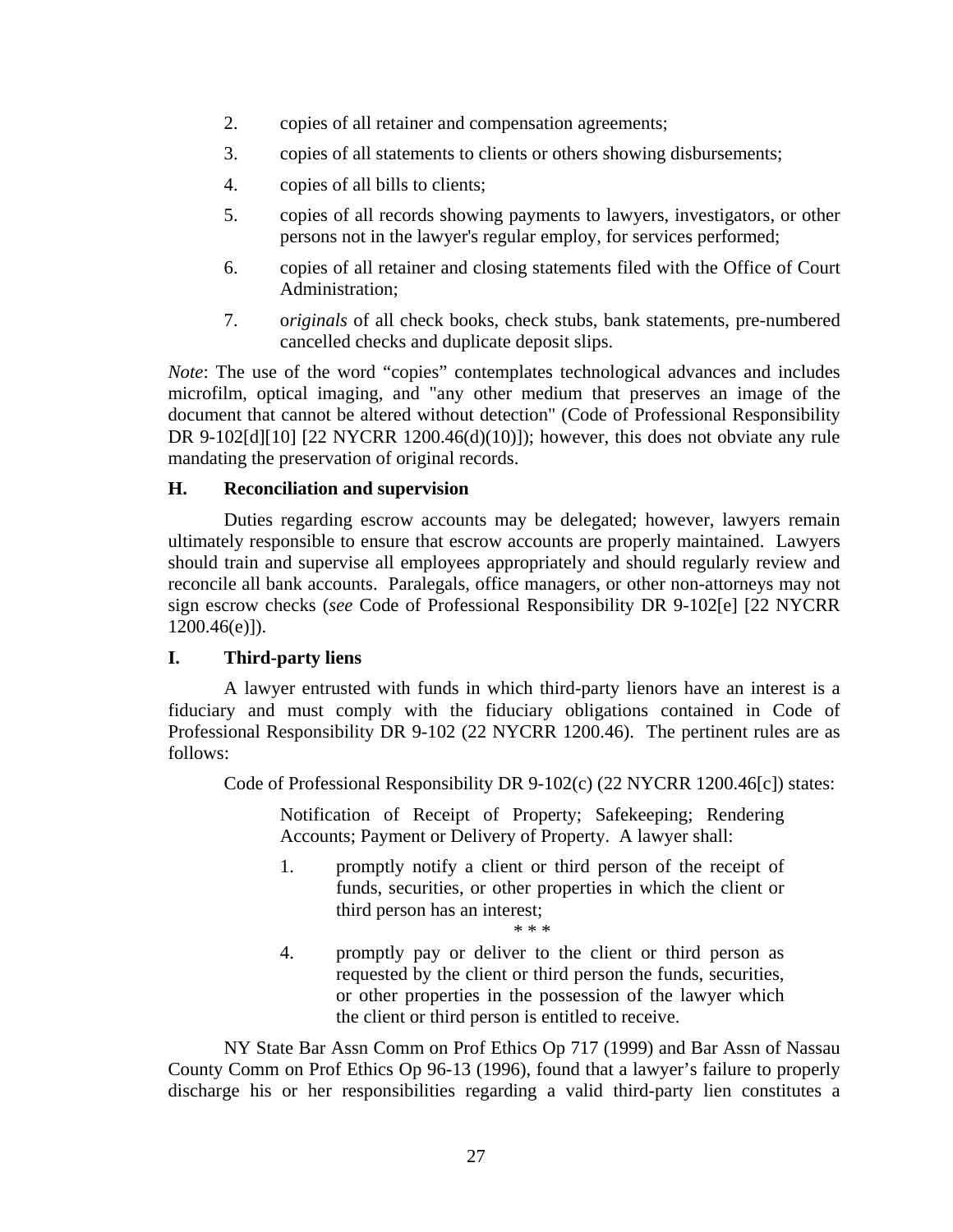2. copies of all retainer and compensation agreements;
3. copies of all statements to clients or others showing disbursements;
4. copies of all bills to clients;
5. copies of all records showing payments to lawyers, investigators, or other persons not in the lawyer's regular employ, for services performed;
6. copies of all retainer and closing statements filed with the Office of Court Administration;
7. o*riginals* of all check books, check stubs, bank statements, pre-numbered cancelled checks and duplicate deposit slips.

*Note*: The use of the word "copies" contemplates technological advances and includes microfilm, optical imaging, and "any other medium that preserves an image of the document that cannot be altered without detection" (Code of Professional Responsibility DR 9-102[d][10] [22 NYCRR 1200.46(d)(10)]); however, this does not obviate any rule mandating the preservation of original records.

### H. Reconciliation and supervision

Duties regarding escrow accounts may be delegated; however, lawyers remain ultimately responsible to ensure that escrow accounts are properly maintained. Lawyers should train and supervise all employees appropriately and should regularly review and reconcile all bank accounts. Paralegals, office managers, or other non-attorneys may not sign escrow checks (*see* Code of Professional Responsibility DR 9-102[e] [22 NYCRR 1200.46(e)]).

### I. Third-party liens

A lawyer entrusted with funds in which third-party lienors have an interest is a fiduciary and must comply with the fiduciary obligations contained in Code of Professional Responsibility DR 9-102 (22 NYCRR 1200.46). The pertinent rules are as follows:

Code of Professional Responsibility DR 9-102(c) (22 NYCRR 1200.46[c]) states:

> Notification of Receipt of Property; Safekeeping; Rendering Accounts; Payment or Delivery of Property. A lawyer shall:
>
> 1. promptly notify a client or third person of the receipt of funds, securities, or other properties in which the client or third person has an interest;
>
> \* \* \*
>
> 4. promptly pay or deliver to the client or third person as requested by the client or third person the funds, securities, or other properties in the possession of the lawyer which the client or third person is entitled to receive.

NY State Bar Assn Comm on Prof Ethics Op 717 (1999) and Bar Assn of Nassau County Comm on Prof Ethics Op 96-13 (1996), found that a lawyer's failure to properly discharge his or her responsibilities regarding a valid third-party lien constitutes a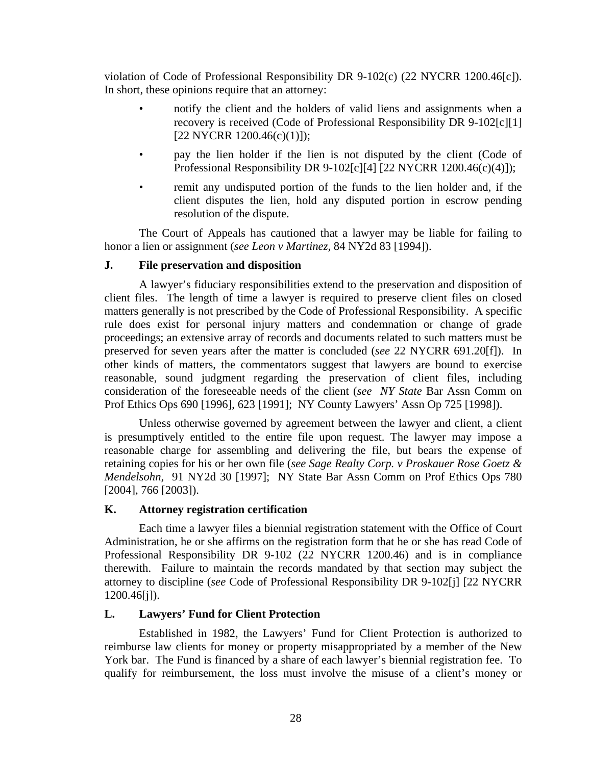violation of Code of Professional Responsibility DR 9-102(c) (22 NYCRR 1200.46[c]). In short, these opinions require that an attorney:

- notify the client and the holders of valid liens and assignments when a recovery is received (Code of Professional Responsibility DR 9-102[c][1] [22 NYCRR 1200.46(c)(1)]);
- pay the lien holder if the lien is not disputed by the client (Code of Professional Responsibility DR 9-102[c][4] [22 NYCRR 1200.46(c)(4)]);
- remit any undisputed portion of the funds to the lien holder and, if the client disputes the lien, hold any disputed portion in escrow pending resolution of the dispute.

The Court of Appeals has cautioned that a lawyer may be liable for failing to honor a lien or assignment (*see Leon v Martinez,* 84 NY2d 83 [1994]).

### J. File preservation and disposition

A lawyer's fiduciary responsibilities extend to the preservation and disposition of client files. The length of time a lawyer is required to preserve client files on closed matters generally is not prescribed by the Code of Professional Responsibility. A specific rule does exist for personal injury matters and condemnation or change of grade proceedings; an extensive array of records and documents related to such matters must be preserved for seven years after the matter is concluded (*see* 22 NYCRR 691.20[f]). In other kinds of matters, the commentators suggest that lawyers are bound to exercise reasonable, sound judgment regarding the preservation of client files, including consideration of the foreseeable needs of the client (*see NY State* Bar Assn Comm on Prof Ethics Ops 690 [1996], 623 [1991]; NY County Lawyers' Assn Op 725 [1998]).

Unless otherwise governed by agreement between the lawyer and client, a client is presumptively entitled to the entire file upon request. The lawyer may impose a reasonable charge for assembling and delivering the file, but bears the expense of retaining copies for his or her own file (*see Sage Realty Corp. v Proskauer Rose Goetz & Mendelsohn,* 91 NY2d 30 [1997]; NY State Bar Assn Comm on Prof Ethics Ops 780 [2004], 766 [2003]).

### K. Attorney registration certification

Each time a lawyer files a biennial registration statement with the Office of Court Administration, he or she affirms on the registration form that he or she has read Code of Professional Responsibility DR 9-102 (22 NYCRR 1200.46) and is in compliance therewith. Failure to maintain the records mandated by that section may subject the attorney to discipline (*see* Code of Professional Responsibility DR 9-102[j] [22 NYCRR 1200.46[j]).

### L. Lawyers' Fund for Client Protection

Established in 1982, the Lawyers' Fund for Client Protection is authorized to reimburse law clients for money or property misappropriated by a member of the New York bar. The Fund is financed by a share of each lawyer's biennial registration fee. To qualify for reimbursement, the loss must involve the misuse of a client's money or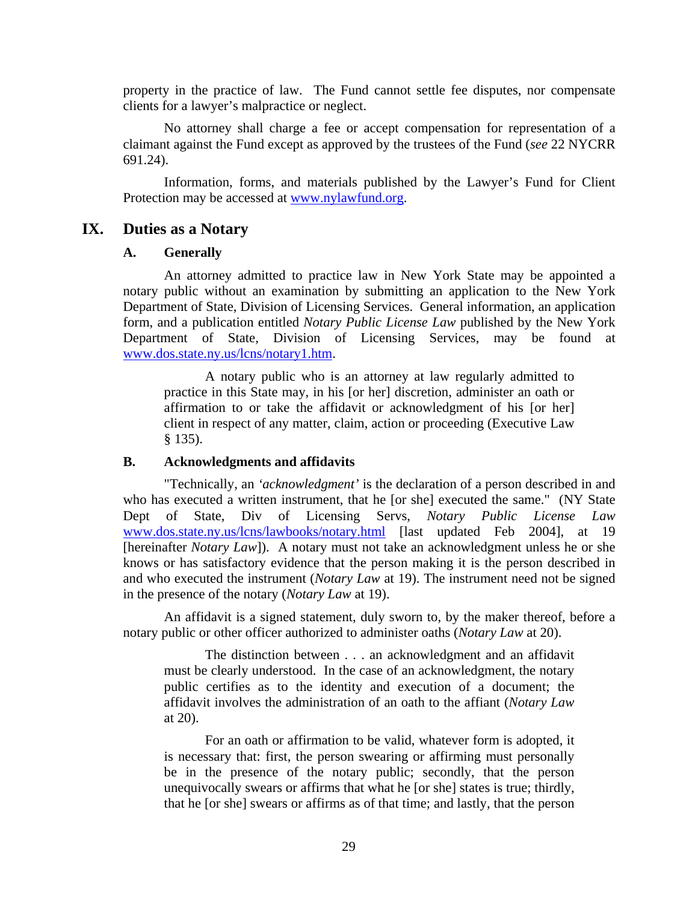property in the practice of law. The Fund cannot settle fee disputes, nor compensate clients for a lawyer's malpractice or neglect.

No attorney shall charge a fee or accept compensation for representation of a claimant against the Fund except as approved by the trustees of the Fund (*see* 22 NYCRR 691.24).

Information, forms, and materials published by the Lawyer's Fund for Client Protection may be accessed at [www.nylawfund.org](http://www.nylawfund.org).

## IX. Duties as a Notary

### A. Generally

An attorney admitted to practice law in New York State may be appointed a notary public without an examination by submitting an application to the New York Department of State, Division of Licensing Services. General information, an application form, and a publication entitled *Notary Public License Law* published by the New York Department of State, Division of Licensing Services, may be found at [www.dos.state.ny.us/lcns/notary1.htm](http://www.dos.state.ny.us/lcns/notary1.htm).

> A notary public who is an attorney at law regularly admitted to practice in this State may, in his [or her] discretion, administer an oath or affirmation to or take the affidavit or acknowledgment of his [or her] client in respect of any matter, claim, action or proceeding (Executive Law § 135).

### B. Acknowledgments and affidavits

"Technically, an *'acknowledgment'* is the declaration of a person described in and who has executed a written instrument, that he [or she] executed the same." (NY State Dept of State, Div of Licensing Servs, *Notary Public License Law* [www.dos.state.ny.us/lcns/lawbooks/notary.html](http://www.dos.state.ny.us/lcns/lawbooks/notary.html) [last updated Feb 2004], at 19 [hereinafter *Notary Law*]). A notary must not take an acknowledgment unless he or she knows or has satisfactory evidence that the person making it is the person described in and who executed the instrument (*Notary Law* at 19). The instrument need not be signed in the presence of the notary (*Notary Law* at 19).

An affidavit is a signed statement, duly sworn to, by the maker thereof, before a notary public or other officer authorized to administer oaths (*Notary Law* at 20).

> The distinction between . . . an acknowledgment and an affidavit must be clearly understood. In the case of an acknowledgment, the notary public certifies as to the identity and execution of a document; the affidavit involves the administration of an oath to the affiant (*Notary Law* at 20).

> For an oath or affirmation to be valid, whatever form is adopted, it is necessary that: first, the person swearing or affirming must personally be in the presence of the notary public; secondly, that the person unequivocally swears or affirms that what he [or she] states is true; thirdly, that he [or she] swears or affirms as of that time; and lastly, that the person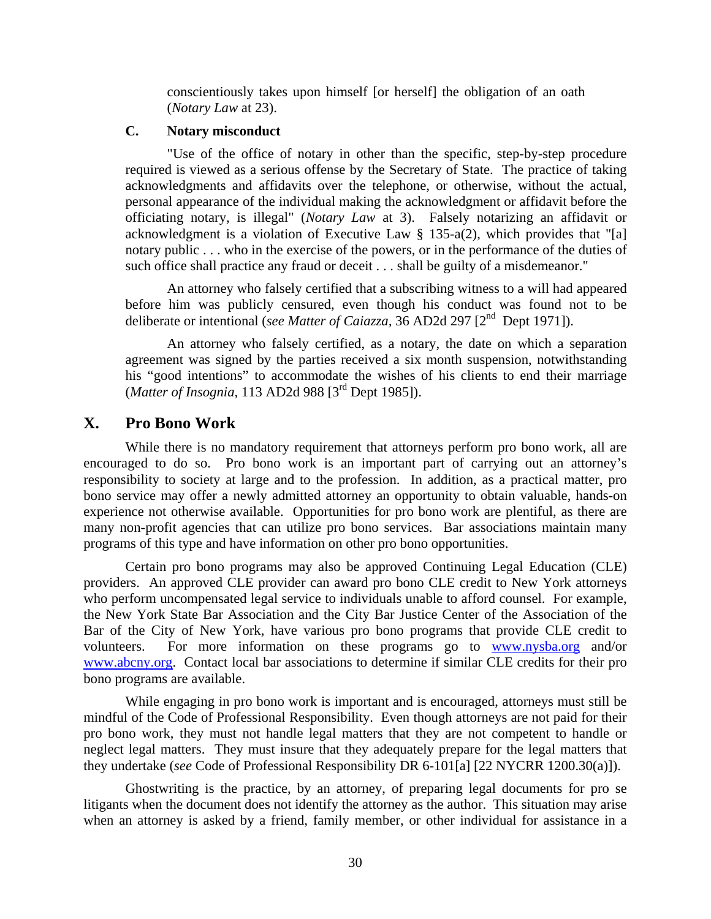conscientiously takes upon himself [or herself] the obligation of an oath (*Notary Law* at 23).

### C. Notary misconduct

"Use of the office of notary in other than the specific, step-by-step procedure required is viewed as a serious offense by the Secretary of State. The practice of taking acknowledgments and affidavits over the telephone, or otherwise, without the actual, personal appearance of the individual making the acknowledgment or affidavit before the officiating notary, is illegal" (*Notary Law* at 3). Falsely notarizing an affidavit or acknowledgment is a violation of Executive Law § 135-a(2), which provides that "[a] notary public . . . who in the exercise of the powers, or in the performance of the duties of such office shall practice any fraud or deceit . . . shall be guilty of a misdemeanor."

An attorney who falsely certified that a subscribing witness to a will had appeared before him was publicly censured, even though his conduct was found not to be deliberate or intentional (*see Matter of Caiazza,* 36 AD2d 297 [2nd Dept 1971]).

An attorney who falsely certified, as a notary, the date on which a separation agreement was signed by the parties received a six month suspension, notwithstanding his "good intentions" to accommodate the wishes of his clients to end their marriage (*Matter of Insognia,* 113 AD2d 988 [3rd Dept 1985]).

## X. Pro Bono Work

While there is no mandatory requirement that attorneys perform pro bono work, all are encouraged to do so. Pro bono work is an important part of carrying out an attorney's responsibility to society at large and to the profession. In addition, as a practical matter, pro bono service may offer a newly admitted attorney an opportunity to obtain valuable, hands-on experience not otherwise available. Opportunities for pro bono work are plentiful, as there are many non-profit agencies that can utilize pro bono services. Bar associations maintain many programs of this type and have information on other pro bono opportunities.

Certain pro bono programs may also be approved Continuing Legal Education (CLE) providers. An approved CLE provider can award pro bono CLE credit to New York attorneys who perform uncompensated legal service to individuals unable to afford counsel. For example, the New York State Bar Association and the City Bar Justice Center of the Association of the Bar of the City of New York, have various pro bono programs that provide CLE credit to volunteers. For more information on these programs go to www.nysba.org and/or www.abcny.org. Contact local bar associations to determine if similar CLE credits for their pro bono programs are available.

While engaging in pro bono work is important and is encouraged, attorneys must still be mindful of the Code of Professional Responsibility. Even though attorneys are not paid for their pro bono work, they must not handle legal matters that they are not competent to handle or neglect legal matters. They must insure that they adequately prepare for the legal matters that they undertake (*see* Code of Professional Responsibility DR 6-101[a] [22 NYCRR 1200.30(a)]).

Ghostwriting is the practice, by an attorney, of preparing legal documents for pro se litigants when the document does not identify the attorney as the author. This situation may arise when an attorney is asked by a friend, family member, or other individual for assistance in a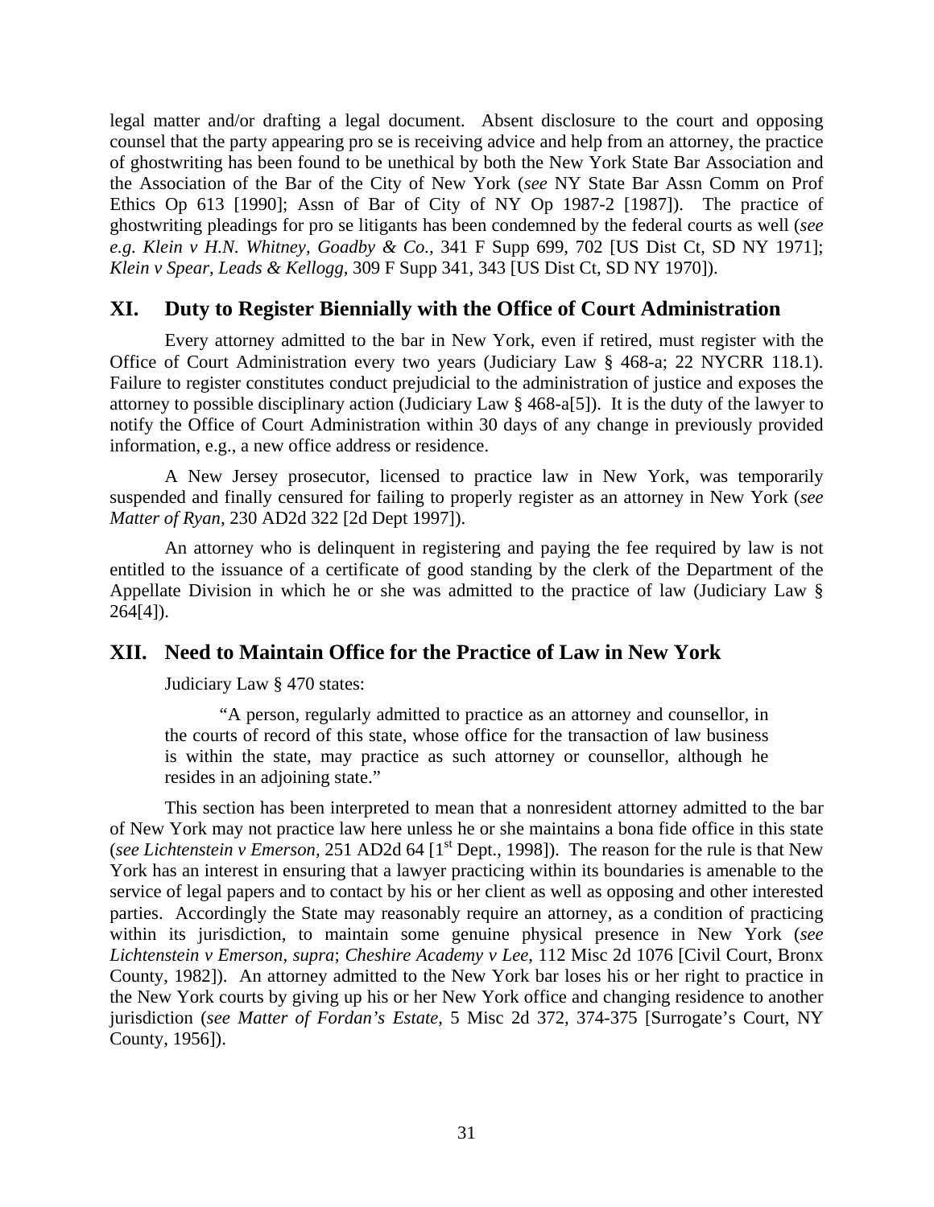legal matter and/or drafting a legal document. Absent disclosure to the court and opposing counsel that the party appearing pro se is receiving advice and help from an attorney, the practice of ghostwriting has been found to be unethical by both the New York State Bar Association and the Association of the Bar of the City of New York (*see* NY State Bar Assn Comm on Prof Ethics Op 613 [1990]; Assn of Bar of City of NY Op 1987-2 [1987]). The practice of ghostwriting pleadings for pro se litigants has been condemned by the federal courts as well (*see e.g. Klein v H.N. Whitney, Goadby & Co.,* 341 F Supp 699, 702 [US Dist Ct, SD NY 1971]; *Klein v Spear, Leads & Kellogg,* 309 F Supp 341, 343 [US Dist Ct, SD NY 1970]).

## XI. Duty to Register Biennially with the Office of Court Administration

Every attorney admitted to the bar in New York, even if retired, must register with the Office of Court Administration every two years (Judiciary Law § 468-a; 22 NYCRR 118.1). Failure to register constitutes conduct prejudicial to the administration of justice and exposes the attorney to possible disciplinary action (Judiciary Law § 468-a[5]). It is the duty of the lawyer to notify the Office of Court Administration within 30 days of any change in previously provided information, e.g., a new office address or residence.

A New Jersey prosecutor, licensed to practice law in New York, was temporarily suspended and finally censured for failing to properly register as an attorney in New York (*see Matter of Ryan*, 230 AD2d 322 [2d Dept 1997]).

An attorney who is delinquent in registering and paying the fee required by law is not entitled to the issuance of a certificate of good standing by the clerk of the Department of the Appellate Division in which he or she was admitted to the practice of law (Judiciary Law § 264[4]).

## XII. Need to Maintain Office for the Practice of Law in New York

Judiciary Law § 470 states:

> "A person, regularly admitted to practice as an attorney and counsellor, in the courts of record of this state, whose office for the transaction of law business is within the state, may practice as such attorney or counsellor, although he resides in an adjoining state."

This section has been interpreted to mean that a nonresident attorney admitted to the bar of New York may not practice law here unless he or she maintains a bona fide office in this state (*see Lichtenstein v Emerson,* 251 AD2d 64 [1st Dept., 1998]). The reason for the rule is that New York has an interest in ensuring that a lawyer practicing within its boundaries is amenable to the service of legal papers and to contact by his or her client as well as opposing and other interested parties. Accordingly the State may reasonably require an attorney, as a condition of practicing within its jurisdiction, to maintain some genuine physical presence in New York (*see Lichtenstein v Emerson, supra*; *Cheshire Academy v Lee,* 112 Misc 2d 1076 [Civil Court, Bronx County, 1982]). An attorney admitted to the New York bar loses his or her right to practice in the New York courts by giving up his or her New York office and changing residence to another jurisdiction (*see Matter of Fordan's Estate,* 5 Misc 2d 372, 374-375 [Surrogate's Court, NY County, 1956]).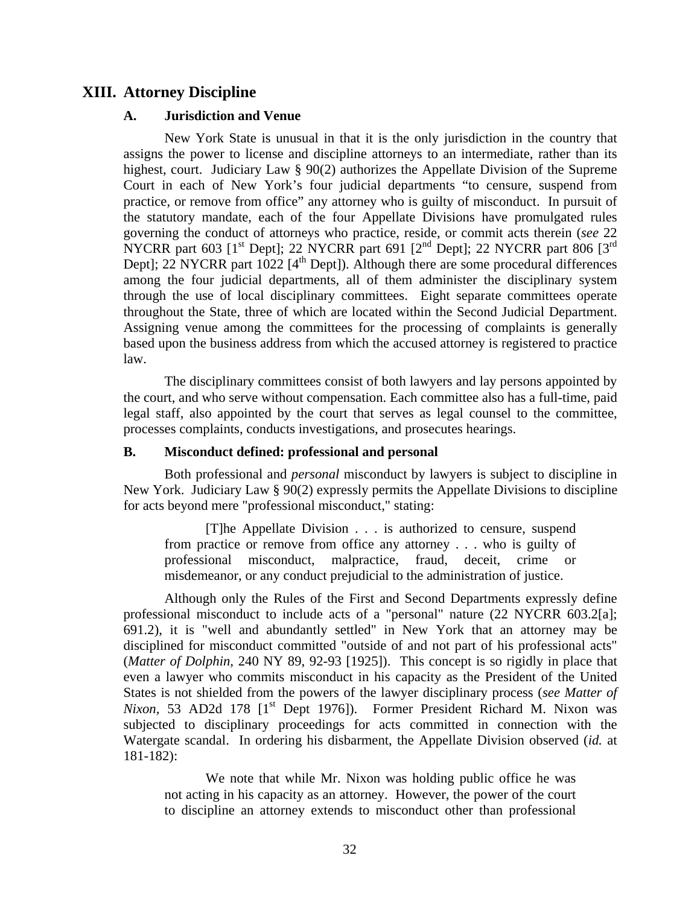## XIII. Attorney Discipline

### A. Jurisdiction and Venue

New York State is unusual in that it is the only jurisdiction in the country that assigns the power to license and discipline attorneys to an intermediate, rather than its highest, court. Judiciary Law § 90(2) authorizes the Appellate Division of the Supreme Court in each of New York's four judicial departments "to censure, suspend from practice, or remove from office" any attorney who is guilty of misconduct. In pursuit of the statutory mandate, each of the four Appellate Divisions have promulgated rules governing the conduct of attorneys who practice, reside, or commit acts therein (*see* 22 NYCRR part 603 [1st Dept]; 22 NYCRR part 691 [2nd Dept]; 22 NYCRR part 806 [3rd Dept]; 22 NYCRR part 1022 [4th Dept]). Although there are some procedural differences among the four judicial departments, all of them administer the disciplinary system through the use of local disciplinary committees. Eight separate committees operate throughout the State, three of which are located within the Second Judicial Department. Assigning venue among the committees for the processing of complaints is generally based upon the business address from which the accused attorney is registered to practice law.

The disciplinary committees consist of both lawyers and lay persons appointed by the court, and who serve without compensation. Each committee also has a full-time, paid legal staff, also appointed by the court that serves as legal counsel to the committee, processes complaints, conducts investigations, and prosecutes hearings.

### B. Misconduct defined: professional and personal

Both professional and *personal* misconduct by lawyers is subject to discipline in New York. Judiciary Law § 90(2) expressly permits the Appellate Divisions to discipline for acts beyond mere "professional misconduct," stating:

> [T]he Appellate Division . . . is authorized to censure, suspend from practice or remove from office any attorney . . . who is guilty of professional misconduct, malpractice, fraud, deceit, crime or misdemeanor, or any conduct prejudicial to the administration of justice.

Although only the Rules of the First and Second Departments expressly define professional misconduct to include acts of a "personal" nature (22 NYCRR 603.2[a]; 691.2), it is "well and abundantly settled" in New York that an attorney may be disciplined for misconduct committed "outside of and not part of his professional acts" (*Matter of Dolphin,* 240 NY 89, 92-93 [1925]). This concept is so rigidly in place that even a lawyer who commits misconduct in his capacity as the President of the United States is not shielded from the powers of the lawyer disciplinary process (*see Matter of Nixon,* 53 AD2d 178 [1st Dept 1976]). Former President Richard M. Nixon was subjected to disciplinary proceedings for acts committed in connection with the Watergate scandal. In ordering his disbarment, the Appellate Division observed (*id.* at 181-182):

> We note that while Mr. Nixon was holding public office he was not acting in his capacity as an attorney. However, the power of the court to discipline an attorney extends to misconduct other than professional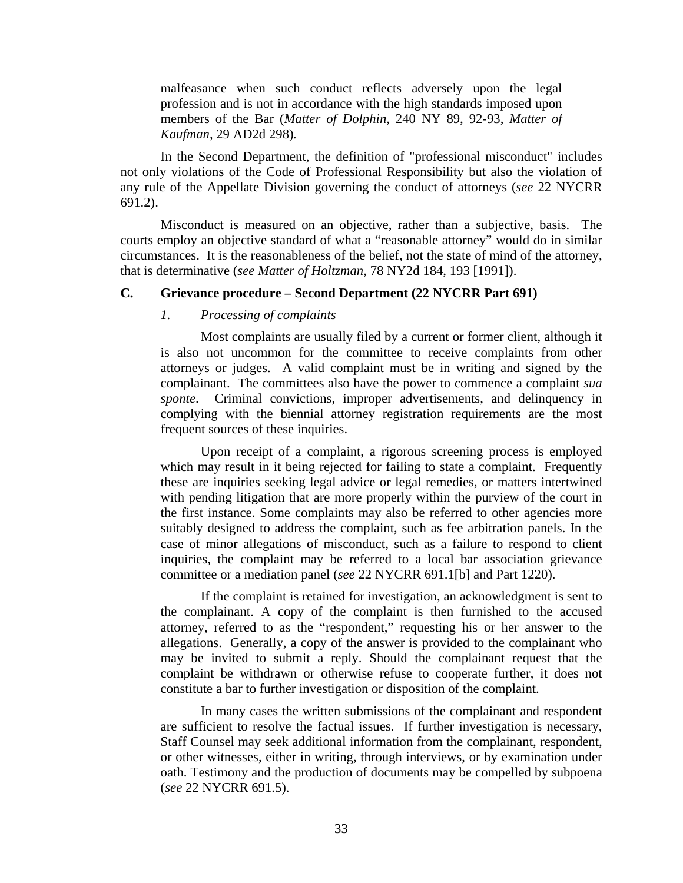> malfeasance when such conduct reflects adversely upon the legal profession and is not in accordance with the high standards imposed upon members of the Bar (*Matter of Dolphin*, 240 NY 89, 92-93, *Matter of Kaufman*, 29 AD2d 298).

In the Second Department, the definition of "professional misconduct" includes not only violations of the Code of Professional Responsibility but also the violation of any rule of the Appellate Division governing the conduct of attorneys (*see* 22 NYCRR 691.2).

Misconduct is measured on an objective, rather than a subjective, basis. The courts employ an objective standard of what a "reasonable attorney" would do in similar circumstances. It is the reasonableness of the belief, not the state of mind of the attorney, that is determinative (*see Matter of Holtzman,* 78 NY2d 184, 193 [1991]).

### C. Grievance procedure – Second Department (22 NYCRR Part 691)

#### *1. Processing of complaints*

Most complaints are usually filed by a current or former client, although it is also not uncommon for the committee to receive complaints from other attorneys or judges. A valid complaint must be in writing and signed by the complainant. The committees also have the power to commence a complaint *sua sponte*. Criminal convictions, improper advertisements, and delinquency in complying with the biennial attorney registration requirements are the most frequent sources of these inquiries.

Upon receipt of a complaint, a rigorous screening process is employed which may result in it being rejected for failing to state a complaint. Frequently these are inquiries seeking legal advice or legal remedies, or matters intertwined with pending litigation that are more properly within the purview of the court in the first instance. Some complaints may also be referred to other agencies more suitably designed to address the complaint, such as fee arbitration panels. In the case of minor allegations of misconduct, such as a failure to respond to client inquiries, the complaint may be referred to a local bar association grievance committee or a mediation panel (*see* 22 NYCRR 691.1[b] and Part 1220).

If the complaint is retained for investigation, an acknowledgment is sent to the complainant. A copy of the complaint is then furnished to the accused attorney, referred to as the "respondent," requesting his or her answer to the allegations. Generally, a copy of the answer is provided to the complainant who may be invited to submit a reply. Should the complainant request that the complaint be withdrawn or otherwise refuse to cooperate further, it does not constitute a bar to further investigation or disposition of the complaint.

In many cases the written submissions of the complainant and respondent are sufficient to resolve the factual issues. If further investigation is necessary, Staff Counsel may seek additional information from the complainant, respondent, or other witnesses, either in writing, through interviews, or by examination under oath. Testimony and the production of documents may be compelled by subpoena (*see* 22 NYCRR 691.5).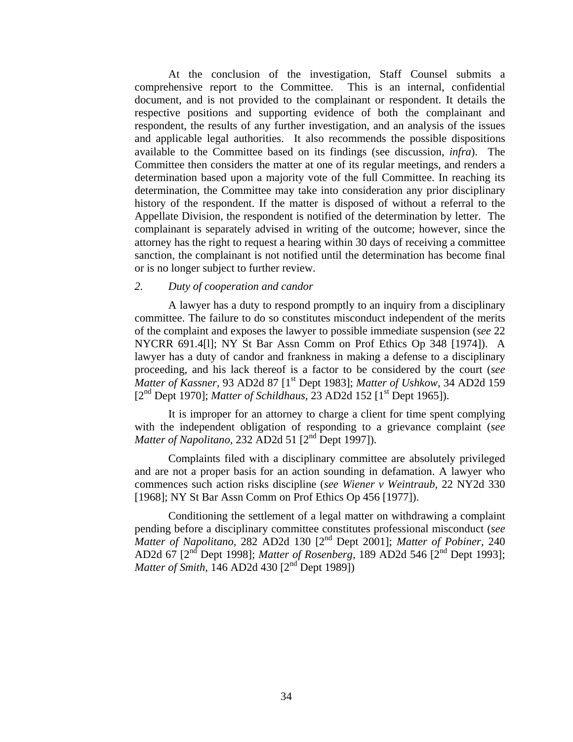At the conclusion of the investigation, Staff Counsel submits a comprehensive report to the Committee. This is an internal, confidential document, and is not provided to the complainant or respondent. It details the respective positions and supporting evidence of both the complainant and respondent, the results of any further investigation, and an analysis of the issues and applicable legal authorities. It also recommends the possible dispositions available to the Committee based on its findings (see discussion, *infra*). The Committee then considers the matter at one of its regular meetings, and renders a determination based upon a majority vote of the full Committee. In reaching its determination, the Committee may take into consideration any prior disciplinary history of the respondent. If the matter is disposed of without a referral to the Appellate Division, the respondent is notified of the determination by letter. The complainant is separately advised in writing of the outcome; however, since the attorney has the right to request a hearing within 30 days of receiving a committee sanction, the complainant is not notified until the determination has become final or is no longer subject to further review.

*2. Duty of cooperation and candor*

A lawyer has a duty to respond promptly to an inquiry from a disciplinary committee. The failure to do so constitutes misconduct independent of the merits of the complaint and exposes the lawyer to possible immediate suspension (*see* 22 NYCRR 691.4[l]; NY St Bar Assn Comm on Prof Ethics Op 348 [1974]). A lawyer has a duty of candor and frankness in making a defense to a disciplinary proceeding, and his lack thereof is a factor to be considered by the court (*see Matter of Kassner,* 93 AD2d 87 [1st Dept 1983]; *Matter of Ushkow,* 34 AD2d 159 [2nd Dept 1970]; *Matter of Schildhaus,* 23 AD2d 152 [1st Dept 1965]).

It is improper for an attorney to charge a client for time spent complying with the independent obligation of responding to a grievance complaint (*see Matter of Napolitano,* 232 AD2d 51 [2nd Dept 1997]).

Complaints filed with a disciplinary committee are absolutely privileged and are not a proper basis for an action sounding in defamation. A lawyer who commences such action risks discipline (*see Wiener v Weintraub,* 22 NY2d 330 [1968]; NY St Bar Assn Comm on Prof Ethics Op 456 [1977]).

Conditioning the settlement of a legal matter on withdrawing a complaint pending before a disciplinary committee constitutes professional misconduct (*see Matter of Napolitano,* 282 AD2d 130 [2nd Dept 2001]; *Matter of Pobiner,* 240 AD2d 67 [2nd Dept 1998]; *Matter of Rosenberg,* 189 AD2d 546 [2nd Dept 1993]; *Matter of Smith,* 146 AD2d 430 [2nd Dept 1989])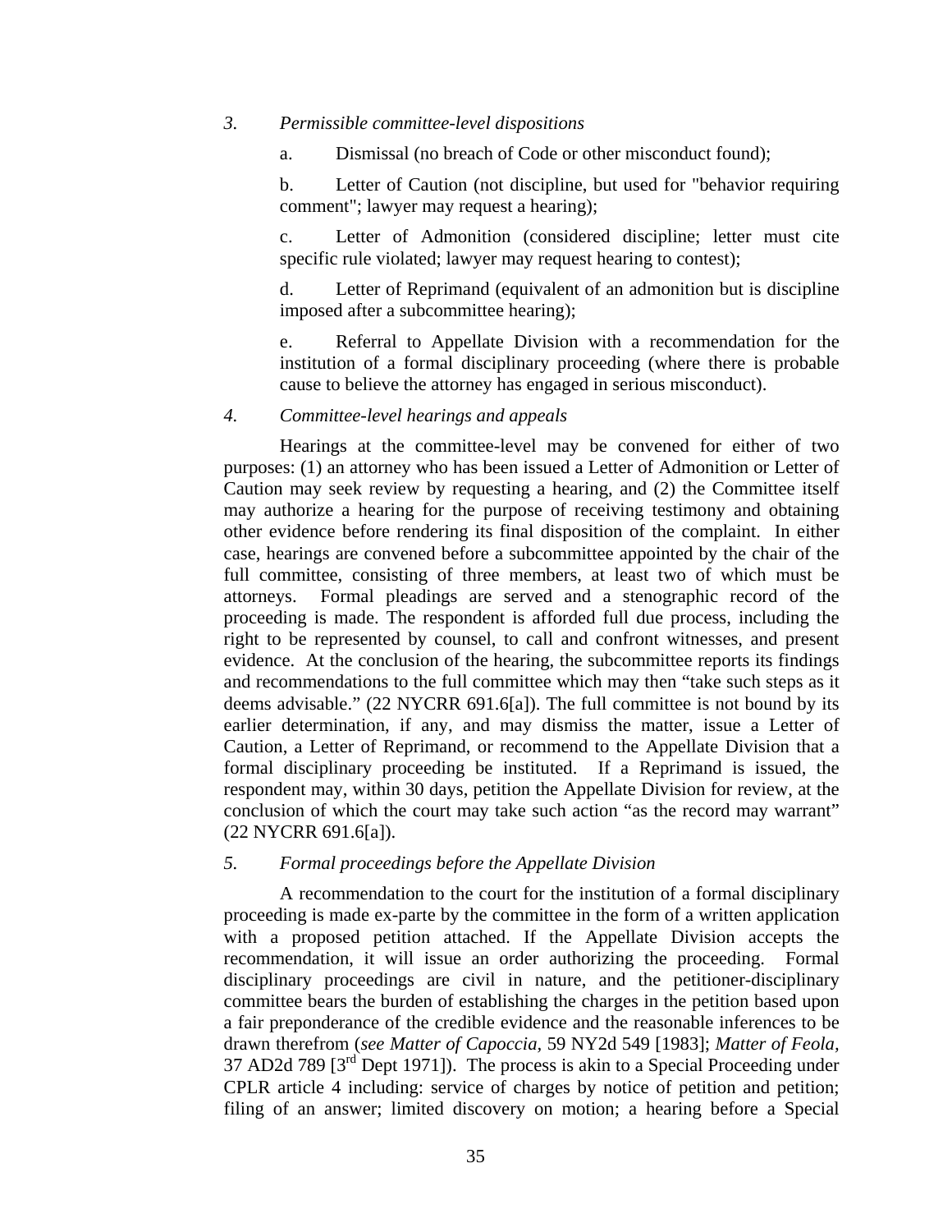*3. Permissible committee-level dispositions*

a. Dismissal (no breach of Code or other misconduct found);

b. Letter of Caution (not discipline, but used for "behavior requiring comment"; lawyer may request a hearing);

c. Letter of Admonition (considered discipline; letter must cite specific rule violated; lawyer may request hearing to contest);

d. Letter of Reprimand (equivalent of an admonition but is discipline imposed after a subcommittee hearing);

e. Referral to Appellate Division with a recommendation for the institution of a formal disciplinary proceeding (where there is probable cause to believe the attorney has engaged in serious misconduct).

*4. Committee-level hearings and appeals*

Hearings at the committee-level may be convened for either of two purposes: (1) an attorney who has been issued a Letter of Admonition or Letter of Caution may seek review by requesting a hearing, and (2) the Committee itself may authorize a hearing for the purpose of receiving testimony and obtaining other evidence before rendering its final disposition of the complaint. In either case, hearings are convened before a subcommittee appointed by the chair of the full committee, consisting of three members, at least two of which must be attorneys. Formal pleadings are served and a stenographic record of the proceeding is made. The respondent is afforded full due process, including the right to be represented by counsel, to call and confront witnesses, and present evidence. At the conclusion of the hearing, the subcommittee reports its findings and recommendations to the full committee which may then "take such steps as it deems advisable." (22 NYCRR 691.6[a]). The full committee is not bound by its earlier determination, if any, and may dismiss the matter, issue a Letter of Caution, a Letter of Reprimand, or recommend to the Appellate Division that a formal disciplinary proceeding be instituted. If a Reprimand is issued, the respondent may, within 30 days, petition the Appellate Division for review, at the conclusion of which the court may take such action "as the record may warrant" (22 NYCRR 691.6[a]).

*5. Formal proceedings before the Appellate Division*

A recommendation to the court for the institution of a formal disciplinary proceeding is made ex-parte by the committee in the form of a written application with a proposed petition attached. If the Appellate Division accepts the recommendation, it will issue an order authorizing the proceeding. Formal disciplinary proceedings are civil in nature, and the petitioner-disciplinary committee bears the burden of establishing the charges in the petition based upon a fair preponderance of the credible evidence and the reasonable inferences to be drawn therefrom (*see Matter of Capoccia*, 59 NY2d 549 [1983]; *Matter of Feola*, 37 AD2d 789 [3rd Dept 1971]). The process is akin to a Special Proceeding under CPLR article 4 including: service of charges by notice of petition and petition; filing of an answer; limited discovery on motion; a hearing before a Special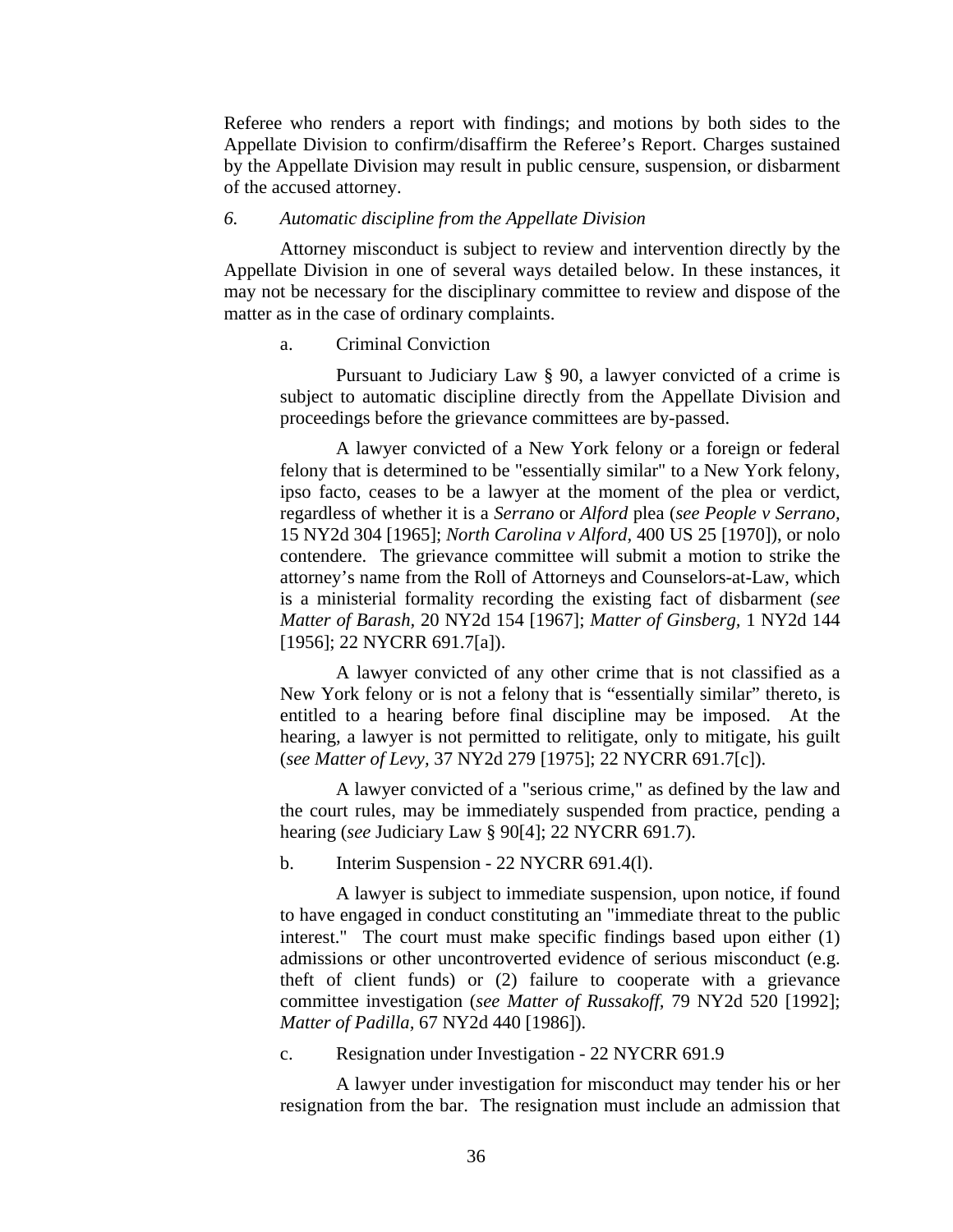Referee who renders a report with findings; and motions by both sides to the Appellate Division to confirm/disaffirm the Referee's Report. Charges sustained by the Appellate Division may result in public censure, suspension, or disbarment of the accused attorney.

*6. Automatic discipline from the Appellate Division*

Attorney misconduct is subject to review and intervention directly by the Appellate Division in one of several ways detailed below. In these instances, it may not be necessary for the disciplinary committee to review and dispose of the matter as in the case of ordinary complaints.

a. Criminal Conviction

Pursuant to Judiciary Law § 90, a lawyer convicted of a crime is subject to automatic discipline directly from the Appellate Division and proceedings before the grievance committees are by-passed.

A lawyer convicted of a New York felony or a foreign or federal felony that is determined to be "essentially similar" to a New York felony, ipso facto, ceases to be a lawyer at the moment of the plea or verdict, regardless of whether it is a *Serrano* or *Alford* plea (*see People v Serrano*, 15 NY2d 304 [1965]; *North Carolina v Alford*, 400 US 25 [1970]), or nolo contendere. The grievance committee will submit a motion to strike the attorney's name from the Roll of Attorneys and Counselors-at-Law, which is a ministerial formality recording the existing fact of disbarment (*see Matter of Barash*, 20 NY2d 154 [1967]; *Matter of Ginsberg*, 1 NY2d 144 [1956]; 22 NYCRR 691.7[a]).

A lawyer convicted of any other crime that is not classified as a New York felony or is not a felony that is "essentially similar" thereto, is entitled to a hearing before final discipline may be imposed. At the hearing, a lawyer is not permitted to relitigate, only to mitigate, his guilt (*see Matter of Levy*, 37 NY2d 279 [1975]; 22 NYCRR 691.7[c]).

A lawyer convicted of a "serious crime," as defined by the law and the court rules, may be immediately suspended from practice, pending a hearing (*see* Judiciary Law § 90[4]; 22 NYCRR 691.7).

b. Interim Suspension - 22 NYCRR 691.4(l).

A lawyer is subject to immediate suspension, upon notice, if found to have engaged in conduct constituting an "immediate threat to the public interest." The court must make specific findings based upon either (1) admissions or other uncontroverted evidence of serious misconduct (e.g. theft of client funds) or (2) failure to cooperate with a grievance committee investigation (*see Matter of Russakoff*, 79 NY2d 520 [1992]; *Matter of Padilla*, 67 NY2d 440 [1986]).

c. Resignation under Investigation - 22 NYCRR 691.9

A lawyer under investigation for misconduct may tender his or her resignation from the bar. The resignation must include an admission that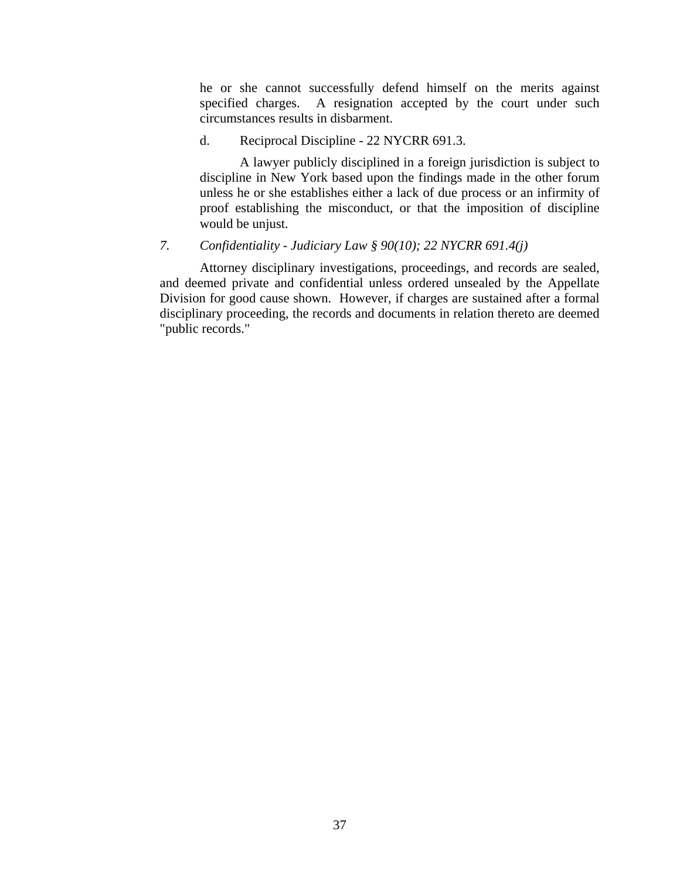he or she cannot successfully defend himself on the merits against specified charges. A resignation accepted by the court under such circumstances results in disbarment.

d. Reciprocal Discipline - 22 NYCRR 691.3.

A lawyer publicly disciplined in a foreign jurisdiction is subject to discipline in New York based upon the findings made in the other forum unless he or she establishes either a lack of due process or an infirmity of proof establishing the misconduct, or that the imposition of discipline would be unjust.

*7. Confidentiality - Judiciary Law § 90(10); 22 NYCRR 691.4(j)*

Attorney disciplinary investigations, proceedings, and records are sealed, and deemed private and confidential unless ordered unsealed by the Appellate Division for good cause shown. However, if charges are sustained after a formal disciplinary proceeding, the records and documents in relation thereto are deemed "public records."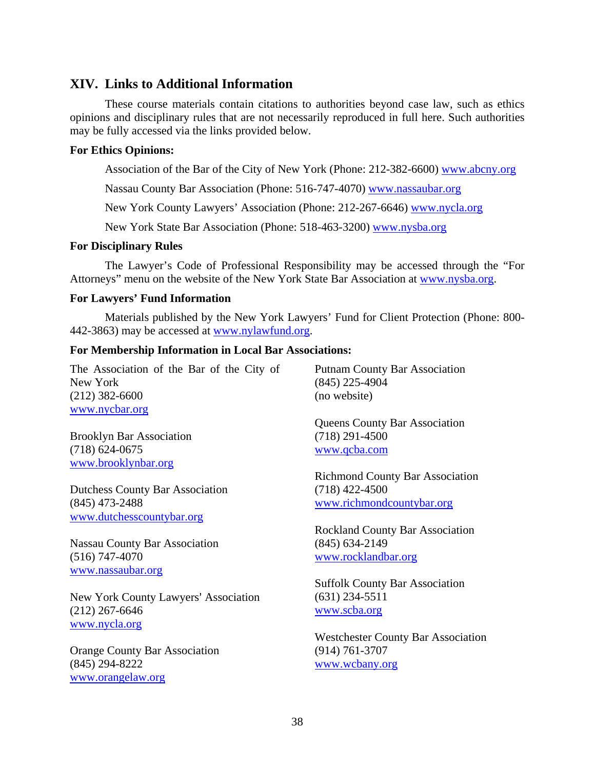## XIV. Links to Additional Information

These course materials contain citations to authorities beyond case law, such as ethics opinions and disciplinary rules that are not necessarily reproduced in full here. Such authorities may be fully accessed via the links provided below.

**For Ethics Opinions:**

Association of the Bar of the City of New York (Phone: 212-382-6600) www.abcny.org

Nassau County Bar Association (Phone: 516-747-4070) www.nassaubar.org

New York County Lawyers' Association (Phone: 212-267-6646) www.nycla.org

New York State Bar Association (Phone: 518-463-3200) www.nysba.org

**For Disciplinary Rules**

The Lawyer's Code of Professional Responsibility may be accessed through the "For Attorneys" menu on the website of the New York State Bar Association at www.nysba.org.

**For Lawyers' Fund Information**

Materials published by the New York Lawyers' Fund for Client Protection (Phone: 800-442-3863) may be accessed at www.nylawfund.org.

**For Membership Information in Local Bar Associations:**

The Association of the Bar of the City of New York
(212) 382-6600
www.nycbar.org

Brooklyn Bar Association
(718) 624-0675
www.brooklynbar.org

Dutchess County Bar Association
(845) 473-2488
www.dutchesscountybar.org

Nassau County Bar Association
(516) 747-4070
www.nassaubar.org

New York County Lawyers' Association
(212) 267-6646
www.nycla.org

Orange County Bar Association
(845) 294-8222
www.orangelaw.org

Putnam County Bar Association
(845) 225-4904
(no website)

Queens County Bar Association
(718) 291-4500
www.qcba.com

Richmond County Bar Association
(718) 422-4500
www.richmondcountybar.org

Rockland County Bar Association
(845) 634-2149
www.rocklandbar.org

Suffolk County Bar Association
(631) 234-5511
www.scba.org

Westchester County Bar Association
(914) 761-3707
www.wcbany.org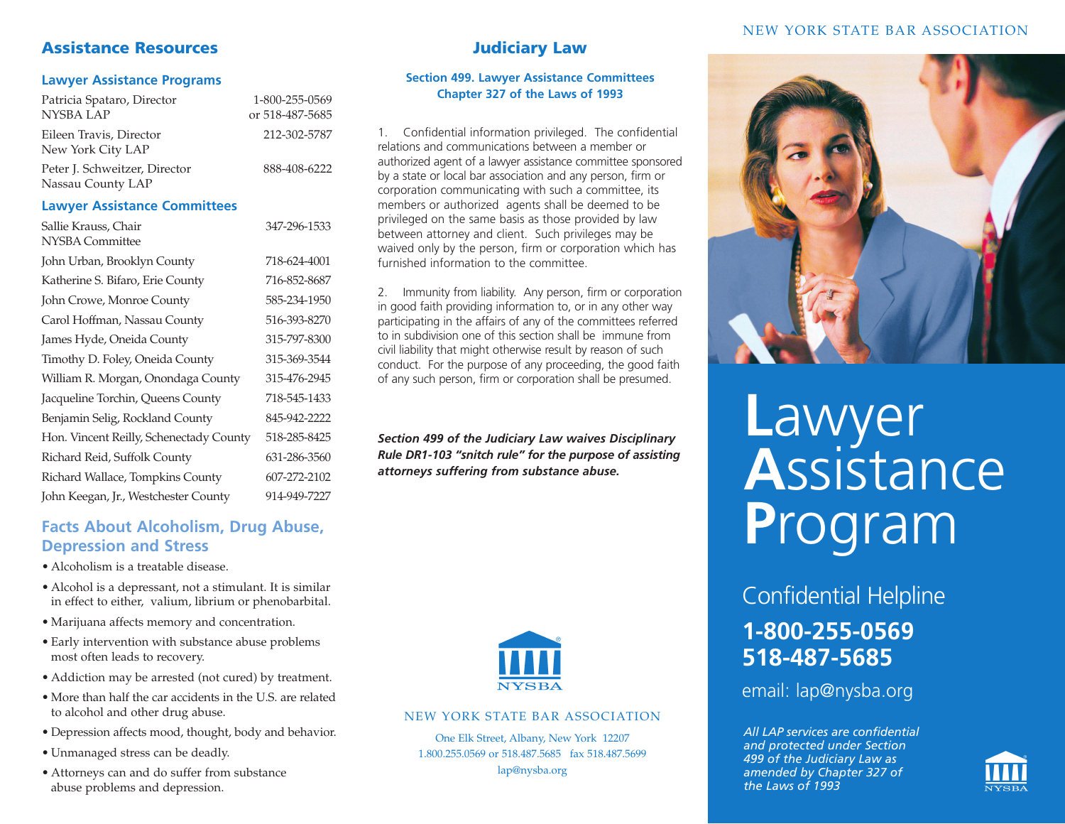## Assistance Resources

### Lawyer Assistance Programs

| | |
|---|---|
| Patricia Spataro, Director<br>NYSBA LAP | 1-800-255-0569<br>or 518-487-5685 |
| Eileen Travis, Director<br>New York City LAP | 212-302-5787 |
| Peter J. Schweitzer, Director<br>Nassau County LAP | 888-408-6222 |

### Lawyer Assistance Committees

| | |
|---|---|
| Sallie Krauss, Chair<br>NYSBA Committee | 347-296-1533 |
| John Urban, Brooklyn County | 718-624-4001 |
| Katherine S. Bifaro, Erie County | 716-852-8687 |
| John Crowe, Monroe County | 585-234-1950 |
| Carol Hoffman, Nassau County | 516-393-8270 |
| James Hyde, Oneida County | 315-797-8300 |
| Timothy D. Foley, Oneida County | 315-369-3544 |
| William R. Morgan, Onondaga County | 315-476-2945 |
| Jacqueline Torchin, Queens County | 718-545-1433 |
| Benjamin Selig, Rockland County | 845-942-2222 |
| Hon. Vincent Reilly, Schenectady County | 518-285-8425 |
| Richard Reid, Suffolk County | 631-286-3560 |
| Richard Wallace, Tompkins County | 607-272-2102 |
| John Keegan, Jr., Westchester County | 914-949-7227 |

### Facts About Alcoholism, Drug Abuse, Depression and Stress

- Alcoholism is a treatable disease.
- Alcohol is a depressant, not a stimulant. It is similar in effect to either, valium, librium or phenobarbital.
- Marijuana affects memory and concentration.
- Early intervention with substance abuse problems most often leads to recovery.
- Addiction may be arrested (not cured) by treatment.
- More than half the car accidents in the U.S. are related to alcohol and other drug abuse.
- Depression affects mood, thought, body and behavior.
- Unmanaged stress can be deadly.
- Attorneys can and do suffer from substance abuse problems and depression.

## Judiciary Law

### Section 499. Lawyer Assistance Committees Chapter 327 of the Laws of 1993

1. Confidential information privileged. The confidential relations and communications between a member or authorized agent of a lawyer assistance committee sponsored by a state or local bar association and any person, firm or corporation communicating with such a committee, its members or authorized agents shall be deemed to be privileged on the same basis as those provided by law between attorney and client. Such privileges may be waived only by the person, firm or corporation which has furnished information to the committee.

2. Immunity from liability. Any person, firm or corporation in good faith providing information to, or in any other way participating in the affairs of any of the committees referred to in subdivision one of this section shall be immune from civil liability that might otherwise result by reason of such conduct. For the purpose of any proceeding, the good faith of any such person, firm or corporation shall be presumed.

***Section 499 of the Judiciary Law waives Disciplinary Rule DR1-103 "snitch rule" for the purpose of assisting attorneys suffering from substance abuse.***

NYSBA

NEW YORK STATE BAR ASSOCIATION

One Elk Street, Albany, New York 12207
1.800.255.0569 or 518.487.5685 fax 518.487.5699
lap@nysba.org

NEW YORK STATE BAR ASSOCIATION

# Lawyer Assistance Program

Confidential Helpline

**1-800-255-0569**
**518-487-5685**

email: lap@nysba.org

*All LAP services are confidential and protected under Section 499 of the Judiciary Law as amended by Chapter 327 of the Laws of 1993*

NYSBA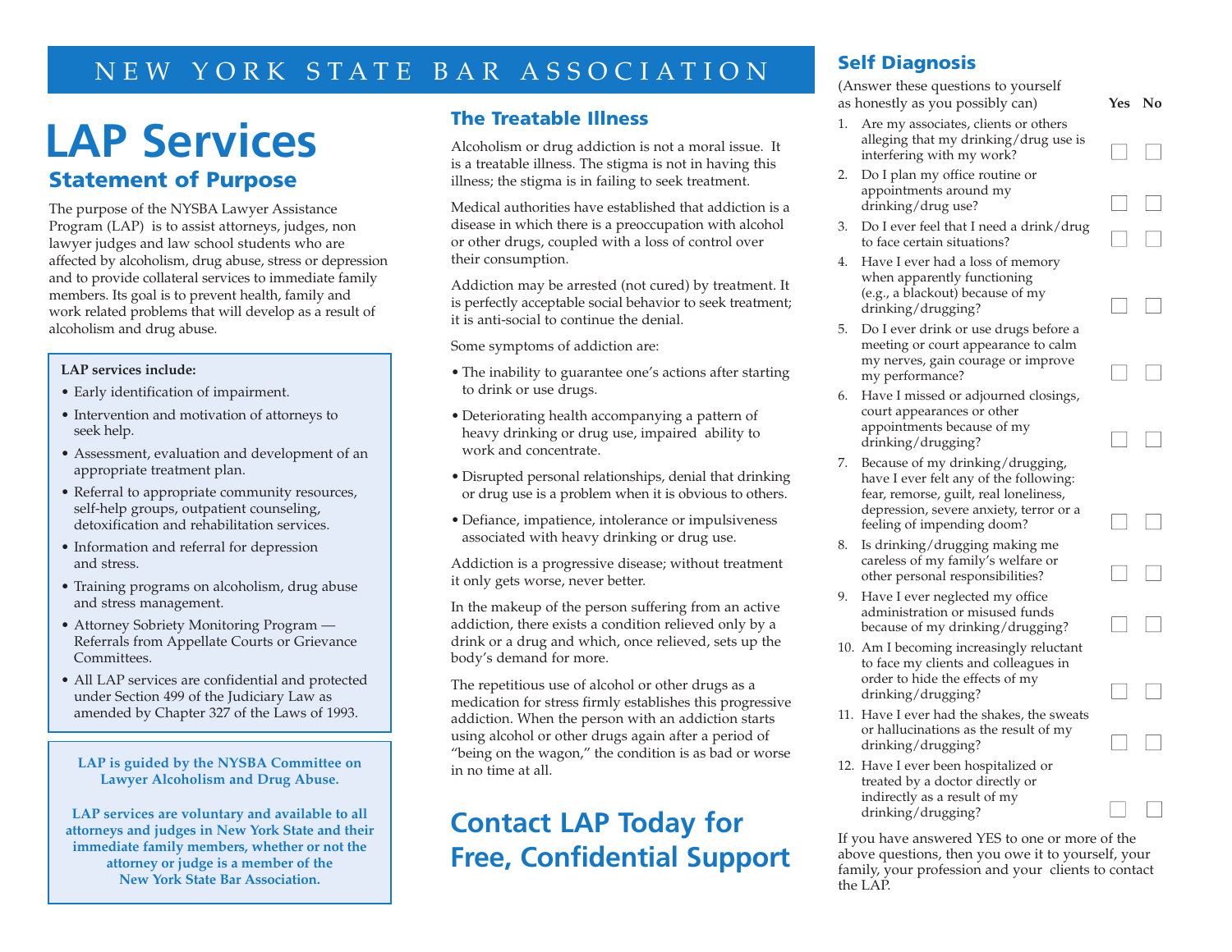# NEW YORK STATE BAR ASSOCIATION

# LAP Services

## Statement of Purpose

The purpose of the NYSBA Lawyer Assistance Program (LAP) is to assist attorneys, judges, non lawyer judges and law school students who are affected by alcoholism, drug abuse, stress or depression and to provide collateral services to immediate family members. Its goal is to prevent health, family and work related problems that will develop as a result of alcoholism and drug abuse.

**LAP services include:**

- Early identification of impairment.
- Intervention and motivation of attorneys to seek help.
- Assessment, evaluation and development of an appropriate treatment plan.
- Referral to appropriate community resources, self-help groups, outpatient counseling, detoxification and rehabilitation services.
- Information and referral for depression and stress.
- Training programs on alcoholism, drug abuse and stress management.
- Attorney Sobriety Monitoring Program — Referrals from Appellate Courts or Grievance Committees.
- All LAP services are confidential and protected under Section 499 of the Judiciary Law as amended by Chapter 327 of the Laws of 1993.

**LAP is guided by the NYSBA Committee on Lawyer Alcoholism and Drug Abuse.**

**LAP services are voluntary and available to all attorneys and judges in New York State and their immediate family members, whether or not the attorney or judge is a member of the New York State Bar Association.**

## The Treatable Illness

Alcoholism or drug addiction is not a moral issue. It is a treatable illness. The stigma is not in having this illness; the stigma is in failing to seek treatment.

Medical authorities have established that addiction is a disease in which there is a preoccupation with alcohol or other drugs, coupled with a loss of control over their consumption.

Addiction may be arrested (not cured) by treatment. It is perfectly acceptable social behavior to seek treatment; it is anti-social to continue the denial.

Some symptoms of addiction are:

- The inability to guarantee one's actions after starting to drink or use drugs.
- Deteriorating health accompanying a pattern of heavy drinking or drug use, impaired ability to work and concentrate.
- Disrupted personal relationships, denial that drinking or drug use is a problem when it is obvious to others.
- Defiance, impatience, intolerance or impulsiveness associated with heavy drinking or drug use.

Addiction is a progressive disease; without treatment it only gets worse, never better.

In the makeup of the person suffering from an active addiction, there exists a condition relieved only by a drink or a drug and which, once relieved, sets up the body's demand for more.

The repetitious use of alcohol or other drugs as a medication for stress firmly establishes this progressive addiction. When the person with an addiction starts using alcohol or other drugs again after a period of "being on the wagon," the condition is as bad or worse in no time at all.

## Contact LAP Today for Free, Confidential Support

## Self Diagnosis

(Answer these questions to yourself as honestly as you possibly can)

| | Question | Yes | No |
|---|---|---|---|
| 1. | Are my associates, clients or others alleging that my drinking/drug use is interfering with my work? | ☐ | ☐ |
| 2. | Do I plan my office routine or appointments around my drinking/drug use? | ☐ | ☐ |
| 3. | Do I ever feel that I need a drink/drug to face certain situations? | ☐ | ☐ |
| 4. | Have I ever had a loss of memory when apparently functioning (e.g., a blackout) because of my drinking/drugging? | ☐ | ☐ |
| 5. | Do I ever drink or use drugs before a meeting or court appearance to calm my nerves, gain courage or improve my performance? | ☐ | ☐ |
| 6. | Have I missed or adjourned closings, court appearances or other appointments because of my drinking/drugging? | ☐ | ☐ |
| 7. | Because of my drinking/drugging, have I ever felt any of the following: fear, remorse, guilt, real loneliness, depression, severe anxiety, terror or a feeling of impending doom? | ☐ | ☐ |
| 8. | Is drinking/drugging making me careless of my family's welfare or other personal responsibilities? | ☐ | ☐ |
| 9. | Have I ever neglected my office administration or misused funds because of my drinking/drugging? | ☐ | ☐ |
| 10. | Am I becoming increasingly reluctant to face my clients and colleagues in order to hide the effects of my drinking/drugging? | ☐ | ☐ |
| 11. | Have I ever had the shakes, the sweats or hallucinations as the result of my drinking/drugging? | ☐ | ☐ |
| 12. | Have I ever been hospitalized or treated by a doctor directly or indirectly as a result of my drinking/drugging? | ☐ | ☐ |

If you have answered YES to one or more of the above questions, then you owe it to yourself, your family, your profession and your clients to contact the LAP.